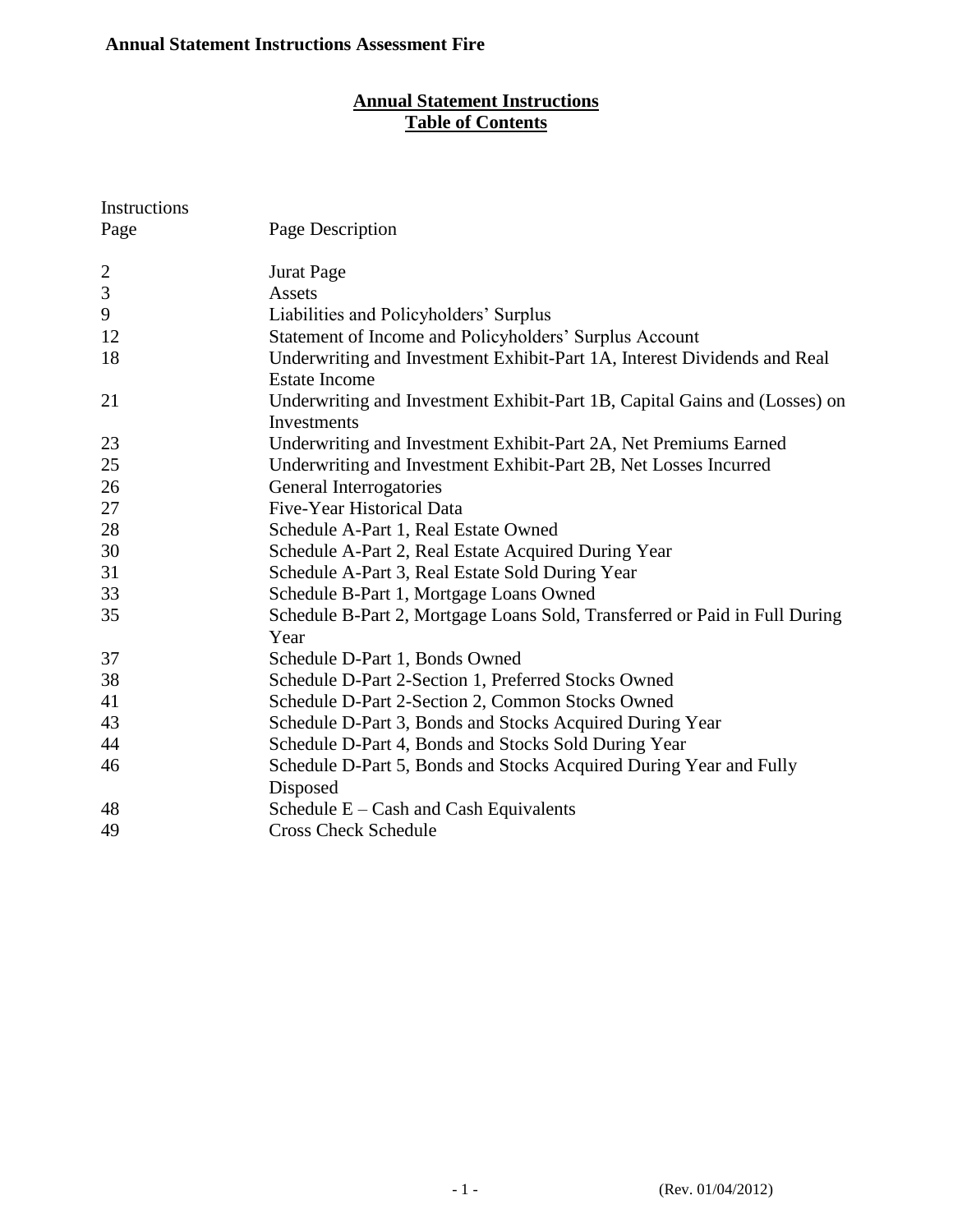# Annual Statement Instructions Assessment Fire

## Annual Statement Instructions
## Table of Contents

| Instructions Page | Page Description |
|---|---|
| 2 | Jurat Page |
| 3 | Assets |
| 9 | Liabilities and Policyholders' Surplus |
| 12 | Statement of Income and Policyholders' Surplus Account |
| 18 | Underwriting and Investment Exhibit-Part 1A, Interest Dividends and Real Estate Income |
| 21 | Underwriting and Investment Exhibit-Part 1B, Capital Gains and (Losses) on Investments |
| 23 | Underwriting and Investment Exhibit-Part 2A, Net Premiums Earned |
| 25 | Underwriting and Investment Exhibit-Part 2B, Net Losses Incurred |
| 26 | General Interrogatories |
| 27 | Five-Year Historical Data |
| 28 | Schedule A-Part 1, Real Estate Owned |
| 30 | Schedule A-Part 2, Real Estate Acquired During Year |
| 31 | Schedule A-Part 3, Real Estate Sold During Year |
| 33 | Schedule B-Part 1, Mortgage Loans Owned |
| 35 | Schedule B-Part 2, Mortgage Loans Sold, Transferred or Paid in Full During Year |
| 37 | Schedule D-Part 1, Bonds Owned |
| 38 | Schedule D-Part 2-Section 1, Preferred Stocks Owned |
| 41 | Schedule D-Part 2-Section 2, Common Stocks Owned |
| 43 | Schedule D-Part 3, Bonds and Stocks Acquired During Year |
| 44 | Schedule D-Part 4, Bonds and Stocks Sold During Year |
| 46 | Schedule D-Part 5, Bonds and Stocks Acquired During Year and Fully Disposed |
| 48 | Schedule E – Cash and Cash Equivalents |
| 49 | Cross Check Schedule |

(Rev. 01/04/2012)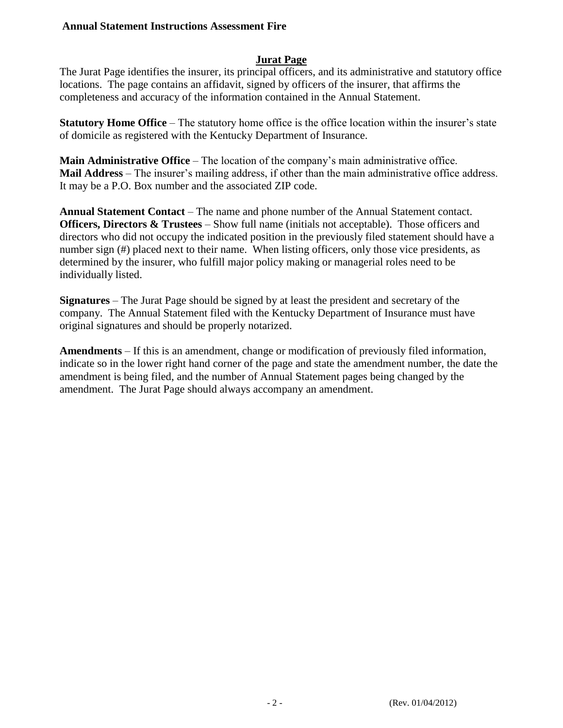## Jurat Page

The Jurat Page identifies the insurer, its principal officers, and its administrative and statutory office locations. The page contains an affidavit, signed by officers of the insurer, that affirms the completeness and accuracy of the information contained in the Annual Statement.

**Statutory Home Office** – The statutory home office is the office location within the insurer's state of domicile as registered with the Kentucky Department of Insurance.

**Main Administrative Office** – The location of the company's main administrative office.
**Mail Address** – The insurer's mailing address, if other than the main administrative office address. It may be a P.O. Box number and the associated ZIP code.

**Annual Statement Contact** – The name and phone number of the Annual Statement contact.
**Officers, Directors & Trustees** – Show full name (initials not acceptable). Those officers and directors who did not occupy the indicated position in the previously filed statement should have a number sign (#) placed next to their name. When listing officers, only those vice presidents, as determined by the insurer, who fulfill major policy making or managerial roles need to be individually listed.

**Signatures** – The Jurat Page should be signed by at least the president and secretary of the company. The Annual Statement filed with the Kentucky Department of Insurance must have original signatures and should be properly notarized.

**Amendments** – If this is an amendment, change or modification of previously filed information, indicate so in the lower right hand corner of the page and state the amendment number, the date the amendment is being filed, and the number of Annual Statement pages being changed by the amendment. The Jurat Page should always accompany an amendment.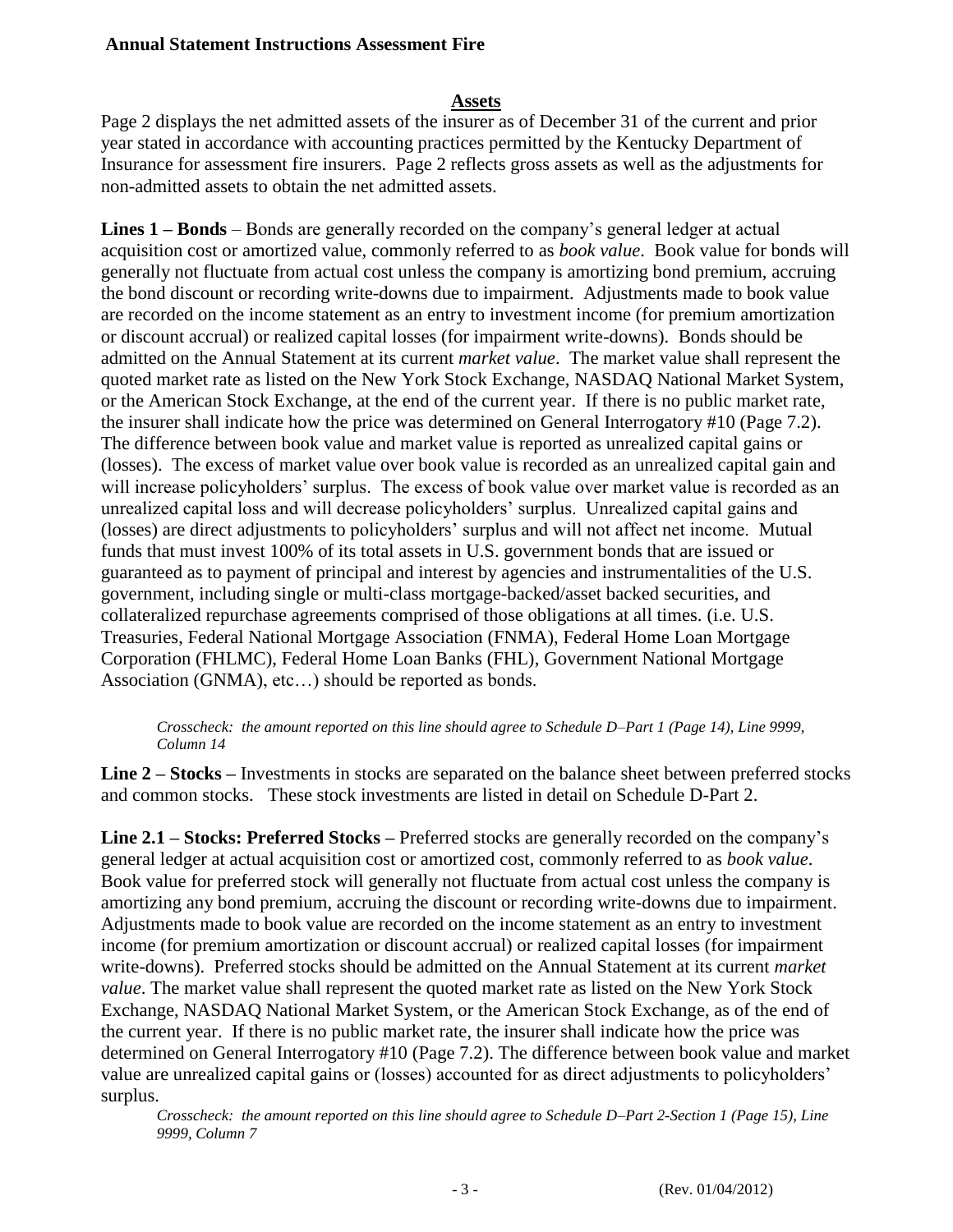## Assets

Page 2 displays the net admitted assets of the insurer as of December 31 of the current and prior year stated in accordance with accounting practices permitted by the Kentucky Department of Insurance for assessment fire insurers. Page 2 reflects gross assets as well as the adjustments for non-admitted assets to obtain the net admitted assets.

**Lines 1 – Bonds** – Bonds are generally recorded on the company's general ledger at actual acquisition cost or amortized value, commonly referred to as *book value*. Book value for bonds will generally not fluctuate from actual cost unless the company is amortizing bond premium, accruing the bond discount or recording write-downs due to impairment. Adjustments made to book value are recorded on the income statement as an entry to investment income (for premium amortization or discount accrual) or realized capital losses (for impairment write-downs). Bonds should be admitted on the Annual Statement at its current *market value*. The market value shall represent the quoted market rate as listed on the New York Stock Exchange, NASDAQ National Market System, or the American Stock Exchange, at the end of the current year. If there is no public market rate, the insurer shall indicate how the price was determined on General Interrogatory #10 (Page 7.2). The difference between book value and market value is reported as unrealized capital gains or (losses). The excess of market value over book value is recorded as an unrealized capital gain and will increase policyholders' surplus. The excess of book value over market value is recorded as an unrealized capital loss and will decrease policyholders' surplus. Unrealized capital gains and (losses) are direct adjustments to policyholders' surplus and will not affect net income. Mutual funds that must invest 100% of its total assets in U.S. government bonds that are issued or guaranteed as to payment of principal and interest by agencies and instrumentalities of the U.S. government, including single or multi-class mortgage-backed/asset backed securities, and collateralized repurchase agreements comprised of those obligations at all times. (i.e. U.S. Treasuries, Federal National Mortgage Association (FNMA), Federal Home Loan Mortgage Corporation (FHLMC), Federal Home Loan Banks (FHL), Government National Mortgage Association (GNMA), etc…) should be reported as bonds.

*Crosscheck: the amount reported on this line should agree to Schedule D–Part 1 (Page 14), Line 9999, Column 14*

**Line 2 – Stocks –** Investments in stocks are separated on the balance sheet between preferred stocks and common stocks. These stock investments are listed in detail on Schedule D-Part 2.

**Line 2.1 – Stocks: Preferred Stocks –** Preferred stocks are generally recorded on the company's general ledger at actual acquisition cost or amortized cost, commonly referred to as *book value*. Book value for preferred stock will generally not fluctuate from actual cost unless the company is amortizing any bond premium, accruing the discount or recording write-downs due to impairment. Adjustments made to book value are recorded on the income statement as an entry to investment income (for premium amortization or discount accrual) or realized capital losses (for impairment write-downs). Preferred stocks should be admitted on the Annual Statement at its current *market value*. The market value shall represent the quoted market rate as listed on the New York Stock Exchange, NASDAQ National Market System, or the American Stock Exchange, as of the end of the current year. If there is no public market rate, the insurer shall indicate how the price was determined on General Interrogatory #10 (Page 7.2). The difference between book value and market value are unrealized capital gains or (losses) accounted for as direct adjustments to policyholders' surplus.

*Crosscheck: the amount reported on this line should agree to Schedule D–Part 2-Section 1 (Page 15), Line 9999, Column 7*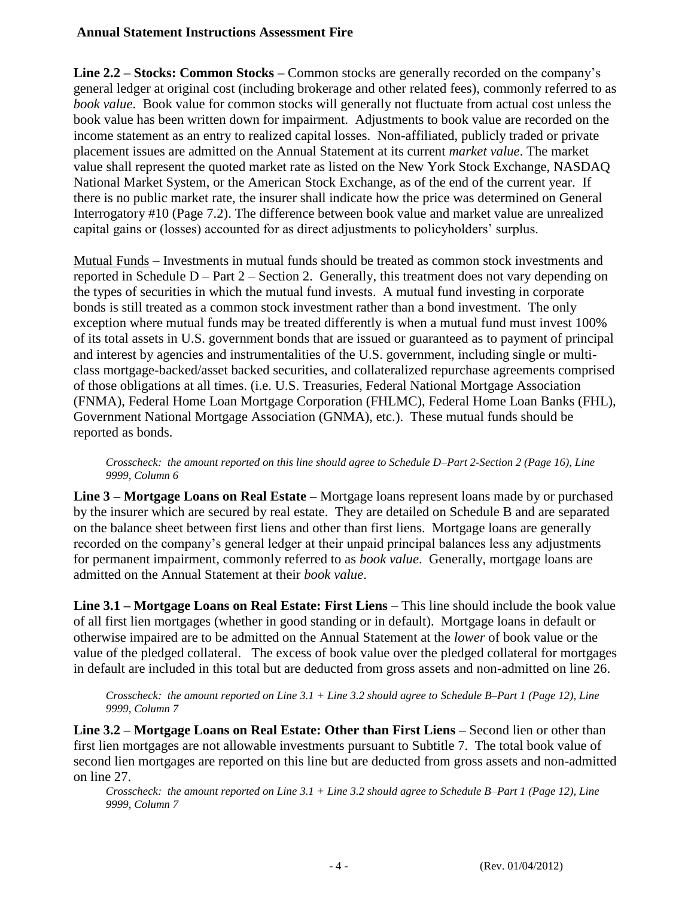**Line 2.2 – Stocks: Common Stocks –** Common stocks are generally recorded on the company's general ledger at original cost (including brokerage and other related fees), commonly referred to as *book value*. Book value for common stocks will generally not fluctuate from actual cost unless the book value has been written down for impairment. Adjustments to book value are recorded on the income statement as an entry to realized capital losses. Non-affiliated, publicly traded or private placement issues are admitted on the Annual Statement at its current *market value*. The market value shall represent the quoted market rate as listed on the New York Stock Exchange, NASDAQ National Market System, or the American Stock Exchange, as of the end of the current year. If there is no public market rate, the insurer shall indicate how the price was determined on General Interrogatory #10 (Page 7.2). The difference between book value and market value are unrealized capital gains or (losses) accounted for as direct adjustments to policyholders' surplus.

<u>Mutual Funds</u> – Investments in mutual funds should be treated as common stock investments and reported in Schedule D – Part 2 – Section 2. Generally, this treatment does not vary depending on the types of securities in which the mutual fund invests. A mutual fund investing in corporate bonds is still treated as a common stock investment rather than a bond investment. The only exception where mutual funds may be treated differently is when a mutual fund must invest 100% of its total assets in U.S. government bonds that are issued or guaranteed as to payment of principal and interest by agencies and instrumentalities of the U.S. government, including single or multi-class mortgage-backed/asset backed securities, and collateralized repurchase agreements comprised of those obligations at all times. (i.e. U.S. Treasuries, Federal National Mortgage Association (FNMA), Federal Home Loan Mortgage Corporation (FHLMC), Federal Home Loan Banks (FHL), Government National Mortgage Association (GNMA), etc.). These mutual funds should be reported as bonds.

> *Crosscheck: the amount reported on this line should agree to Schedule D–Part 2-Section 2 (Page 16), Line 9999, Column 6*

**Line 3 – Mortgage Loans on Real Estate –** Mortgage loans represent loans made by or purchased by the insurer which are secured by real estate. They are detailed on Schedule B and are separated on the balance sheet between first liens and other than first liens. Mortgage loans are generally recorded on the company's general ledger at their unpaid principal balances less any adjustments for permanent impairment, commonly referred to as *book value*. Generally, mortgage loans are admitted on the Annual Statement at their *book value*.

**Line 3.1 – Mortgage Loans on Real Estate: First Liens** – This line should include the book value of all first lien mortgages (whether in good standing or in default). Mortgage loans in default or otherwise impaired are to be admitted on the Annual Statement at the *lower* of book value or the value of the pledged collateral. The excess of book value over the pledged collateral for mortgages in default are included in this total but are deducted from gross assets and non-admitted on line 26.

> *Crosscheck: the amount reported on Line 3.1 + Line 3.2 should agree to Schedule B–Part 1 (Page 12), Line 9999, Column 7*

**Line 3.2 – Mortgage Loans on Real Estate: Other than First Liens –** Second lien or other than first lien mortgages are not allowable investments pursuant to Subtitle 7. The total book value of second lien mortgages are reported on this line but are deducted from gross assets and non-admitted on line 27.

> *Crosscheck: the amount reported on Line 3.1 + Line 3.2 should agree to Schedule B–Part 1 (Page 12), Line 9999, Column 7*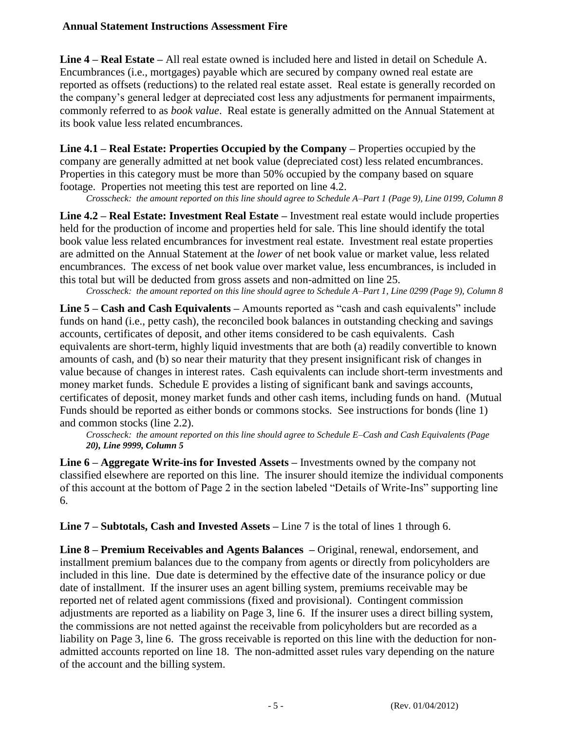**Line 4 – Real Estate –** All real estate owned is included here and listed in detail on Schedule A. Encumbrances (i.e., mortgages) payable which are secured by company owned real estate are reported as offsets (reductions) to the related real estate asset. Real estate is generally recorded on the company's general ledger at depreciated cost less any adjustments for permanent impairments, commonly referred to as *book value*. Real estate is generally admitted on the Annual Statement at its book value less related encumbrances.

**Line 4.1 – Real Estate: Properties Occupied by the Company –** Properties occupied by the company are generally admitted at net book value (depreciated cost) less related encumbrances. Properties in this category must be more than 50% occupied by the company based on square footage. Properties not meeting this test are reported on line 4.2.

*Crosscheck: the amount reported on this line should agree to Schedule A–Part 1 (Page 9), Line 0199, Column 8*

**Line 4.2 – Real Estate: Investment Real Estate –** Investment real estate would include properties held for the production of income and properties held for sale. This line should identify the total book value less related encumbrances for investment real estate. Investment real estate properties are admitted on the Annual Statement at the *lower* of net book value or market value, less related encumbrances. The excess of net book value over market value, less encumbrances, is included in this total but will be deducted from gross assets and non-admitted on line 25.

*Crosscheck: the amount reported on this line should agree to Schedule A–Part 1, Line 0299 (Page 9), Column 8*

**Line 5 – Cash and Cash Equivalents –** Amounts reported as "cash and cash equivalents" include funds on hand (i.e., petty cash), the reconciled book balances in outstanding checking and savings accounts, certificates of deposit, and other items considered to be cash equivalents. Cash equivalents are short-term, highly liquid investments that are both (a) readily convertible to known amounts of cash, and (b) so near their maturity that they present insignificant risk of changes in value because of changes in interest rates. Cash equivalents can include short-term investments and money market funds. Schedule E provides a listing of significant bank and savings accounts, certificates of deposit, money market funds and other cash items, including funds on hand. (Mutual Funds should be reported as either bonds or commons stocks. See instructions for bonds (line 1) and common stocks (line 2.2).

*Crosscheck: the amount reported on this line should agree to Schedule E–Cash and Cash Equivalents (Page 20), **Line 9999, Column 5***

**Line 6 – Aggregate Write-ins for Invested Assets –** Investments owned by the company not classified elsewhere are reported on this line. The insurer should itemize the individual components of this account at the bottom of Page 2 in the section labeled "Details of Write-Ins" supporting line 6.

**Line 7 – Subtotals, Cash and Invested Assets –** Line 7 is the total of lines 1 through 6.

**Line 8 – Premium Receivables and Agents Balances –** Original, renewal, endorsement, and installment premium balances due to the company from agents or directly from policyholders are included in this line. Due date is determined by the effective date of the insurance policy or due date of installment. If the insurer uses an agent billing system, premiums receivable may be reported net of related agent commissions (fixed and provisional). Contingent commission adjustments are reported as a liability on Page 3, line 6. If the insurer uses a direct billing system, the commissions are not netted against the receivable from policyholders but are recorded as a liability on Page 3, line 6. The gross receivable is reported on this line with the deduction for non-admitted accounts reported on line 18. The non-admitted asset rules vary depending on the nature of the account and the billing system.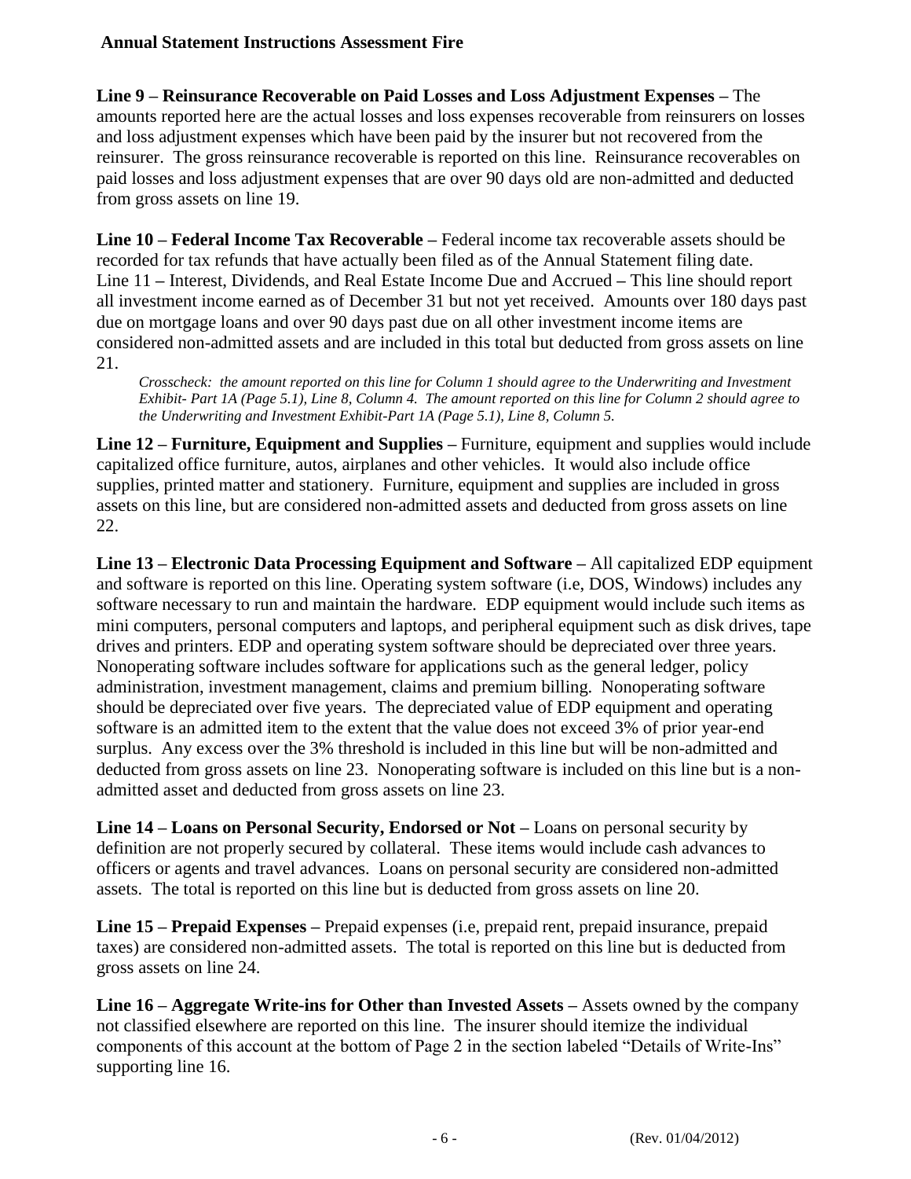**Line 9 – Reinsurance Recoverable on Paid Losses and Loss Adjustment Expenses –** The amounts reported here are the actual losses and loss expenses recoverable from reinsurers on losses and loss adjustment expenses which have been paid by the insurer but not recovered from the reinsurer. The gross reinsurance recoverable is reported on this line. Reinsurance recoverables on paid losses and loss adjustment expenses that are over 90 days old are non-admitted and deducted from gross assets on line 19.

**Line 10 – Federal Income Tax Recoverable –** Federal income tax recoverable assets should be recorded for tax refunds that have actually been filed as of the Annual Statement filing date. Line 11 – Interest, Dividends, and Real Estate Income Due and Accrued – This line should report all investment income earned as of December 31 but not yet received. Amounts over 180 days past due on mortgage loans and over 90 days past due on all other investment income items are considered non-admitted assets and are included in this total but deducted from gross assets on line 21.

*Crosscheck: the amount reported on this line for Column 1 should agree to the Underwriting and Investment Exhibit- Part 1A (Page 5.1), Line 8, Column 4. The amount reported on this line for Column 2 should agree to the Underwriting and Investment Exhibit-Part 1A (Page 5.1), Line 8, Column 5.*

**Line 12 – Furniture, Equipment and Supplies –** Furniture, equipment and supplies would include capitalized office furniture, autos, airplanes and other vehicles. It would also include office supplies, printed matter and stationery. Furniture, equipment and supplies are included in gross assets on this line, but are considered non-admitted assets and deducted from gross assets on line 22.

**Line 13 – Electronic Data Processing Equipment and Software –** All capitalized EDP equipment and software is reported on this line. Operating system software (i.e, DOS, Windows) includes any software necessary to run and maintain the hardware. EDP equipment would include such items as mini computers, personal computers and laptops, and peripheral equipment such as disk drives, tape drives and printers. EDP and operating system software should be depreciated over three years. Nonoperating software includes software for applications such as the general ledger, policy administration, investment management, claims and premium billing. Nonoperating software should be depreciated over five years. The depreciated value of EDP equipment and operating software is an admitted item to the extent that the value does not exceed 3% of prior year-end surplus. Any excess over the 3% threshold is included in this line but will be non-admitted and deducted from gross assets on line 23. Nonoperating software is included on this line but is a non-admitted asset and deducted from gross assets on line 23.

**Line 14 – Loans on Personal Security, Endorsed or Not –** Loans on personal security by definition are not properly secured by collateral. These items would include cash advances to officers or agents and travel advances. Loans on personal security are considered non-admitted assets. The total is reported on this line but is deducted from gross assets on line 20.

**Line 15 – Prepaid Expenses –** Prepaid expenses (i.e, prepaid rent, prepaid insurance, prepaid taxes) are considered non-admitted assets. The total is reported on this line but is deducted from gross assets on line 24.

**Line 16 – Aggregate Write-ins for Other than Invested Assets –** Assets owned by the company not classified elsewhere are reported on this line. The insurer should itemize the individual components of this account at the bottom of Page 2 in the section labeled "Details of Write-Ins" supporting line 16.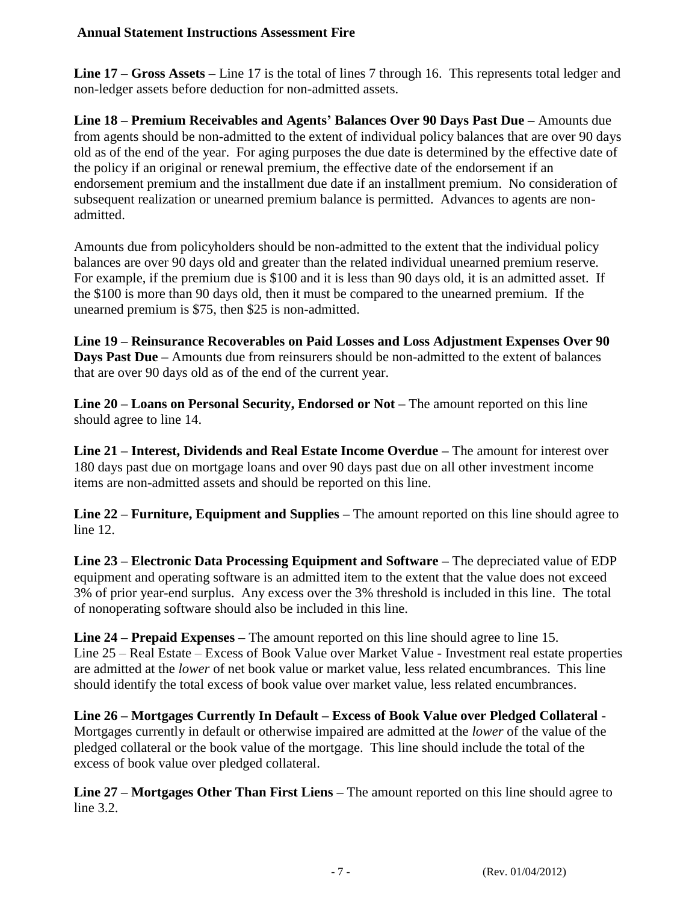**Line 17 – Gross Assets –** Line 17 is the total of lines 7 through 16. This represents total ledger and non-ledger assets before deduction for non-admitted assets.

**Line 18 – Premium Receivables and Agents' Balances Over 90 Days Past Due –** Amounts due from agents should be non-admitted to the extent of individual policy balances that are over 90 days old as of the end of the year. For aging purposes the due date is determined by the effective date of the policy if an original or renewal premium, the effective date of the endorsement if an endorsement premium and the installment due date if an installment premium. No consideration of subsequent realization or unearned premium balance is permitted. Advances to agents are non-admitted.

Amounts due from policyholders should be non-admitted to the extent that the individual policy balances are over 90 days old and greater than the related individual unearned premium reserve. For example, if the premium due is $100 and it is less than 90 days old, it is an admitted asset. If the $100 is more than 90 days old, then it must be compared to the unearned premium. If the unearned premium is $75, then $25 is non-admitted.

**Line 19 – Reinsurance Recoverables on Paid Losses and Loss Adjustment Expenses Over 90 Days Past Due –** Amounts due from reinsurers should be non-admitted to the extent of balances that are over 90 days old as of the end of the current year.

**Line 20 – Loans on Personal Security, Endorsed or Not –** The amount reported on this line should agree to line 14.

**Line 21 – Interest, Dividends and Real Estate Income Overdue –** The amount for interest over 180 days past due on mortgage loans and over 90 days past due on all other investment income items are non-admitted assets and should be reported on this line.

**Line 22 – Furniture, Equipment and Supplies –** The amount reported on this line should agree to line 12.

**Line 23 – Electronic Data Processing Equipment and Software –** The depreciated value of EDP equipment and operating software is an admitted item to the extent that the value does not exceed 3% of prior year-end surplus. Any excess over the 3% threshold is included in this line. The total of nonoperating software should also be included in this line.

**Line 24 – Prepaid Expenses –** The amount reported on this line should agree to line 15.
Line 25 – Real Estate – Excess of Book Value over Market Value - Investment real estate properties are admitted at the *lower* of net book value or market value, less related encumbrances. This line should identify the total excess of book value over market value, less related encumbrances.

**Line 26 – Mortgages Currently In Default – Excess of Book Value over Pledged Collateral** - Mortgages currently in default or otherwise impaired are admitted at the *lower* of the value of the pledged collateral or the book value of the mortgage. This line should include the total of the excess of book value over pledged collateral.

**Line 27 – Mortgages Other Than First Liens –** The amount reported on this line should agree to line 3.2.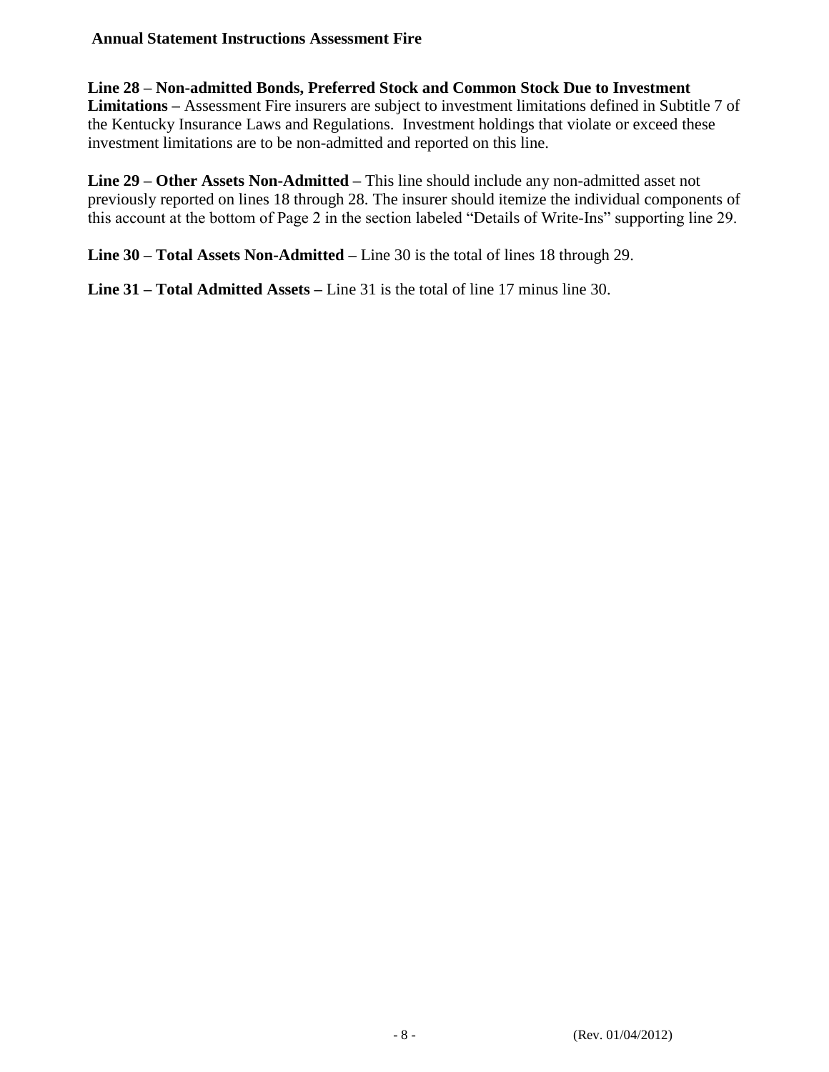**Line 28 – Non-admitted Bonds, Preferred Stock and Common Stock Due to Investment Limitations –** Assessment Fire insurers are subject to investment limitations defined in Subtitle 7 of the Kentucky Insurance Laws and Regulations. Investment holdings that violate or exceed these investment limitations are to be non-admitted and reported on this line.

**Line 29 – Other Assets Non-Admitted –** This line should include any non-admitted asset not previously reported on lines 18 through 28. The insurer should itemize the individual components of this account at the bottom of Page 2 in the section labeled "Details of Write-Ins" supporting line 29.

**Line 30 – Total Assets Non-Admitted –** Line 30 is the total of lines 18 through 29.

**Line 31 – Total Admitted Assets –** Line 31 is the total of line 17 minus line 30.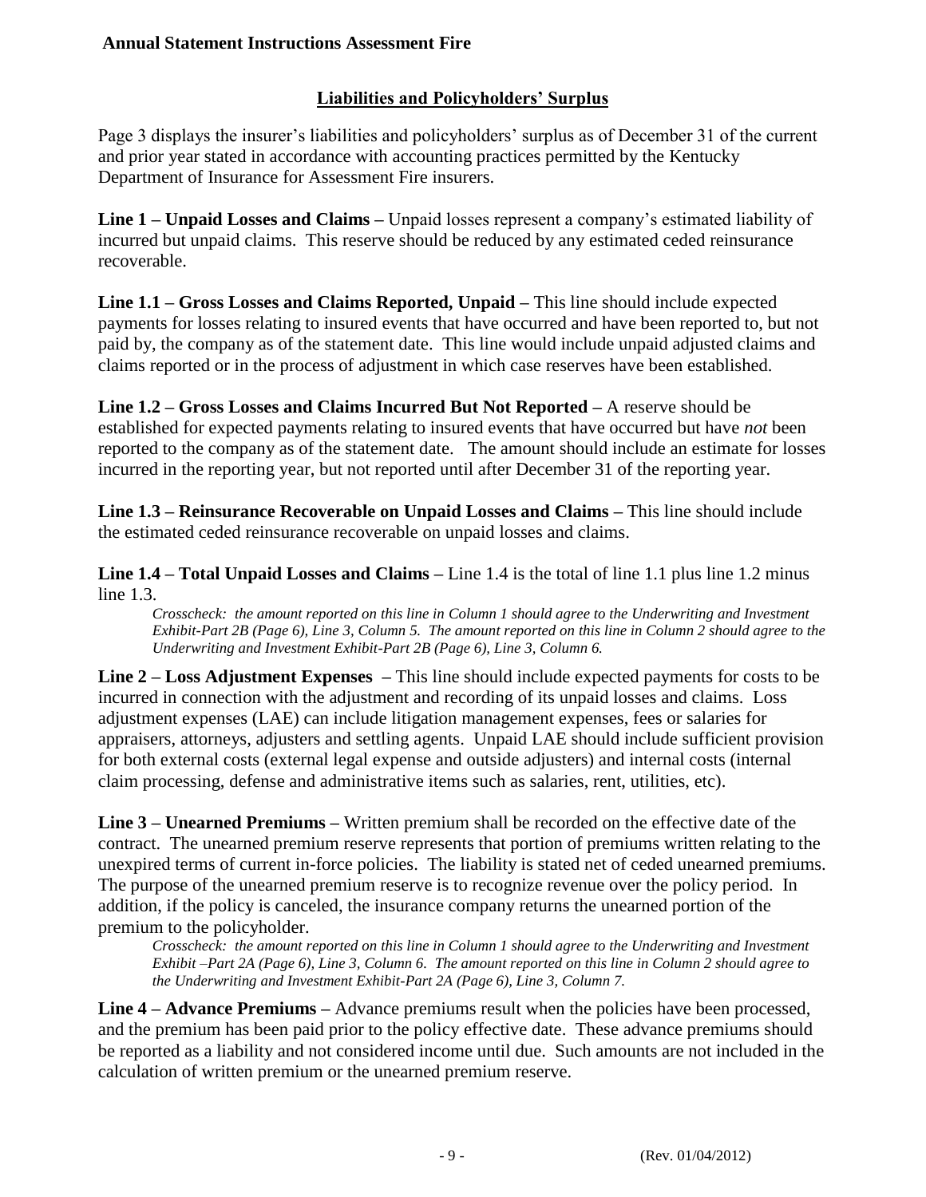## Liabilities and Policyholders' Surplus

Page 3 displays the insurer's liabilities and policyholders' surplus as of December 31 of the current and prior year stated in accordance with accounting practices permitted by the Kentucky Department of Insurance for Assessment Fire insurers.

**Line 1 – Unpaid Losses and Claims –** Unpaid losses represent a company's estimated liability of incurred but unpaid claims. This reserve should be reduced by any estimated ceded reinsurance recoverable.

**Line 1.1 – Gross Losses and Claims Reported, Unpaid –** This line should include expected payments for losses relating to insured events that have occurred and have been reported to, but not paid by, the company as of the statement date. This line would include unpaid adjusted claims and claims reported or in the process of adjustment in which case reserves have been established.

**Line 1.2 – Gross Losses and Claims Incurred But Not Reported –** A reserve should be established for expected payments relating to insured events that have occurred but have *not* been reported to the company as of the statement date. The amount should include an estimate for losses incurred in the reporting year, but not reported until after December 31 of the reporting year.

**Line 1.3 – Reinsurance Recoverable on Unpaid Losses and Claims –** This line should include the estimated ceded reinsurance recoverable on unpaid losses and claims.

**Line 1.4 – Total Unpaid Losses and Claims –** Line 1.4 is the total of line 1.1 plus line 1.2 minus line 1.3.

> *Crosscheck: the amount reported on this line in Column 1 should agree to the Underwriting and Investment Exhibit-Part 2B (Page 6), Line 3, Column 5. The amount reported on this line in Column 2 should agree to the Underwriting and Investment Exhibit-Part 2B (Page 6), Line 3, Column 6.*

**Line 2 – Loss Adjustment Expenses –** This line should include expected payments for costs to be incurred in connection with the adjustment and recording of its unpaid losses and claims. Loss adjustment expenses (LAE) can include litigation management expenses, fees or salaries for appraisers, attorneys, adjusters and settling agents. Unpaid LAE should include sufficient provision for both external costs (external legal expense and outside adjusters) and internal costs (internal claim processing, defense and administrative items such as salaries, rent, utilities, etc).

**Line 3 – Unearned Premiums –** Written premium shall be recorded on the effective date of the contract. The unearned premium reserve represents that portion of premiums written relating to the unexpired terms of current in-force policies. The liability is stated net of ceded unearned premiums. The purpose of the unearned premium reserve is to recognize revenue over the policy period. In addition, if the policy is canceled, the insurance company returns the unearned portion of the premium to the policyholder.

> *Crosscheck: the amount reported on this line in Column 1 should agree to the Underwriting and Investment Exhibit –Part 2A (Page 6), Line 3, Column 6. The amount reported on this line in Column 2 should agree to the Underwriting and Investment Exhibit-Part 2A (Page 6), Line 3, Column 7.*

**Line 4 – Advance Premiums –** Advance premiums result when the policies have been processed, and the premium has been paid prior to the policy effective date. These advance premiums should be reported as a liability and not considered income until due. Such amounts are not included in the calculation of written premium or the unearned premium reserve.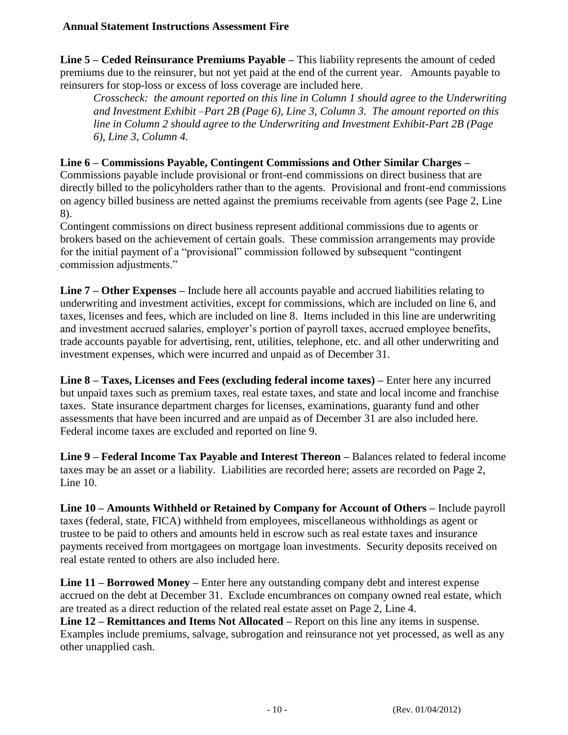**Line 5 – Ceded Reinsurance Premiums Payable –** This liability represents the amount of ceded premiums due to the reinsurer, but not yet paid at the end of the current year. Amounts payable to reinsurers for stop-loss or excess of loss coverage are included here.

*Crosscheck: the amount reported on this line in Column 1 should agree to the Underwriting and Investment Exhibit –Part 2B (Page 6), Line 3, Column 3. The amount reported on this line in Column 2 should agree to the Underwriting and Investment Exhibit-Part 2B (Page 6), Line 3, Column 4.*

**Line 6 – Commissions Payable, Contingent Commissions and Other Similar Charges –** Commissions payable include provisional or front-end commissions on direct business that are directly billed to the policyholders rather than to the agents. Provisional and front-end commissions on agency billed business are netted against the premiums receivable from agents (see Page 2, Line 8).

Contingent commissions on direct business represent additional commissions due to agents or brokers based on the achievement of certain goals. These commission arrangements may provide for the initial payment of a "provisional" commission followed by subsequent "contingent commission adjustments."

**Line 7 – Other Expenses –** Include here all accounts payable and accrued liabilities relating to underwriting and investment activities, except for commissions, which are included on line 6, and taxes, licenses and fees, which are included on line 8. Items included in this line are underwriting and investment accrued salaries, employer's portion of payroll taxes, accrued employee benefits, trade accounts payable for advertising, rent, utilities, telephone, etc. and all other underwriting and investment expenses, which were incurred and unpaid as of December 31.

**Line 8 – Taxes, Licenses and Fees (excluding federal income taxes) –** Enter here any incurred but unpaid taxes such as premium taxes, real estate taxes, and state and local income and franchise taxes. State insurance department charges for licenses, examinations, guaranty fund and other assessments that have been incurred and are unpaid as of December 31 are also included here. Federal income taxes are excluded and reported on line 9.

**Line 9 – Federal Income Tax Payable and Interest Thereon –** Balances related to federal income taxes may be an asset or a liability. Liabilities are recorded here; assets are recorded on Page 2, Line 10.

**Line 10 – Amounts Withheld or Retained by Company for Account of Others –** Include payroll taxes (federal, state, FICA) withheld from employees, miscellaneous withholdings as agent or trustee to be paid to others and amounts held in escrow such as real estate taxes and insurance payments received from mortgagees on mortgage loan investments. Security deposits received on real estate rented to others are also included here.

**Line 11 – Borrowed Money –** Enter here any outstanding company debt and interest expense accrued on the debt at December 31. Exclude encumbrances on company owned real estate, which are treated as a direct reduction of the related real estate asset on Page 2, Line 4.

**Line 12 – Remittances and Items Not Allocated –** Report on this line any items in suspense. Examples include premiums, salvage, subrogation and reinsurance not yet processed, as well as any other unapplied cash.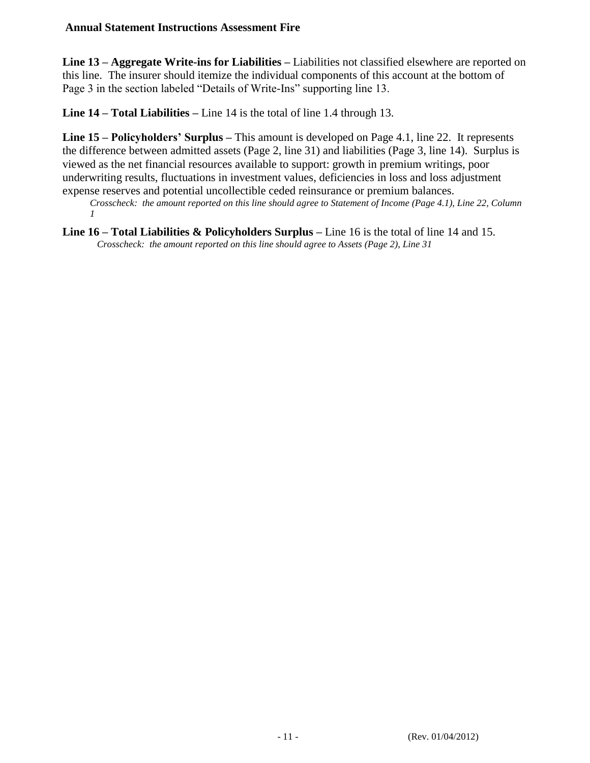**Line 13 – Aggregate Write-ins for Liabilities –** Liabilities not classified elsewhere are reported on this line. The insurer should itemize the individual components of this account at the bottom of Page 3 in the section labeled "Details of Write-Ins" supporting line 13.

**Line 14 – Total Liabilities –** Line 14 is the total of line 1.4 through 13.

**Line 15 – Policyholders' Surplus –** This amount is developed on Page 4.1, line 22. It represents the difference between admitted assets (Page 2, line 31) and liabilities (Page 3, line 14). Surplus is viewed as the net financial resources available to support: growth in premium writings, poor underwriting results, fluctuations in investment values, deficiencies in loss and loss adjustment expense reserves and potential uncollectible ceded reinsurance or premium balances.

*Crosscheck: the amount reported on this line should agree to Statement of Income (Page 4.1), Line 22, Column 1*

**Line 16 – Total Liabilities & Policyholders Surplus –** Line 16 is the total of line 14 and 15.

*Crosscheck: the amount reported on this line should agree to Assets (Page 2), Line 31*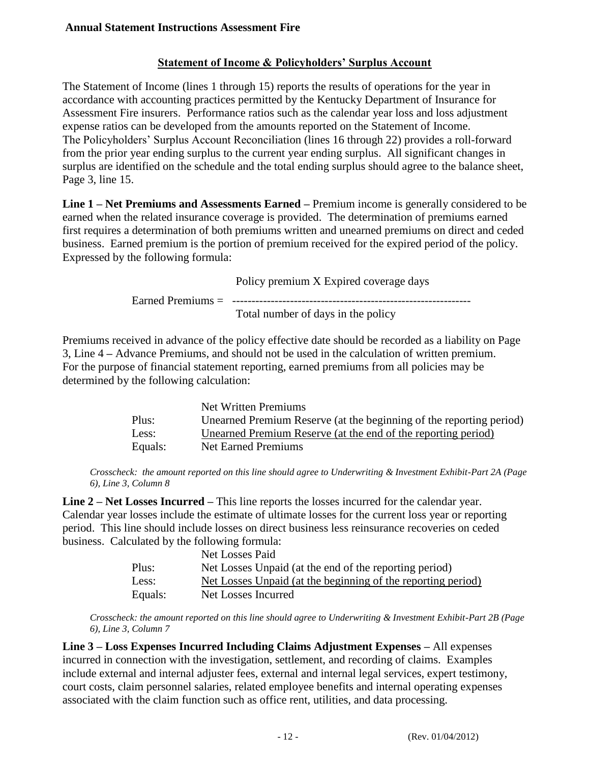## Statement of Income & Policyholders' Surplus Account

The Statement of Income (lines 1 through 15) reports the results of operations for the year in accordance with accounting practices permitted by the Kentucky Department of Insurance for Assessment Fire insurers. Performance ratios such as the calendar year loss and loss adjustment expense ratios can be developed from the amounts reported on the Statement of Income. The Policyholders' Surplus Account Reconciliation (lines 16 through 22) provides a roll-forward from the prior year ending surplus to the current year ending surplus. All significant changes in surplus are identified on the schedule and the total ending surplus should agree to the balance sheet, Page 3, line 15.

**Line 1 – Net Premiums and Assessments Earned –** Premium income is generally considered to be earned when the related insurance coverage is provided. The determination of premiums earned first requires a determination of both premiums written and unearned premiums on direct and ceded business. Earned premium is the portion of premium received for the expired period of the policy. Expressed by the following formula:

$$\text{Earned Premiums} = \frac{\text{Policy premium X Expired coverage days}}{\text{Total number of days in the policy}}$$

Premiums received in advance of the policy effective date should be recorded as a liability on Page 3, Line 4 – Advance Premiums, and should not be used in the calculation of written premium. For the purpose of financial statement reporting, earned premiums from all policies may be determined by the following calculation:

| | |
|---|---|
| | Net Written Premiums |
| Plus: | Unearned Premium Reserve (at the beginning of the reporting period) |
| Less: | Unearned Premium Reserve (at the end of the reporting period) |
| Equals: | Net Earned Premiums |

*Crosscheck: the amount reported on this line should agree to Underwriting & Investment Exhibit-Part 2A (Page 6), Line 3, Column 8*

**Line 2 – Net Losses Incurred –** This line reports the losses incurred for the calendar year. Calendar year losses include the estimate of ultimate losses for the current loss year or reporting period. This line should include losses on direct business less reinsurance recoveries on ceded business. Calculated by the following formula:

| | |
|---|---|
| | Net Losses Paid |
| Plus: | Net Losses Unpaid (at the end of the reporting period) |
| Less: | Net Losses Unpaid (at the beginning of the reporting period) |
| Equals: | Net Losses Incurred |

*Crosscheck: the amount reported on this line should agree to Underwriting & Investment Exhibit-Part 2B (Page 6), Line 3, Column 7*

**Line 3 – Loss Expenses Incurred Including Claims Adjustment Expenses –** All expenses incurred in connection with the investigation, settlement, and recording of claims. Examples include external and internal adjuster fees, external and internal legal services, expert testimony, court costs, claim personnel salaries, related employee benefits and internal operating expenses associated with the claim function such as office rent, utilities, and data processing.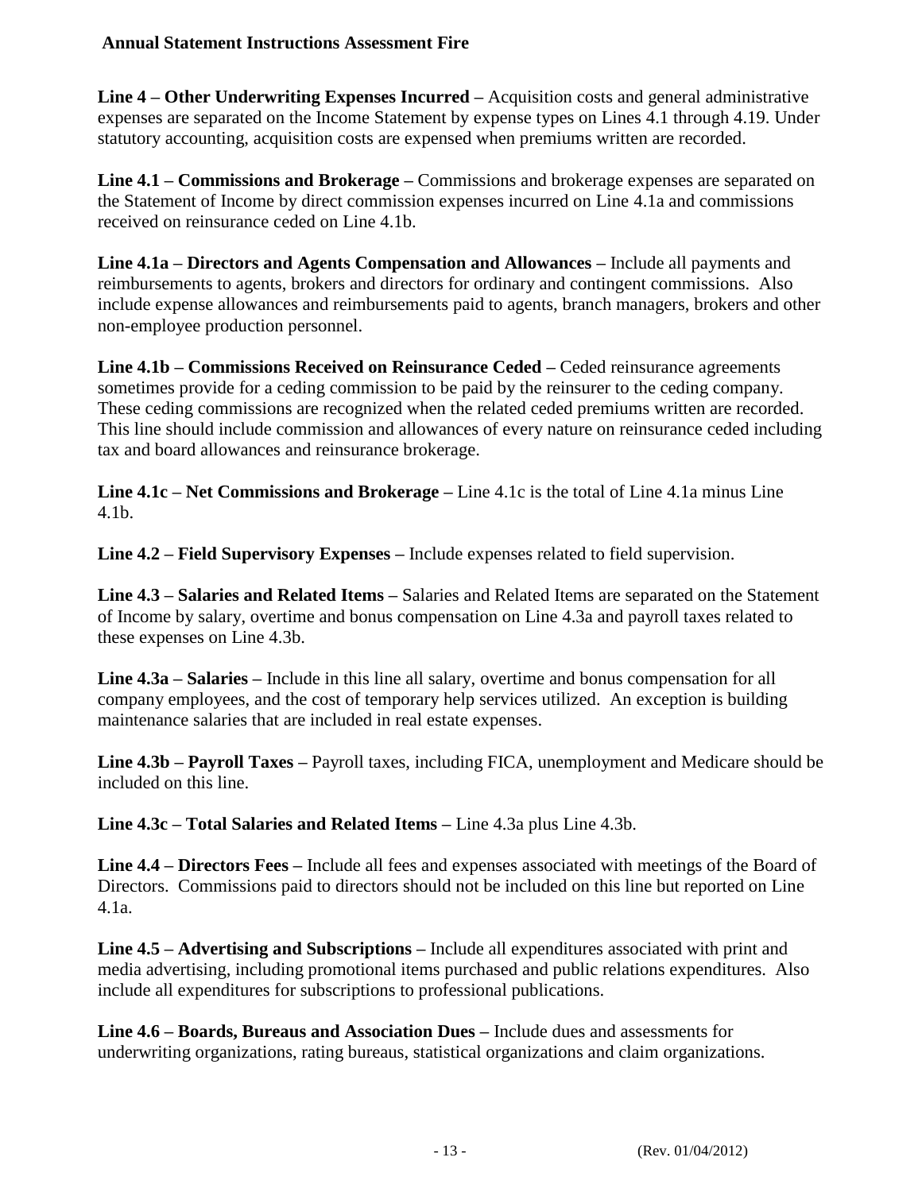**Line 4 – Other Underwriting Expenses Incurred –** Acquisition costs and general administrative expenses are separated on the Income Statement by expense types on Lines 4.1 through 4.19. Under statutory accounting, acquisition costs are expensed when premiums written are recorded.

**Line 4.1 – Commissions and Brokerage –** Commissions and brokerage expenses are separated on the Statement of Income by direct commission expenses incurred on Line 4.1a and commissions received on reinsurance ceded on Line 4.1b.

**Line 4.1a – Directors and Agents Compensation and Allowances –** Include all payments and reimbursements to agents, brokers and directors for ordinary and contingent commissions. Also include expense allowances and reimbursements paid to agents, branch managers, brokers and other non-employee production personnel.

**Line 4.1b – Commissions Received on Reinsurance Ceded –** Ceded reinsurance agreements sometimes provide for a ceding commission to be paid by the reinsurer to the ceding company. These ceding commissions are recognized when the related ceded premiums written are recorded. This line should include commission and allowances of every nature on reinsurance ceded including tax and board allowances and reinsurance brokerage.

**Line 4.1c – Net Commissions and Brokerage –** Line 4.1c is the total of Line 4.1a minus Line 4.1b.

**Line 4.2 – Field Supervisory Expenses –** Include expenses related to field supervision.

**Line 4.3 – Salaries and Related Items –** Salaries and Related Items are separated on the Statement of Income by salary, overtime and bonus compensation on Line 4.3a and payroll taxes related to these expenses on Line 4.3b.

**Line 4.3a – Salaries –** Include in this line all salary, overtime and bonus compensation for all company employees, and the cost of temporary help services utilized. An exception is building maintenance salaries that are included in real estate expenses.

**Line 4.3b – Payroll Taxes –** Payroll taxes, including FICA, unemployment and Medicare should be included on this line.

**Line 4.3c – Total Salaries and Related Items –** Line 4.3a plus Line 4.3b.

**Line 4.4 – Directors Fees –** Include all fees and expenses associated with meetings of the Board of Directors. Commissions paid to directors should not be included on this line but reported on Line 4.1a.

**Line 4.5 – Advertising and Subscriptions –** Include all expenditures associated with print and media advertising, including promotional items purchased and public relations expenditures. Also include all expenditures for subscriptions to professional publications.

**Line 4.6 – Boards, Bureaus and Association Dues –** Include dues and assessments for underwriting organizations, rating bureaus, statistical organizations and claim organizations.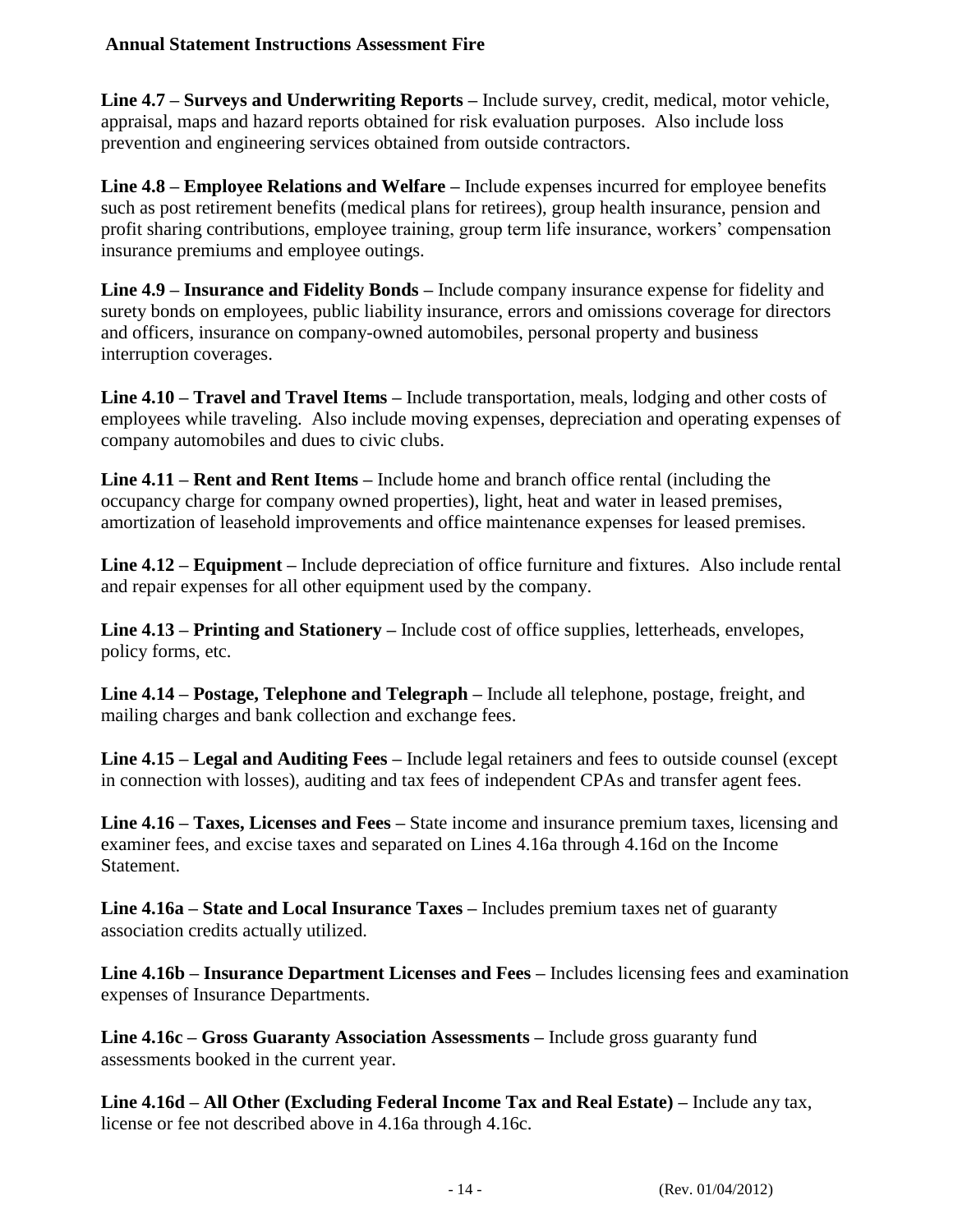**Line 4.7 – Surveys and Underwriting Reports –** Include survey, credit, medical, motor vehicle, appraisal, maps and hazard reports obtained for risk evaluation purposes. Also include loss prevention and engineering services obtained from outside contractors.

**Line 4.8 – Employee Relations and Welfare –** Include expenses incurred for employee benefits such as post retirement benefits (medical plans for retirees), group health insurance, pension and profit sharing contributions, employee training, group term life insurance, workers' compensation insurance premiums and employee outings.

**Line 4.9 – Insurance and Fidelity Bonds –** Include company insurance expense for fidelity and surety bonds on employees, public liability insurance, errors and omissions coverage for directors and officers, insurance on company-owned automobiles, personal property and business interruption coverages.

**Line 4.10 – Travel and Travel Items –** Include transportation, meals, lodging and other costs of employees while traveling. Also include moving expenses, depreciation and operating expenses of company automobiles and dues to civic clubs.

**Line 4.11 – Rent and Rent Items –** Include home and branch office rental (including the occupancy charge for company owned properties), light, heat and water in leased premises, amortization of leasehold improvements and office maintenance expenses for leased premises.

**Line 4.12 – Equipment –** Include depreciation of office furniture and fixtures. Also include rental and repair expenses for all other equipment used by the company.

**Line 4.13 – Printing and Stationery –** Include cost of office supplies, letterheads, envelopes, policy forms, etc.

**Line 4.14 – Postage, Telephone and Telegraph –** Include all telephone, postage, freight, and mailing charges and bank collection and exchange fees.

**Line 4.15 – Legal and Auditing Fees –** Include legal retainers and fees to outside counsel (except in connection with losses), auditing and tax fees of independent CPAs and transfer agent fees.

**Line 4.16 – Taxes, Licenses and Fees –** State income and insurance premium taxes, licensing and examiner fees, and excise taxes and separated on Lines 4.16a through 4.16d on the Income Statement.

**Line 4.16a – State and Local Insurance Taxes –** Includes premium taxes net of guaranty association credits actually utilized.

**Line 4.16b – Insurance Department Licenses and Fees –** Includes licensing fees and examination expenses of Insurance Departments.

**Line 4.16c – Gross Guaranty Association Assessments –** Include gross guaranty fund assessments booked in the current year.

**Line 4.16d – All Other (Excluding Federal Income Tax and Real Estate) –** Include any tax, license or fee not described above in 4.16a through 4.16c.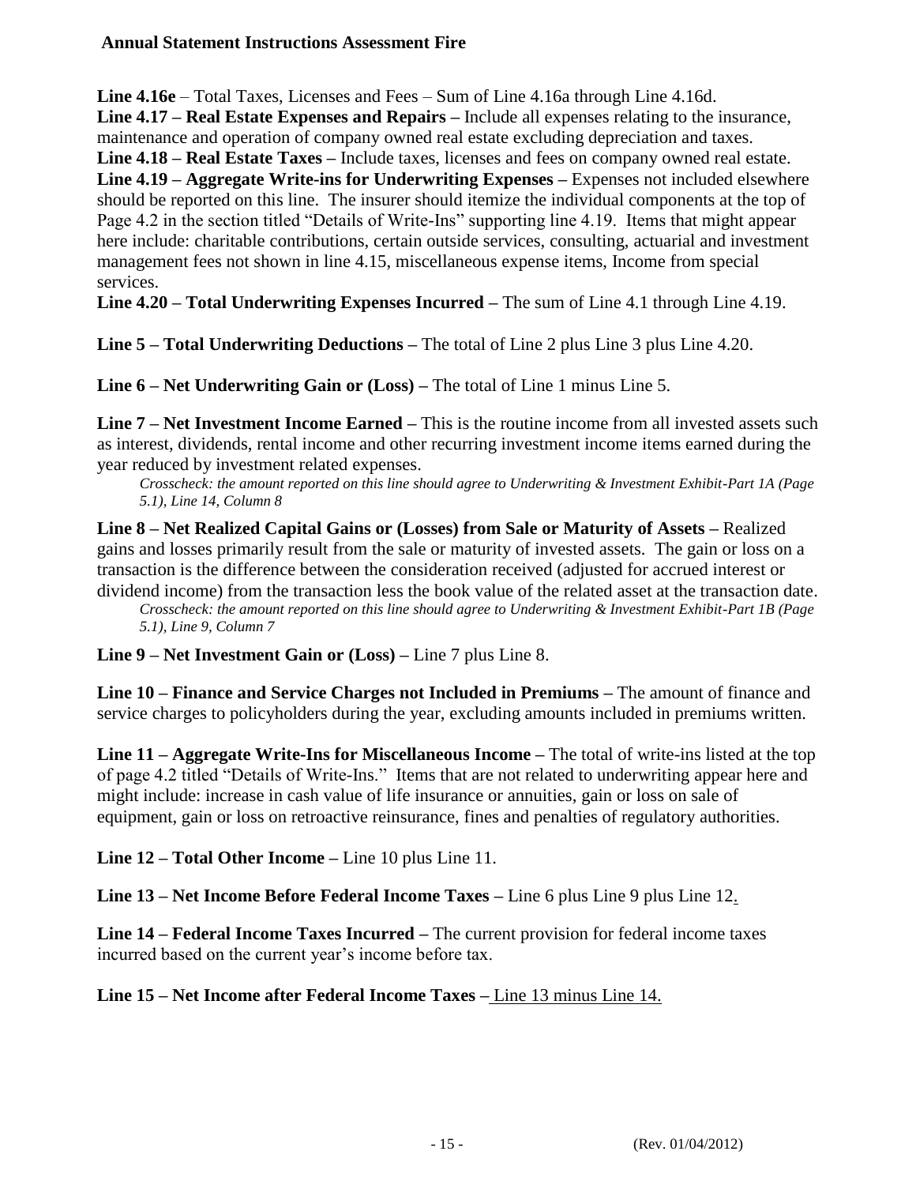**Line 4.16e** – Total Taxes, Licenses and Fees – Sum of Line 4.16a through Line 4.16d.
**Line 4.17 – Real Estate Expenses and Repairs –** Include all expenses relating to the insurance, maintenance and operation of company owned real estate excluding depreciation and taxes.
**Line 4.18 – Real Estate Taxes –** Include taxes, licenses and fees on company owned real estate.
**Line 4.19 – Aggregate Write-ins for Underwriting Expenses –** Expenses not included elsewhere should be reported on this line. The insurer should itemize the individual components at the top of Page 4.2 in the section titled "Details of Write-Ins" supporting line 4.19. Items that might appear here include: charitable contributions, certain outside services, consulting, actuarial and investment management fees not shown in line 4.15, miscellaneous expense items, Income from special services.
**Line 4.20 – Total Underwriting Expenses Incurred –** The sum of Line 4.1 through Line 4.19.

**Line 5 – Total Underwriting Deductions –** The total of Line 2 plus Line 3 plus Line 4.20.

**Line 6 – Net Underwriting Gain or (Loss) –** The total of Line 1 minus Line 5.

**Line 7 – Net Investment Income Earned –** This is the routine income from all invested assets such as interest, dividends, rental income and other recurring investment income items earned during the year reduced by investment related expenses.

*Crosscheck: the amount reported on this line should agree to Underwriting & Investment Exhibit-Part 1A (Page 5.1), Line 14, Column 8*

**Line 8 – Net Realized Capital Gains or (Losses) from Sale or Maturity of Assets –** Realized gains and losses primarily result from the sale or maturity of invested assets. The gain or loss on a transaction is the difference between the consideration received (adjusted for accrued interest or dividend income) from the transaction less the book value of the related asset at the transaction date.

*Crosscheck: the amount reported on this line should agree to Underwriting & Investment Exhibit-Part 1B (Page 5.1), Line 9, Column 7*

**Line 9 – Net Investment Gain or (Loss) –** Line 7 plus Line 8.

**Line 10 – Finance and Service Charges not Included in Premiums –** The amount of finance and service charges to policyholders during the year, excluding amounts included in premiums written.

**Line 11 – Aggregate Write-Ins for Miscellaneous Income –** The total of write-ins listed at the top of page 4.2 titled "Details of Write-Ins." Items that are not related to underwriting appear here and might include: increase in cash value of life insurance or annuities, gain or loss on sale of equipment, gain or loss on retroactive reinsurance, fines and penalties of regulatory authorities.

**Line 12 – Total Other Income –** Line 10 plus Line 11.

**Line 13 – Net Income Before Federal Income Taxes –** Line 6 plus Line 9 plus Line 12.

**Line 14 – Federal Income Taxes Incurred –** The current provision for federal income taxes incurred based on the current year's income before tax.

**Line 15 – Net Income after Federal Income Taxes –** Line 13 minus Line 14.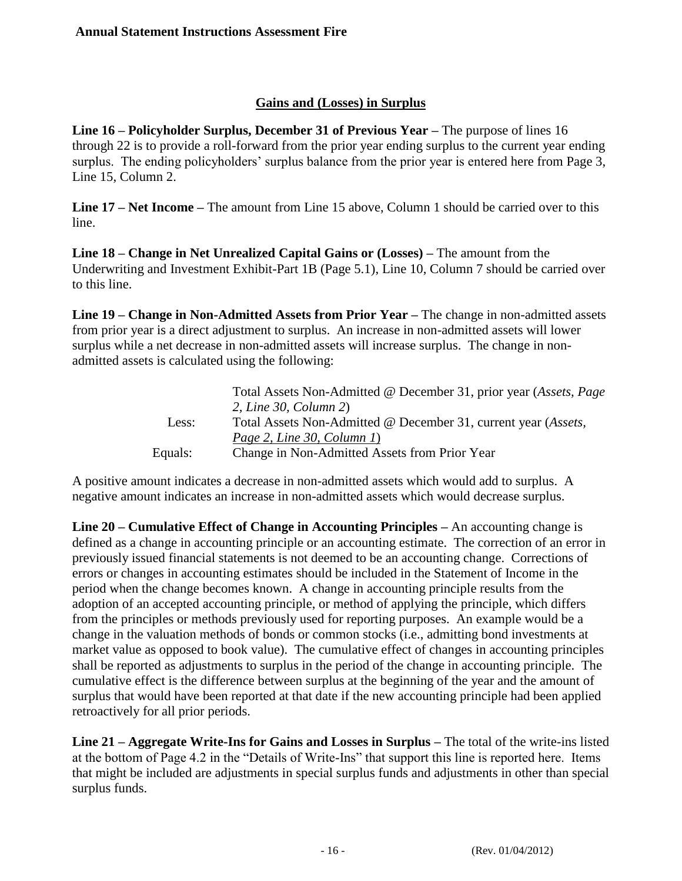## Gains and (Losses) in Surplus

**Line 16 – Policyholder Surplus, December 31 of Previous Year –** The purpose of lines 16 through 22 is to provide a roll-forward from the prior year ending surplus to the current year ending surplus. The ending policyholders' surplus balance from the prior year is entered here from Page 3, Line 15, Column 2.

**Line 17 – Net Income –** The amount from Line 15 above, Column 1 should be carried over to this line.

**Line 18 – Change in Net Unrealized Capital Gains or (Losses) –** The amount from the Underwriting and Investment Exhibit-Part 1B (Page 5.1), Line 10, Column 7 should be carried over to this line.

**Line 19 – Change in Non-Admitted Assets from Prior Year –** The change in non-admitted assets from prior year is a direct adjustment to surplus. An increase in non-admitted assets will lower surplus while a net decrease in non-admitted assets will increase surplus. The change in non-admitted assets is calculated using the following:

| | |
|---|---|
| | Total Assets Non-Admitted @ December 31, prior year (*Assets, Page 2, Line 30, Column 2*) |
| Less: | Total Assets Non-Admitted @ December 31, current year (*Assets, Page 2, Line 30, Column 1*) |
| Equals: | Change in Non-Admitted Assets from Prior Year |

A positive amount indicates a decrease in non-admitted assets which would add to surplus. A negative amount indicates an increase in non-admitted assets which would decrease surplus.

**Line 20 – Cumulative Effect of Change in Accounting Principles –** An accounting change is defined as a change in accounting principle or an accounting estimate. The correction of an error in previously issued financial statements is not deemed to be an accounting change. Corrections of errors or changes in accounting estimates should be included in the Statement of Income in the period when the change becomes known. A change in accounting principle results from the adoption of an accepted accounting principle, or method of applying the principle, which differs from the principles or methods previously used for reporting purposes. An example would be a change in the valuation methods of bonds or common stocks (i.e., admitting bond investments at market value as opposed to book value). The cumulative effect of changes in accounting principles shall be reported as adjustments to surplus in the period of the change in accounting principle. The cumulative effect is the difference between surplus at the beginning of the year and the amount of surplus that would have been reported at that date if the new accounting principle had been applied retroactively for all prior periods.

**Line 21 – Aggregate Write-Ins for Gains and Losses in Surplus –** The total of the write-ins listed at the bottom of Page 4.2 in the "Details of Write-Ins" that support this line is reported here. Items that might be included are adjustments in special surplus funds and adjustments in other than special surplus funds.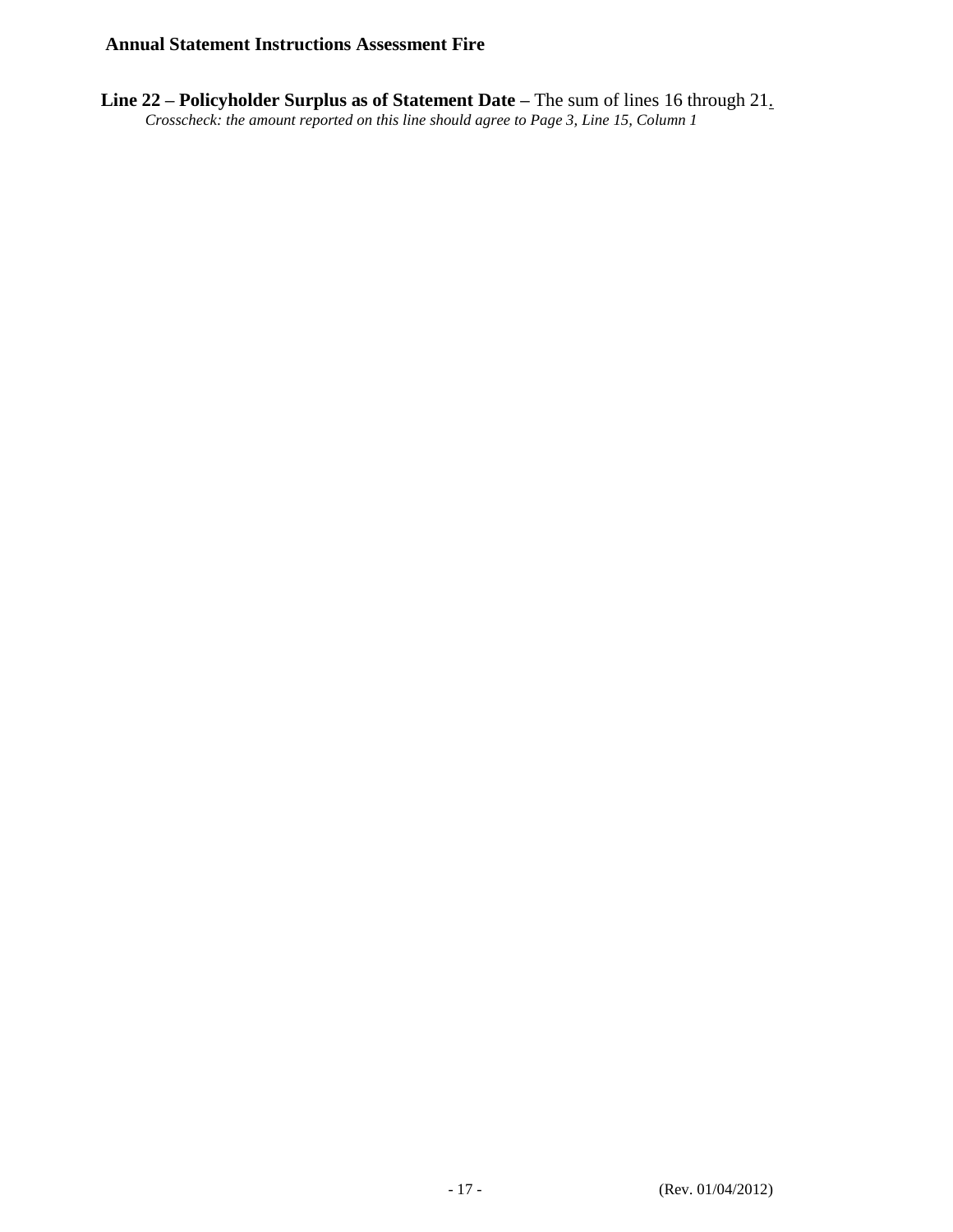**Line 22 – Policyholder Surplus as of Statement Date –** The sum of lines 16 through 21.

*Crosscheck: the amount reported on this line should agree to Page 3, Line 15, Column 1*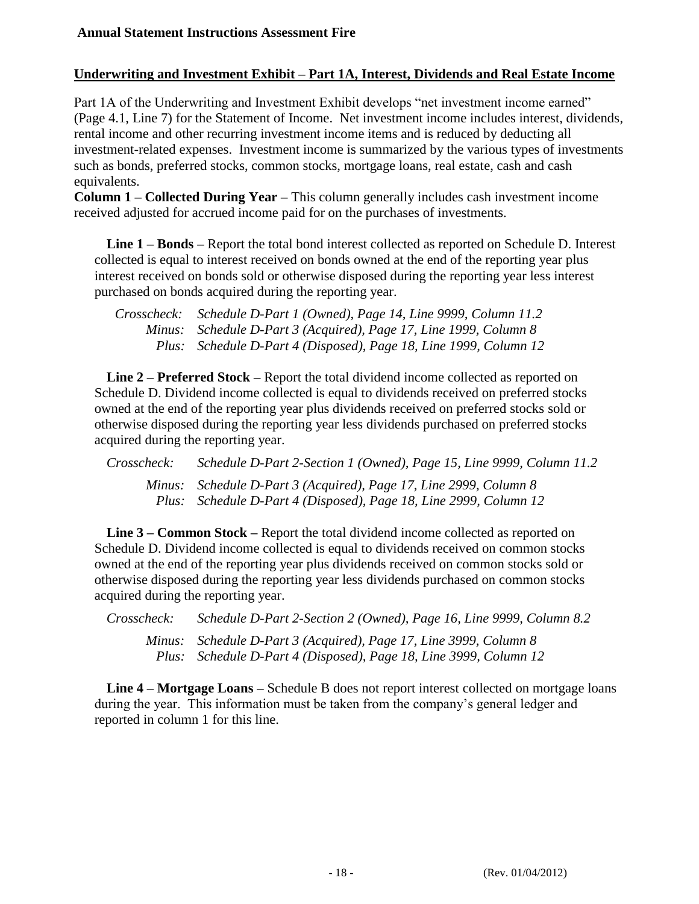## Underwriting and Investment Exhibit – Part 1A, Interest, Dividends and Real Estate Income

Part 1A of the Underwriting and Investment Exhibit develops "net investment income earned" (Page 4.1, Line 7) for the Statement of Income. Net investment income includes interest, dividends, rental income and other recurring investment income items and is reduced by deducting all investment-related expenses. Investment income is summarized by the various types of investments such as bonds, preferred stocks, common stocks, mortgage loans, real estate, cash and cash equivalents.

**Column 1 – Collected During Year –** This column generally includes cash investment income received adjusted for accrued income paid for on the purchases of investments.

**Line 1 – Bonds –** Report the total bond interest collected as reported on Schedule D. Interest collected is equal to interest received on bonds owned at the end of the reporting year plus interest received on bonds sold or otherwise disposed during the reporting year less interest purchased on bonds acquired during the reporting year.

*Crosscheck: Schedule D-Part 1 (Owned), Page 14, Line 9999, Column 11.2*
*Minus: Schedule D-Part 3 (Acquired), Page 17, Line 1999, Column 8*
*Plus: Schedule D-Part 4 (Disposed), Page 18, Line 1999, Column 12*

**Line 2 – Preferred Stock –** Report the total dividend income collected as reported on Schedule D. Dividend income collected is equal to dividends received on preferred stocks owned at the end of the reporting year plus dividends received on preferred stocks sold or otherwise disposed during the reporting year less dividends purchased on preferred stocks acquired during the reporting year.

*Crosscheck: Schedule D-Part 2-Section 1 (Owned), Page 15, Line 9999, Column 11.2*
*Minus: Schedule D-Part 3 (Acquired), Page 17, Line 2999, Column 8*
*Plus: Schedule D-Part 4 (Disposed), Page 18, Line 2999, Column 12*

**Line 3 – Common Stock –** Report the total dividend income collected as reported on Schedule D. Dividend income collected is equal to dividends received on common stocks owned at the end of the reporting year plus dividends received on common stocks sold or otherwise disposed during the reporting year less dividends purchased on common stocks acquired during the reporting year.

*Crosscheck: Schedule D-Part 2-Section 2 (Owned), Page 16, Line 9999, Column 8.2*
*Minus: Schedule D-Part 3 (Acquired), Page 17, Line 3999, Column 8*
*Plus: Schedule D-Part 4 (Disposed), Page 18, Line 3999, Column 12*

**Line 4 – Mortgage Loans –** Schedule B does not report interest collected on mortgage loans during the year. This information must be taken from the company's general ledger and reported in column 1 for this line.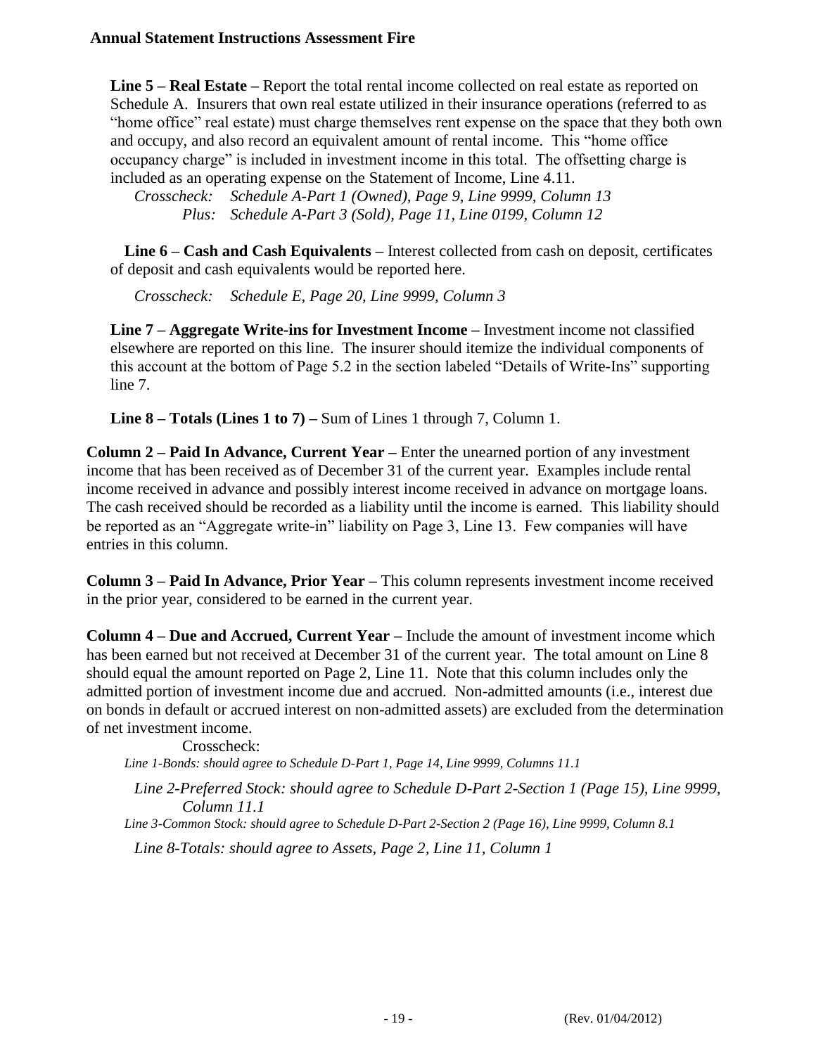**Line 5 – Real Estate –** Report the total rental income collected on real estate as reported on Schedule A. Insurers that own real estate utilized in their insurance operations (referred to as "home office" real estate) must charge themselves rent expense on the space that they both own and occupy, and also record an equivalent amount of rental income. This "home office occupancy charge" is included in investment income in this total. The offsetting charge is included as an operating expense on the Statement of Income, Line 4.11.

*Crosscheck: Schedule A-Part 1 (Owned), Page 9, Line 9999, Column 13*
*Plus: Schedule A-Part 3 (Sold), Page 11, Line 0199, Column 12*

**Line 6 – Cash and Cash Equivalents –** Interest collected from cash on deposit, certificates of deposit and cash equivalents would be reported here.

*Crosscheck: Schedule E, Page 20, Line 9999, Column 3*

**Line 7 – Aggregate Write-ins for Investment Income –** Investment income not classified elsewhere are reported on this line. The insurer should itemize the individual components of this account at the bottom of Page 5.2 in the section labeled "Details of Write-Ins" supporting line 7.

**Line 8 – Totals (Lines 1 to 7) –** Sum of Lines 1 through 7, Column 1.

**Column 2 – Paid In Advance, Current Year –** Enter the unearned portion of any investment income that has been received as of December 31 of the current year. Examples include rental income received in advance and possibly interest income received in advance on mortgage loans. The cash received should be recorded as a liability until the income is earned. This liability should be reported as an "Aggregate write-in" liability on Page 3, Line 13. Few companies will have entries in this column.

**Column 3 – Paid In Advance, Prior Year –** This column represents investment income received in the prior year, considered to be earned in the current year.

**Column 4 – Due and Accrued, Current Year –** Include the amount of investment income which has been earned but not received at December 31 of the current year. The total amount on Line 8 should equal the amount reported on Page 2, Line 11. Note that this column includes only the admitted portion of investment income due and accrued. Non-admitted amounts (i.e., interest due on bonds in default or accrued interest on non-admitted assets) are excluded from the determination of net investment income.

Crosscheck:

*Line 1-Bonds: should agree to Schedule D-Part 1, Page 14, Line 9999, Columns 11.1*

*Line 2-Preferred Stock: should agree to Schedule D-Part 2-Section 1 (Page 15), Line 9999, Column 11.1*

*Line 3-Common Stock: should agree to Schedule D-Part 2-Section 2 (Page 16), Line 9999, Column 8.1*

*Line 8-Totals: should agree to Assets, Page 2, Line 11, Column 1*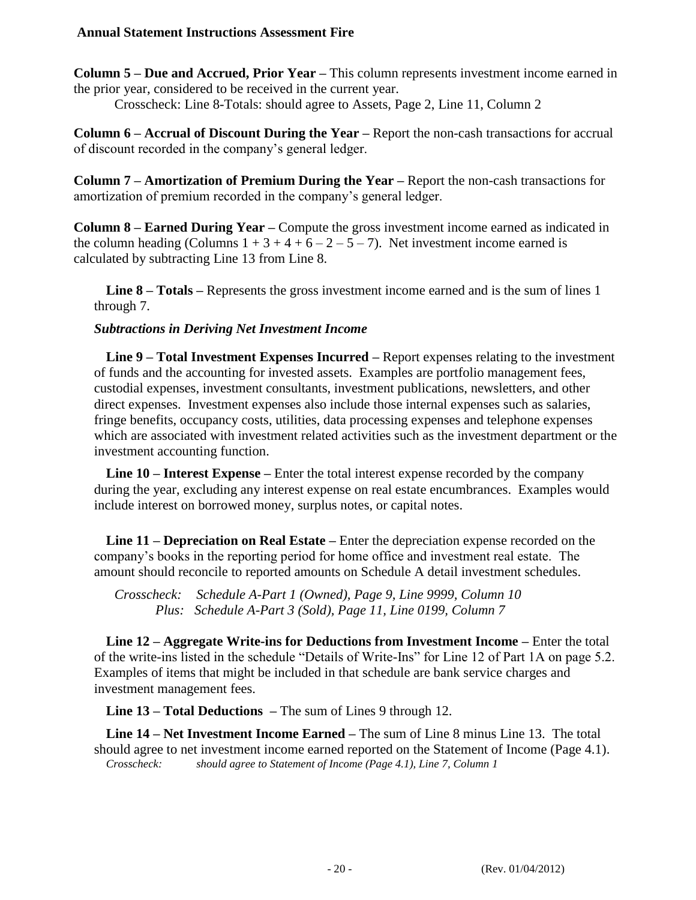**Column 5 – Due and Accrued, Prior Year –** This column represents investment income earned in the prior year, considered to be received in the current year.

Crosscheck: Line 8-Totals: should agree to Assets, Page 2, Line 11, Column 2

**Column 6 – Accrual of Discount During the Year –** Report the non-cash transactions for accrual of discount recorded in the company's general ledger.

**Column 7 – Amortization of Premium During the Year –** Report the non-cash transactions for amortization of premium recorded in the company's general ledger.

**Column 8 – Earned During Year –** Compute the gross investment income earned as indicated in the column heading (Columns 1 + 3 + 4 + 6 – 2 – 5 – 7). Net investment income earned is calculated by subtracting Line 13 from Line 8.

**Line 8 – Totals –** Represents the gross investment income earned and is the sum of lines 1 through 7.

***Subtractions in Deriving Net Investment Income***

**Line 9 – Total Investment Expenses Incurred –** Report expenses relating to the investment of funds and the accounting for invested assets. Examples are portfolio management fees, custodial expenses, investment consultants, investment publications, newsletters, and other direct expenses. Investment expenses also include those internal expenses such as salaries, fringe benefits, occupancy costs, utilities, data processing expenses and telephone expenses which are associated with investment related activities such as the investment department or the investment accounting function.

**Line 10 – Interest Expense –** Enter the total interest expense recorded by the company during the year, excluding any interest expense on real estate encumbrances. Examples would include interest on borrowed money, surplus notes, or capital notes.

**Line 11 – Depreciation on Real Estate –** Enter the depreciation expense recorded on the company's books in the reporting period for home office and investment real estate. The amount should reconcile to reported amounts on Schedule A detail investment schedules.

*Crosscheck: Schedule A-Part 1 (Owned), Page 9, Line 9999, Column 10*
*Plus: Schedule A-Part 3 (Sold), Page 11, Line 0199, Column 7*

**Line 12 – Aggregate Write-ins for Deductions from Investment Income –** Enter the total of the write-ins listed in the schedule "Details of Write-Ins" for Line 12 of Part 1A on page 5.2. Examples of items that might be included in that schedule are bank service charges and investment management fees.

**Line 13 – Total Deductions –** The sum of Lines 9 through 12.

**Line 14 – Net Investment Income Earned –** The sum of Line 8 minus Line 13. The total should agree to net investment income earned reported on the Statement of Income (Page 4.1).

*Crosscheck: should agree to Statement of Income (Page 4.1), Line 7, Column 1*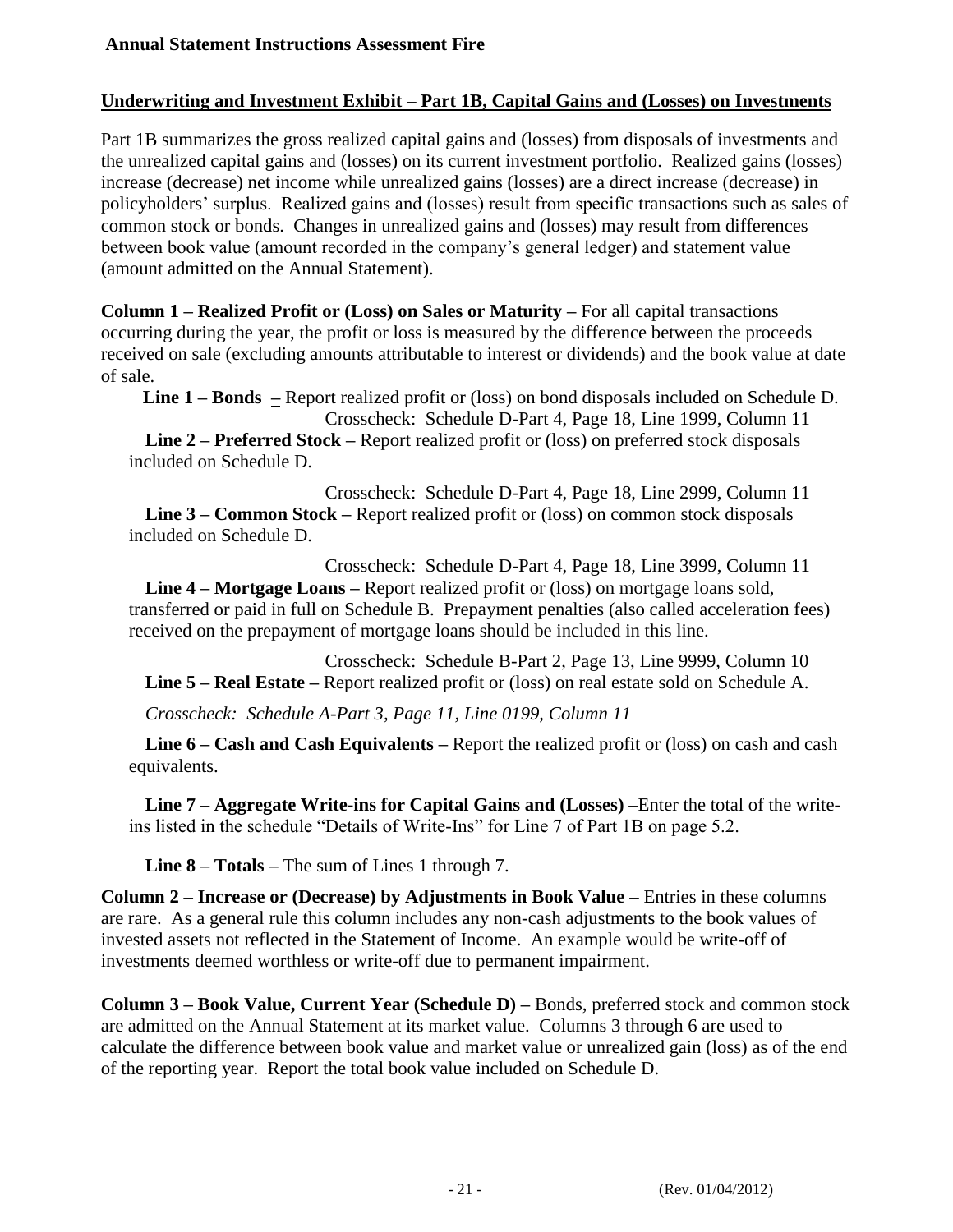## Underwriting and Investment Exhibit – Part 1B, Capital Gains and (Losses) on Investments

Part 1B summarizes the gross realized capital gains and (losses) from disposals of investments and the unrealized capital gains and (losses) on its current investment portfolio. Realized gains (losses) increase (decrease) net income while unrealized gains (losses) are a direct increase (decrease) in policyholders' surplus. Realized gains and (losses) result from specific transactions such as sales of common stock or bonds. Changes in unrealized gains and (losses) may result from differences between book value (amount recorded in the company's general ledger) and statement value (amount admitted on the Annual Statement).

**Column 1 – Realized Profit or (Loss) on Sales or Maturity –** For all capital transactions occurring during the year, the profit or loss is measured by the difference between the proceeds received on sale (excluding amounts attributable to interest or dividends) and the book value at date of sale.

**Line 1 – Bonds –** Report realized profit or (loss) on bond disposals included on Schedule D.

Crosscheck: Schedule D-Part 4, Page 18, Line 1999, Column 11

**Line 2 – Preferred Stock –** Report realized profit or (loss) on preferred stock disposals included on Schedule D.

Crosscheck: Schedule D-Part 4, Page 18, Line 2999, Column 11

**Line 3 – Common Stock –** Report realized profit or (loss) on common stock disposals included on Schedule D.

Crosscheck: Schedule D-Part 4, Page 18, Line 3999, Column 11

**Line 4 – Mortgage Loans –** Report realized profit or (loss) on mortgage loans sold, transferred or paid in full on Schedule B. Prepayment penalties (also called acceleration fees) received on the prepayment of mortgage loans should be included in this line.

Crosscheck: Schedule B-Part 2, Page 13, Line 9999, Column 10

**Line 5 – Real Estate –** Report realized profit or (loss) on real estate sold on Schedule A.

*Crosscheck: Schedule A-Part 3, Page 11, Line 0199, Column 11*

**Line 6 – Cash and Cash Equivalents –** Report the realized profit or (loss) on cash and cash equivalents.

**Line 7 – Aggregate Write-ins for Capital Gains and (Losses) –**Enter the total of the write-ins listed in the schedule "Details of Write-Ins" for Line 7 of Part 1B on page 5.2.

**Line 8 – Totals –** The sum of Lines 1 through 7.

**Column 2 – Increase or (Decrease) by Adjustments in Book Value –** Entries in these columns are rare. As a general rule this column includes any non-cash adjustments to the book values of invested assets not reflected in the Statement of Income. An example would be write-off of investments deemed worthless or write-off due to permanent impairment.

**Column 3 – Book Value, Current Year (Schedule D) –** Bonds, preferred stock and common stock are admitted on the Annual Statement at its market value. Columns 3 through 6 are used to calculate the difference between book value and market value or unrealized gain (loss) as of the end of the reporting year. Report the total book value included on Schedule D.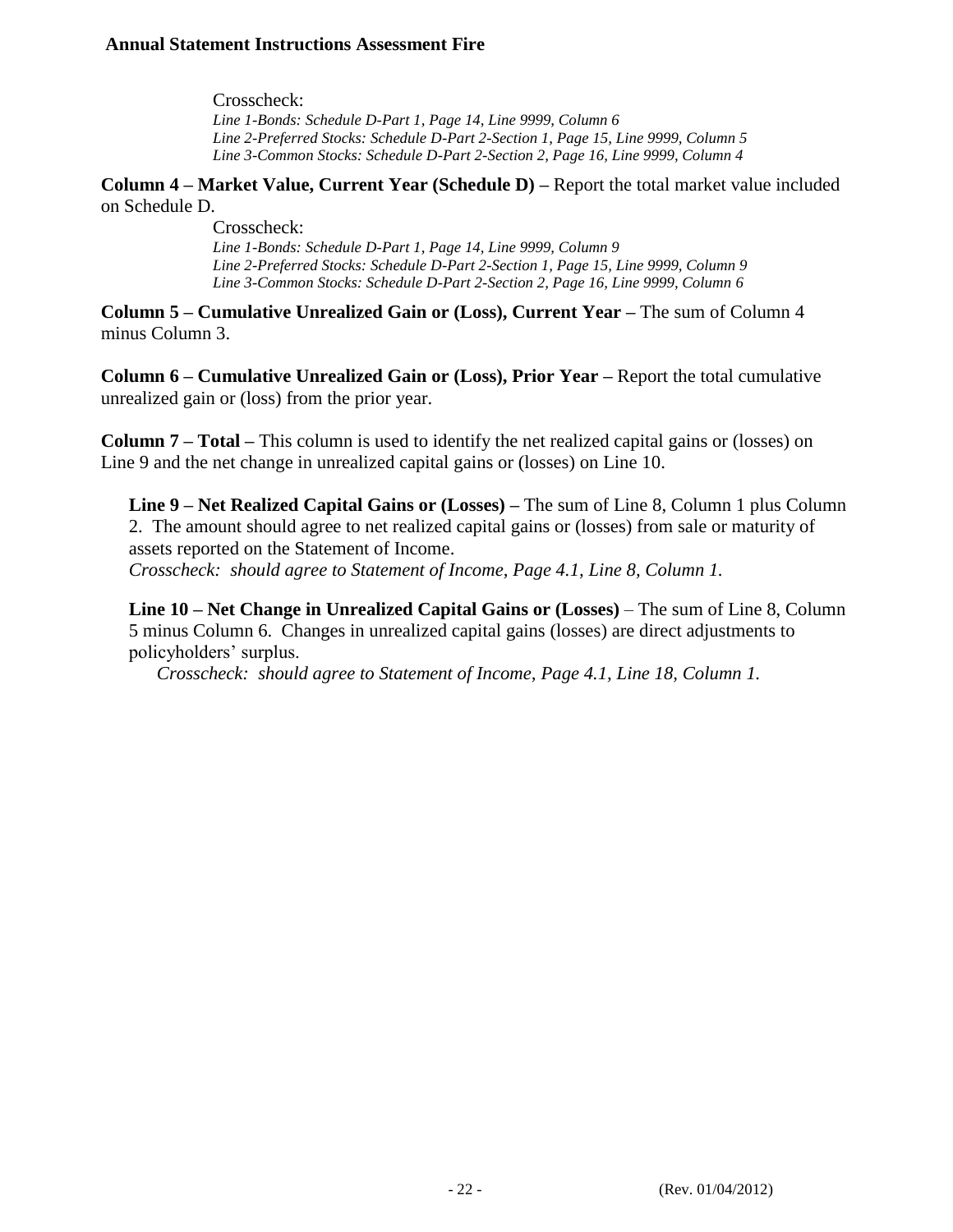Crosscheck:

*Line 1-Bonds: Schedule D-Part 1, Page 14, Line 9999, Column 6*
*Line 2-Preferred Stocks: Schedule D-Part 2-Section 1, Page 15, Line 9999, Column 5*
*Line 3-Common Stocks: Schedule D-Part 2-Section 2, Page 16, Line 9999, Column 4*

**Column 4 – Market Value, Current Year (Schedule D) –** Report the total market value included on Schedule D.

Crosscheck:

*Line 1-Bonds: Schedule D-Part 1, Page 14, Line 9999, Column 9*
*Line 2-Preferred Stocks: Schedule D-Part 2-Section 1, Page 15, Line 9999, Column 9*
*Line 3-Common Stocks: Schedule D-Part 2-Section 2, Page 16, Line 9999, Column 6*

**Column 5 – Cumulative Unrealized Gain or (Loss), Current Year –** The sum of Column 4 minus Column 3.

**Column 6 – Cumulative Unrealized Gain or (Loss), Prior Year –** Report the total cumulative unrealized gain or (loss) from the prior year.

**Column 7 – Total –** This column is used to identify the net realized capital gains or (losses) on Line 9 and the net change in unrealized capital gains or (losses) on Line 10.

**Line 9 – Net Realized Capital Gains or (Losses) –** The sum of Line 8, Column 1 plus Column 2. The amount should agree to net realized capital gains or (losses) from sale or maturity of assets reported on the Statement of Income.
*Crosscheck: should agree to Statement of Income, Page 4.1, Line 8, Column 1.*

**Line 10 – Net Change in Unrealized Capital Gains or (Losses)** – The sum of Line 8, Column 5 minus Column 6. Changes in unrealized capital gains (losses) are direct adjustments to policyholders' surplus.
*Crosscheck: should agree to Statement of Income, Page 4.1, Line 18, Column 1.*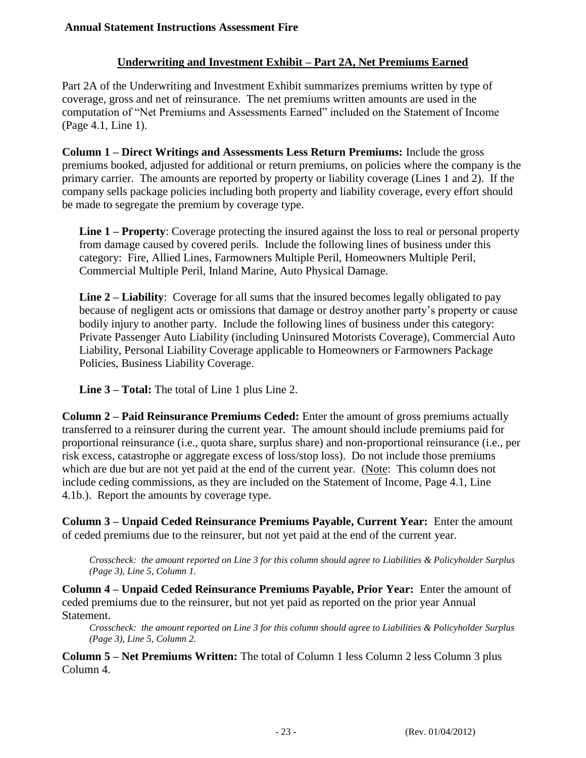## Underwriting and Investment Exhibit – Part 2A, Net Premiums Earned

Part 2A of the Underwriting and Investment Exhibit summarizes premiums written by type of coverage, gross and net of reinsurance. The net premiums written amounts are used in the computation of "Net Premiums and Assessments Earned" included on the Statement of Income (Page 4.1, Line 1).

**Column 1 – Direct Writings and Assessments Less Return Premiums:** Include the gross premiums booked, adjusted for additional or return premiums, on policies where the company is the primary carrier. The amounts are reported by property or liability coverage (Lines 1 and 2). If the company sells package policies including both property and liability coverage, every effort should be made to segregate the premium by coverage type.

> **Line 1 – Property**: Coverage protecting the insured against the loss to real or personal property from damage caused by covered perils. Include the following lines of business under this category: Fire, Allied Lines, Farmowners Multiple Peril, Homeowners Multiple Peril, Commercial Multiple Peril, Inland Marine, Auto Physical Damage.
>
> **Line 2 – Liability**: Coverage for all sums that the insured becomes legally obligated to pay because of negligent acts or omissions that damage or destroy another party's property or cause bodily injury to another party. Include the following lines of business under this category: Private Passenger Auto Liability (including Uninsured Motorists Coverage), Commercial Auto Liability, Personal Liability Coverage applicable to Homeowners or Farmowners Package Policies, Business Liability Coverage.
>
> **Line 3 – Total:** The total of Line 1 plus Line 2.

**Column 2 – Paid Reinsurance Premiums Ceded:** Enter the amount of gross premiums actually transferred to a reinsurer during the current year. The amount should include premiums paid for proportional reinsurance (i.e., quota share, surplus share) and non-proportional reinsurance (i.e., per risk excess, catastrophe or aggregate excess of loss/stop loss). Do not include those premiums which are due but are not yet paid at the end of the current year. (Note: This column does not include ceding commissions, as they are included on the Statement of Income, Page 4.1, Line 4.1b.). Report the amounts by coverage type.

**Column 3 – Unpaid Ceded Reinsurance Premiums Payable, Current Year:** Enter the amount of ceded premiums due to the reinsurer, but not yet paid at the end of the current year.

> *Crosscheck: the amount reported on Line 3 for this column should agree to Liabilities & Policyholder Surplus (Page 3), Line 5, Column 1.*

**Column 4 – Unpaid Ceded Reinsurance Premiums Payable, Prior Year:** Enter the amount of ceded premiums due to the reinsurer, but not yet paid as reported on the prior year Annual Statement.

> *Crosscheck: the amount reported on Line 3 for this column should agree to Liabilities & Policyholder Surplus (Page 3), Line 5, Column 2.*

**Column 5 – Net Premiums Written:** The total of Column 1 less Column 2 less Column 3 plus Column 4.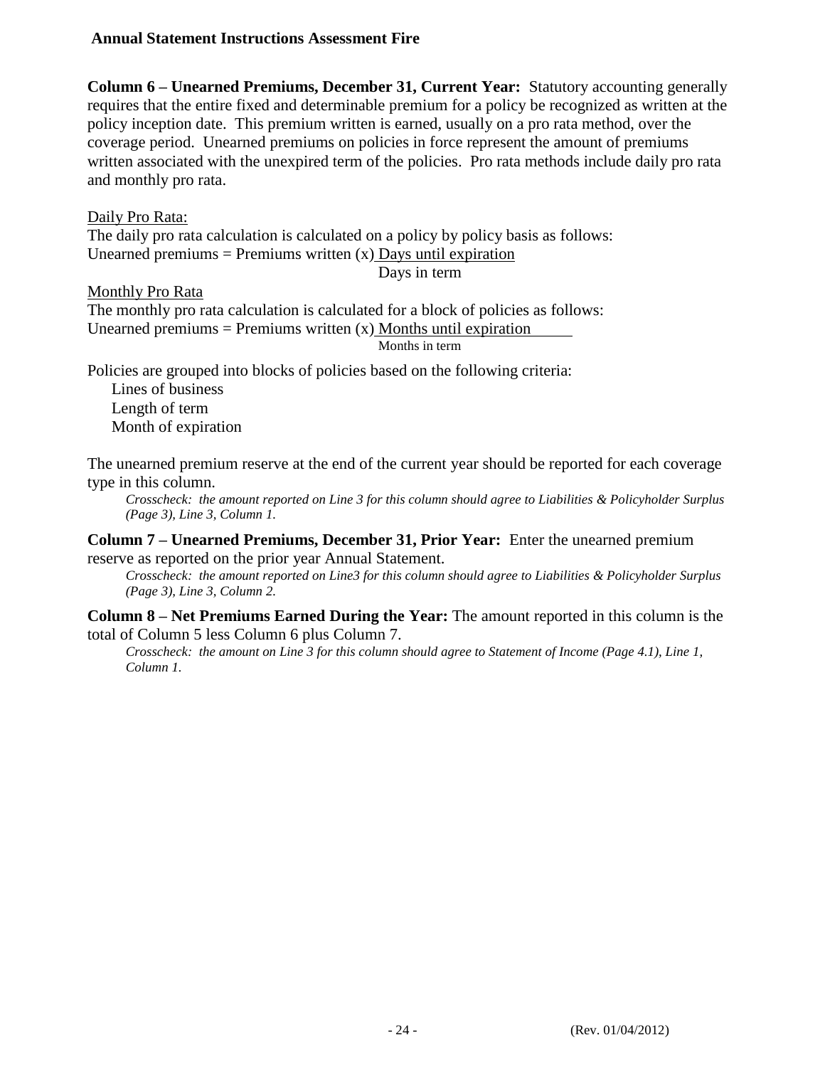**Column 6 – Unearned Premiums, December 31, Current Year:** Statutory accounting generally requires that the entire fixed and determinable premium for a policy be recognized as written at the policy inception date. This premium written is earned, usually on a pro rata method, over the coverage period. Unearned premiums on policies in force represent the amount of premiums written associated with the unexpired term of the policies. Pro rata methods include daily pro rata and monthly pro rata.

Daily Pro Rata:

The daily pro rata calculation is calculated on a policy by policy basis as follows:

$$\text{Unearned premiums} = \text{Premiums written} \times \frac{\text{Days until expiration}}{\text{Days in term}}$$

Monthly Pro Rata

The monthly pro rata calculation is calculated for a block of policies as follows:

$$\text{Unearned premiums} = \text{Premiums written} \times \frac{\text{Months until expiration}}{\text{Months in term}}$$

Policies are grouped into blocks of policies based on the following criteria:

- Lines of business
- Length of term
- Month of expiration

The unearned premium reserve at the end of the current year should be reported for each coverage type in this column.

*Crosscheck: the amount reported on Line 3 for this column should agree to Liabilities & Policyholder Surplus (Page 3), Line 3, Column 1.*

**Column 7 – Unearned Premiums, December 31, Prior Year:** Enter the unearned premium reserve as reported on the prior year Annual Statement.

*Crosscheck: the amount reported on Line3 for this column should agree to Liabilities & Policyholder Surplus (Page 3), Line 3, Column 2.*

**Column 8 – Net Premiums Earned During the Year:** The amount reported in this column is the total of Column 5 less Column 6 plus Column 7.

*Crosscheck: the amount on Line 3 for this column should agree to Statement of Income (Page 4.1), Line 1, Column 1.*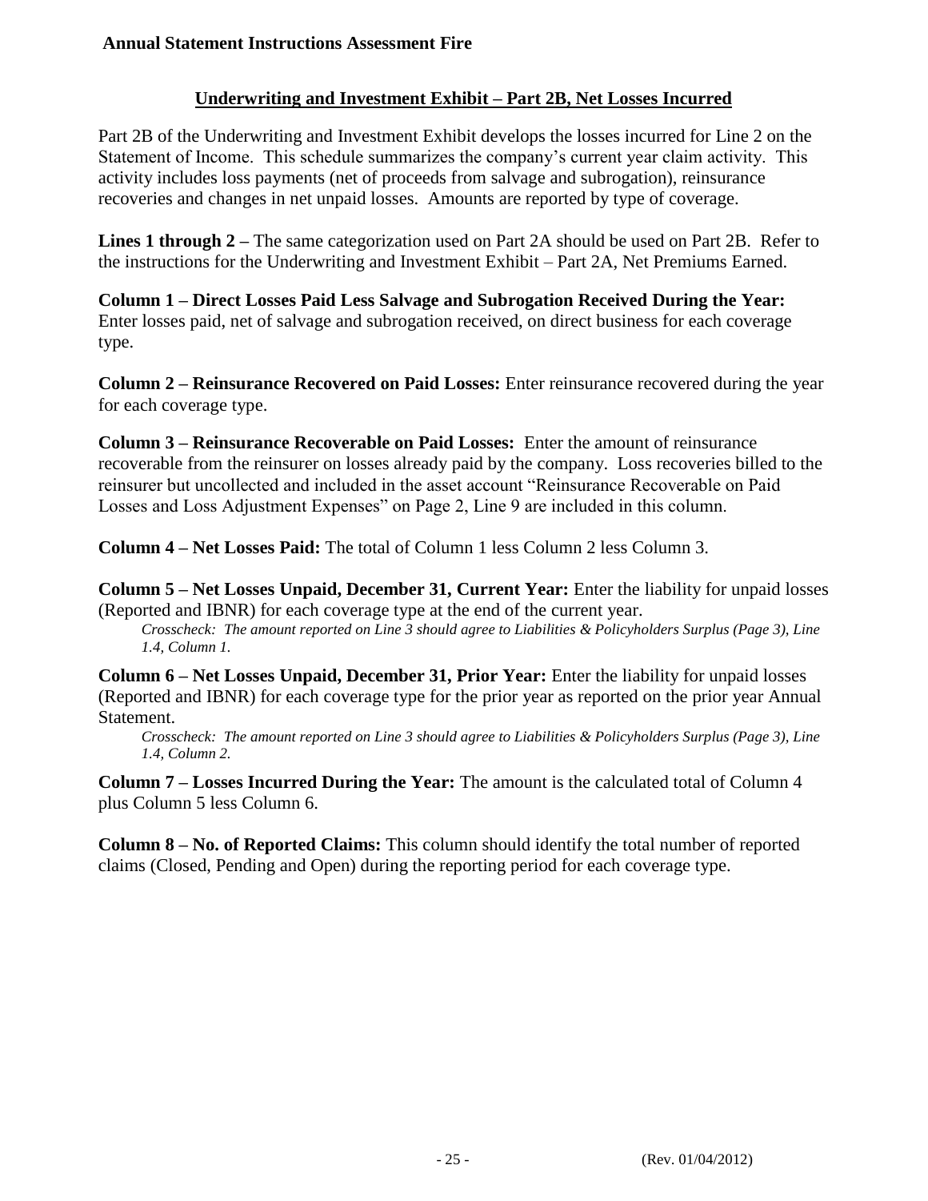## Underwriting and Investment Exhibit – Part 2B, Net Losses Incurred

Part 2B of the Underwriting and Investment Exhibit develops the losses incurred for Line 2 on the Statement of Income. This schedule summarizes the company's current year claim activity. This activity includes loss payments (net of proceeds from salvage and subrogation), reinsurance recoveries and changes in net unpaid losses. Amounts are reported by type of coverage.

**Lines 1 through 2 –** The same categorization used on Part 2A should be used on Part 2B. Refer to the instructions for the Underwriting and Investment Exhibit – Part 2A, Net Premiums Earned.

**Column 1 – Direct Losses Paid Less Salvage and Subrogation Received During the Year:** Enter losses paid, net of salvage and subrogation received, on direct business for each coverage type.

**Column 2 – Reinsurance Recovered on Paid Losses:** Enter reinsurance recovered during the year for each coverage type.

**Column 3 – Reinsurance Recoverable on Paid Losses:** Enter the amount of reinsurance recoverable from the reinsurer on losses already paid by the company. Loss recoveries billed to the reinsurer but uncollected and included in the asset account "Reinsurance Recoverable on Paid Losses and Loss Adjustment Expenses" on Page 2, Line 9 are included in this column.

**Column 4 – Net Losses Paid:** The total of Column 1 less Column 2 less Column 3.

**Column 5 – Net Losses Unpaid, December 31, Current Year:** Enter the liability for unpaid losses (Reported and IBNR) for each coverage type at the end of the current year.

> *Crosscheck: The amount reported on Line 3 should agree to Liabilities & Policyholders Surplus (Page 3), Line 1.4, Column 1.*

**Column 6 – Net Losses Unpaid, December 31, Prior Year:** Enter the liability for unpaid losses (Reported and IBNR) for each coverage type for the prior year as reported on the prior year Annual Statement.

> *Crosscheck: The amount reported on Line 3 should agree to Liabilities & Policyholders Surplus (Page 3), Line 1.4, Column 2.*

**Column 7 – Losses Incurred During the Year:** The amount is the calculated total of Column 4 plus Column 5 less Column 6.

**Column 8 – No. of Reported Claims:** This column should identify the total number of reported claims (Closed, Pending and Open) during the reporting period for each coverage type.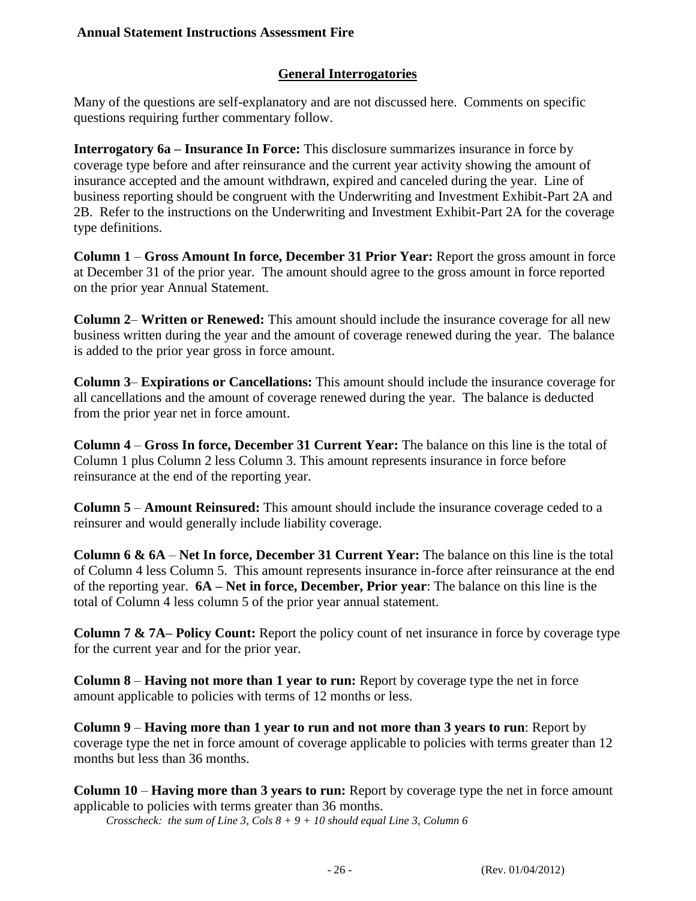## General Interrogatories

Many of the questions are self-explanatory and are not discussed here. Comments on specific questions requiring further commentary follow.

**Interrogatory 6a – Insurance In Force:** This disclosure summarizes insurance in force by coverage type before and after reinsurance and the current year activity showing the amount of insurance accepted and the amount withdrawn, expired and canceled during the year. Line of business reporting should be congruent with the Underwriting and Investment Exhibit-Part 2A and 2B. Refer to the instructions on the Underwriting and Investment Exhibit-Part 2A for the coverage type definitions.

**Column 1** – **Gross Amount In force, December 31 Prior Year:** Report the gross amount in force at December 31 of the prior year. The amount should agree to the gross amount in force reported on the prior year Annual Statement.

**Column 2**– **Written or Renewed:** This amount should include the insurance coverage for all new business written during the year and the amount of coverage renewed during the year. The balance is added to the prior year gross in force amount.

**Column 3**– **Expirations or Cancellations:** This amount should include the insurance coverage for all cancellations and the amount of coverage renewed during the year. The balance is deducted from the prior year net in force amount.

**Column 4** – **Gross In force, December 31 Current Year:** The balance on this line is the total of Column 1 plus Column 2 less Column 3. This amount represents insurance in force before reinsurance at the end of the reporting year.

**Column 5** – **Amount Reinsured:** This amount should include the insurance coverage ceded to a reinsurer and would generally include liability coverage.

**Column 6 & 6A** – **Net In force, December 31 Current Year:** The balance on this line is the total of Column 4 less Column 5. This amount represents insurance in-force after reinsurance at the end of the reporting year. **6A – Net in force, December, Prior year**: The balance on this line is the total of Column 4 less column 5 of the prior year annual statement.

**Column 7 & 7A– Policy Count:** Report the policy count of net insurance in force by coverage type for the current year and for the prior year.

**Column 8** – **Having not more than 1 year to run:** Report by coverage type the net in force amount applicable to policies with terms of 12 months or less.

**Column 9** – **Having more than 1 year to run and not more than 3 years to run**: Report by coverage type the net in force amount of coverage applicable to policies with terms greater than 12 months but less than 36 months.

**Column 10** – **Having more than 3 years to run:** Report by coverage type the net in force amount applicable to policies with terms greater than 36 months.

*Crosscheck: the sum of Line 3, Cols 8 + 9 + 10 should equal Line 3, Column 6*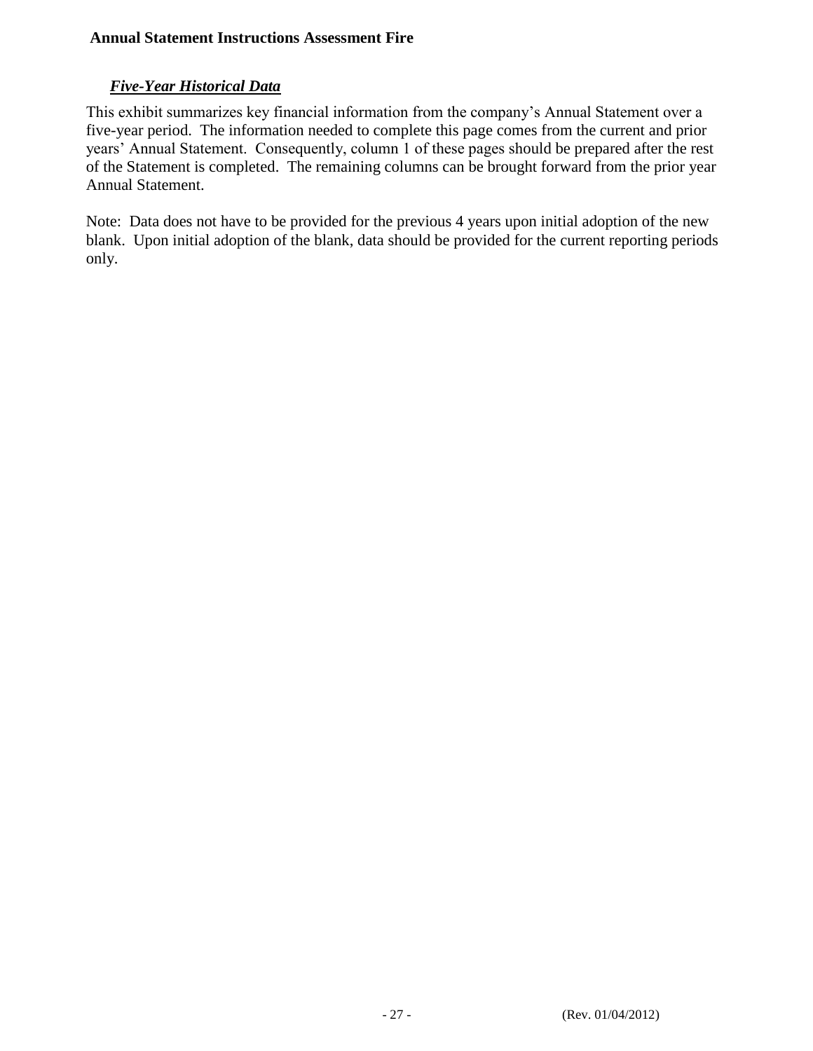## ***Five-Year Historical Data***

This exhibit summarizes key financial information from the company's Annual Statement over a five-year period. The information needed to complete this page comes from the current and prior years' Annual Statement. Consequently, column 1 of these pages should be prepared after the rest of the Statement is completed. The remaining columns can be brought forward from the prior year Annual Statement.

Note: Data does not have to be provided for the previous 4 years upon initial adoption of the new blank. Upon initial adoption of the blank, data should be provided for the current reporting periods only.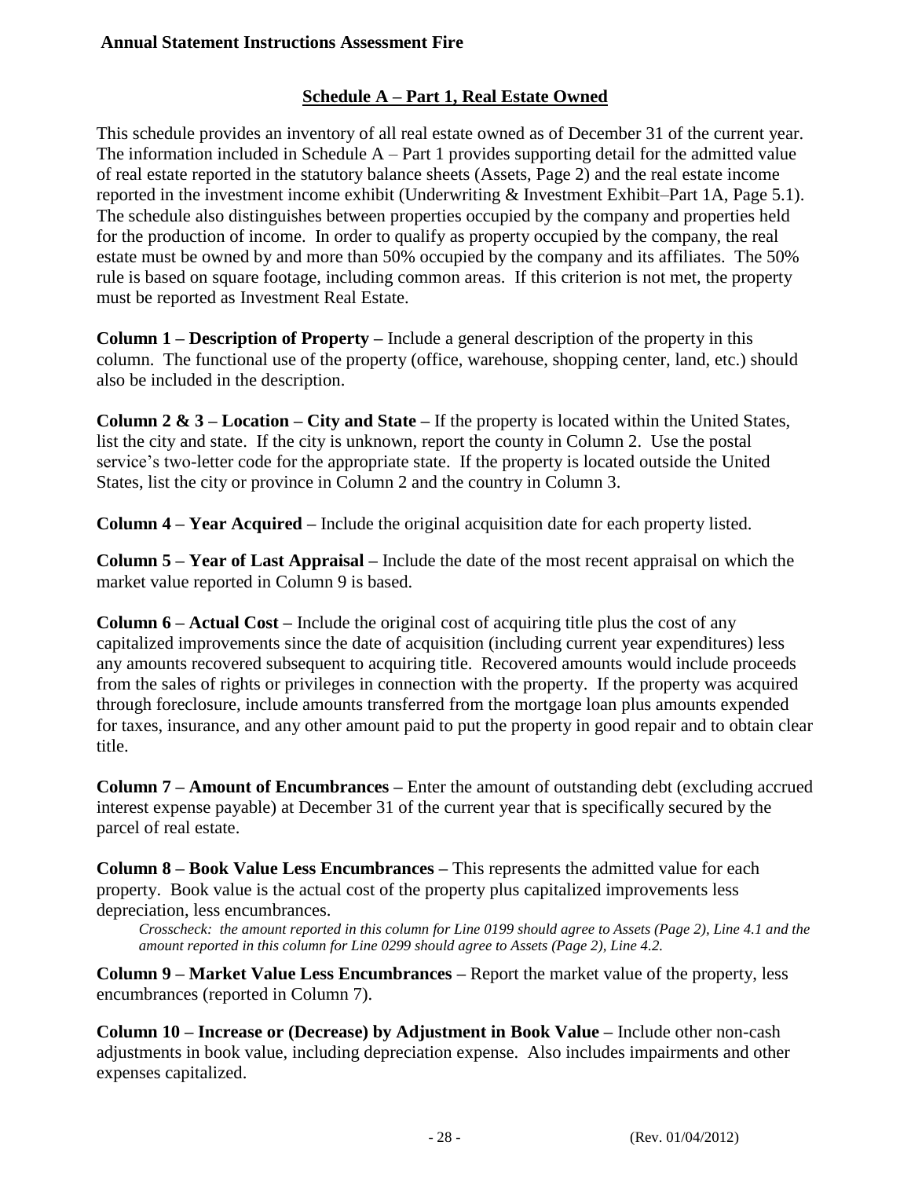## Schedule A – Part 1, Real Estate Owned

This schedule provides an inventory of all real estate owned as of December 31 of the current year. The information included in Schedule A – Part 1 provides supporting detail for the admitted value of real estate reported in the statutory balance sheets (Assets, Page 2) and the real estate income reported in the investment income exhibit (Underwriting & Investment Exhibit–Part 1A, Page 5.1). The schedule also distinguishes between properties occupied by the company and properties held for the production of income. In order to qualify as property occupied by the company, the real estate must be owned by and more than 50% occupied by the company and its affiliates. The 50% rule is based on square footage, including common areas. If this criterion is not met, the property must be reported as Investment Real Estate.

**Column 1 – Description of Property –** Include a general description of the property in this column. The functional use of the property (office, warehouse, shopping center, land, etc.) should also be included in the description.

**Column 2 & 3 – Location – City and State –** If the property is located within the United States, list the city and state. If the city is unknown, report the county in Column 2. Use the postal service's two-letter code for the appropriate state. If the property is located outside the United States, list the city or province in Column 2 and the country in Column 3.

**Column 4 – Year Acquired –** Include the original acquisition date for each property listed.

**Column 5 – Year of Last Appraisal –** Include the date of the most recent appraisal on which the market value reported in Column 9 is based.

**Column 6 – Actual Cost –** Include the original cost of acquiring title plus the cost of any capitalized improvements since the date of acquisition (including current year expenditures) less any amounts recovered subsequent to acquiring title. Recovered amounts would include proceeds from the sales of rights or privileges in connection with the property. If the property was acquired through foreclosure, include amounts transferred from the mortgage loan plus amounts expended for taxes, insurance, and any other amount paid to put the property in good repair and to obtain clear title.

**Column 7 – Amount of Encumbrances –** Enter the amount of outstanding debt (excluding accrued interest expense payable) at December 31 of the current year that is specifically secured by the parcel of real estate.

**Column 8 – Book Value Less Encumbrances –** This represents the admitted value for each property. Book value is the actual cost of the property plus capitalized improvements less depreciation, less encumbrances.

*Crosscheck: the amount reported in this column for Line 0199 should agree to Assets (Page 2), Line 4.1 and the amount reported in this column for Line 0299 should agree to Assets (Page 2), Line 4.2.*

**Column 9 – Market Value Less Encumbrances –** Report the market value of the property, less encumbrances (reported in Column 7).

**Column 10 – Increase or (Decrease) by Adjustment in Book Value –** Include other non-cash adjustments in book value, including depreciation expense. Also includes impairments and other expenses capitalized.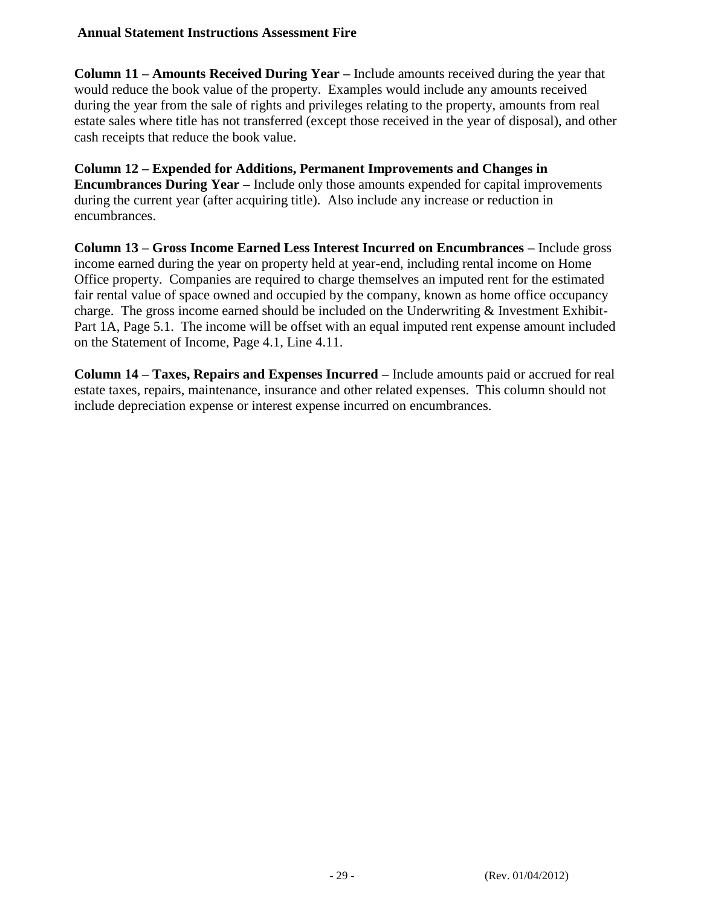**Column 11 – Amounts Received During Year –** Include amounts received during the year that would reduce the book value of the property. Examples would include any amounts received during the year from the sale of rights and privileges relating to the property, amounts from real estate sales where title has not transferred (except those received in the year of disposal), and other cash receipts that reduce the book value.

**Column 12 – Expended for Additions, Permanent Improvements and Changes in Encumbrances During Year –** Include only those amounts expended for capital improvements during the current year (after acquiring title). Also include any increase or reduction in encumbrances.

**Column 13 – Gross Income Earned Less Interest Incurred on Encumbrances –** Include gross income earned during the year on property held at year-end, including rental income on Home Office property. Companies are required to charge themselves an imputed rent for the estimated fair rental value of space owned and occupied by the company, known as home office occupancy charge. The gross income earned should be included on the Underwriting & Investment Exhibit-Part 1A, Page 5.1. The income will be offset with an equal imputed rent expense amount included on the Statement of Income, Page 4.1, Line 4.11.

**Column 14 – Taxes, Repairs and Expenses Incurred –** Include amounts paid or accrued for real estate taxes, repairs, maintenance, insurance and other related expenses. This column should not include depreciation expense or interest expense incurred on encumbrances.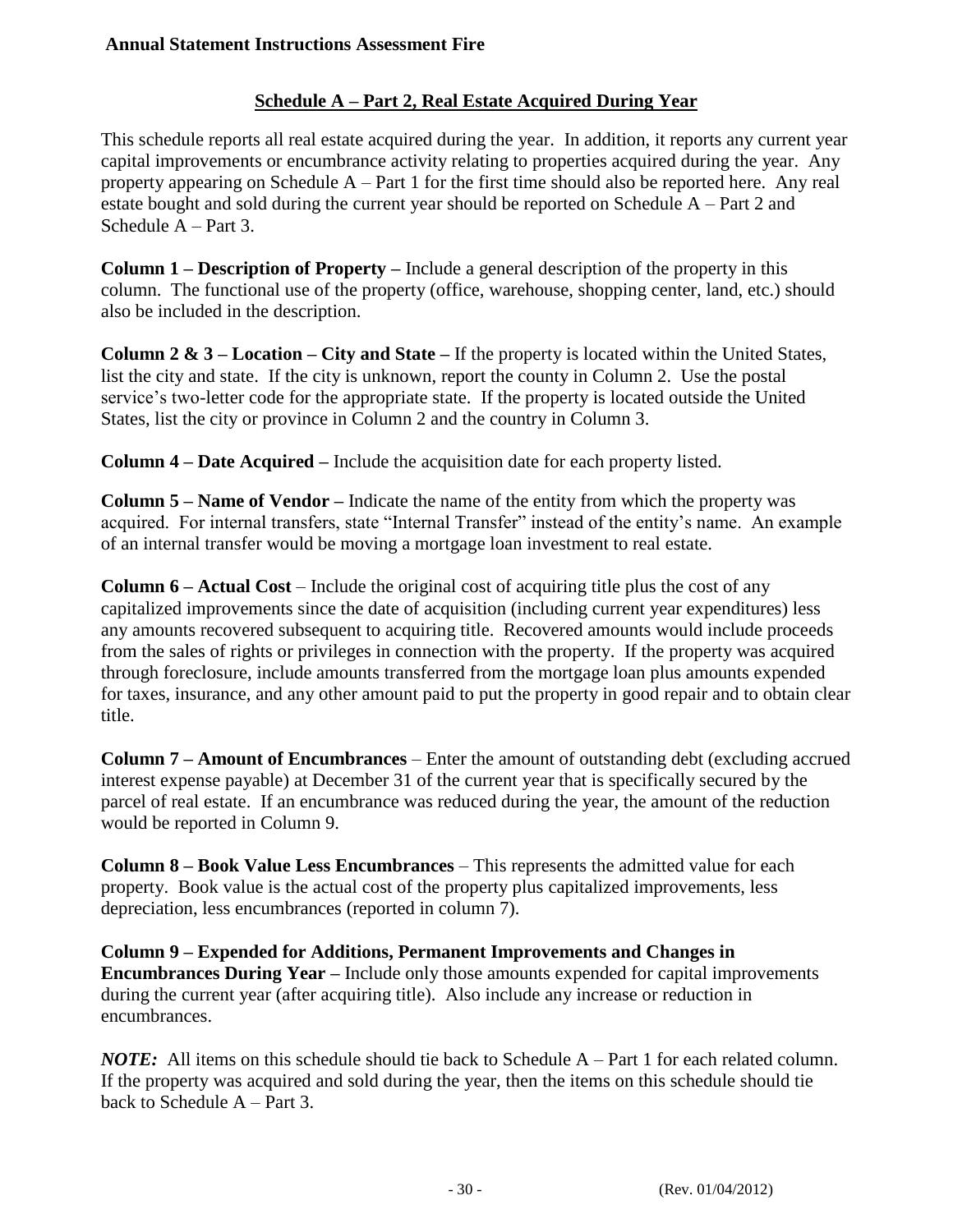## Schedule A – Part 2, Real Estate Acquired During Year

This schedule reports all real estate acquired during the year. In addition, it reports any current year capital improvements or encumbrance activity relating to properties acquired during the year. Any property appearing on Schedule A – Part 1 for the first time should also be reported here. Any real estate bought and sold during the current year should be reported on Schedule A – Part 2 and Schedule A – Part 3.

**Column 1 – Description of Property –** Include a general description of the property in this column. The functional use of the property (office, warehouse, shopping center, land, etc.) should also be included in the description.

**Column 2 & 3 – Location – City and State –** If the property is located within the United States, list the city and state. If the city is unknown, report the county in Column 2. Use the postal service's two-letter code for the appropriate state. If the property is located outside the United States, list the city or province in Column 2 and the country in Column 3.

**Column 4 – Date Acquired –** Include the acquisition date for each property listed.

**Column 5 – Name of Vendor –** Indicate the name of the entity from which the property was acquired. For internal transfers, state "Internal Transfer" instead of the entity's name. An example of an internal transfer would be moving a mortgage loan investment to real estate.

**Column 6 – Actual Cost** – Include the original cost of acquiring title plus the cost of any capitalized improvements since the date of acquisition (including current year expenditures) less any amounts recovered subsequent to acquiring title. Recovered amounts would include proceeds from the sales of rights or privileges in connection with the property. If the property was acquired through foreclosure, include amounts transferred from the mortgage loan plus amounts expended for taxes, insurance, and any other amount paid to put the property in good repair and to obtain clear title.

**Column 7 – Amount of Encumbrances** – Enter the amount of outstanding debt (excluding accrued interest expense payable) at December 31 of the current year that is specifically secured by the parcel of real estate. If an encumbrance was reduced during the year, the amount of the reduction would be reported in Column 9.

**Column 8 – Book Value Less Encumbrances** – This represents the admitted value for each property. Book value is the actual cost of the property plus capitalized improvements, less depreciation, less encumbrances (reported in column 7).

**Column 9 – Expended for Additions, Permanent Improvements and Changes in Encumbrances During Year –** Include only those amounts expended for capital improvements during the current year (after acquiring title). Also include any increase or reduction in encumbrances.

***NOTE:*** All items on this schedule should tie back to Schedule A – Part 1 for each related column. If the property was acquired and sold during the year, then the items on this schedule should tie back to Schedule A – Part 3.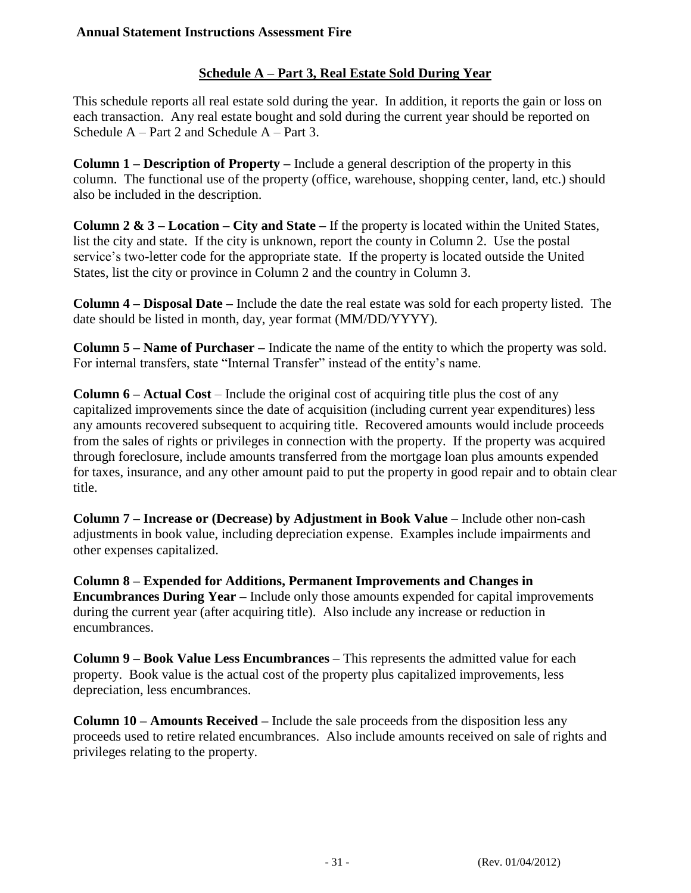## Schedule A – Part 3, Real Estate Sold During Year

This schedule reports all real estate sold during the year. In addition, it reports the gain or loss on each transaction. Any real estate bought and sold during the current year should be reported on Schedule A – Part 2 and Schedule A – Part 3.

**Column 1 – Description of Property –** Include a general description of the property in this column. The functional use of the property (office, warehouse, shopping center, land, etc.) should also be included in the description.

**Column 2 & 3 – Location – City and State –** If the property is located within the United States, list the city and state. If the city is unknown, report the county in Column 2. Use the postal service's two-letter code for the appropriate state. If the property is located outside the United States, list the city or province in Column 2 and the country in Column 3.

**Column 4 – Disposal Date –** Include the date the real estate was sold for each property listed. The date should be listed in month, day, year format (MM/DD/YYYY).

**Column 5 – Name of Purchaser –** Indicate the name of the entity to which the property was sold. For internal transfers, state "Internal Transfer" instead of the entity's name.

**Column 6 – Actual Cost** – Include the original cost of acquiring title plus the cost of any capitalized improvements since the date of acquisition (including current year expenditures) less any amounts recovered subsequent to acquiring title. Recovered amounts would include proceeds from the sales of rights or privileges in connection with the property. If the property was acquired through foreclosure, include amounts transferred from the mortgage loan plus amounts expended for taxes, insurance, and any other amount paid to put the property in good repair and to obtain clear title.

**Column 7 – Increase or (Decrease) by Adjustment in Book Value** – Include other non-cash adjustments in book value, including depreciation expense. Examples include impairments and other expenses capitalized.

**Column 8 – Expended for Additions, Permanent Improvements and Changes in Encumbrances During Year –** Include only those amounts expended for capital improvements during the current year (after acquiring title). Also include any increase or reduction in encumbrances.

**Column 9 – Book Value Less Encumbrances** – This represents the admitted value for each property. Book value is the actual cost of the property plus capitalized improvements, less depreciation, less encumbrances.

**Column 10 – Amounts Received –** Include the sale proceeds from the disposition less any proceeds used to retire related encumbrances. Also include amounts received on sale of rights and privileges relating to the property.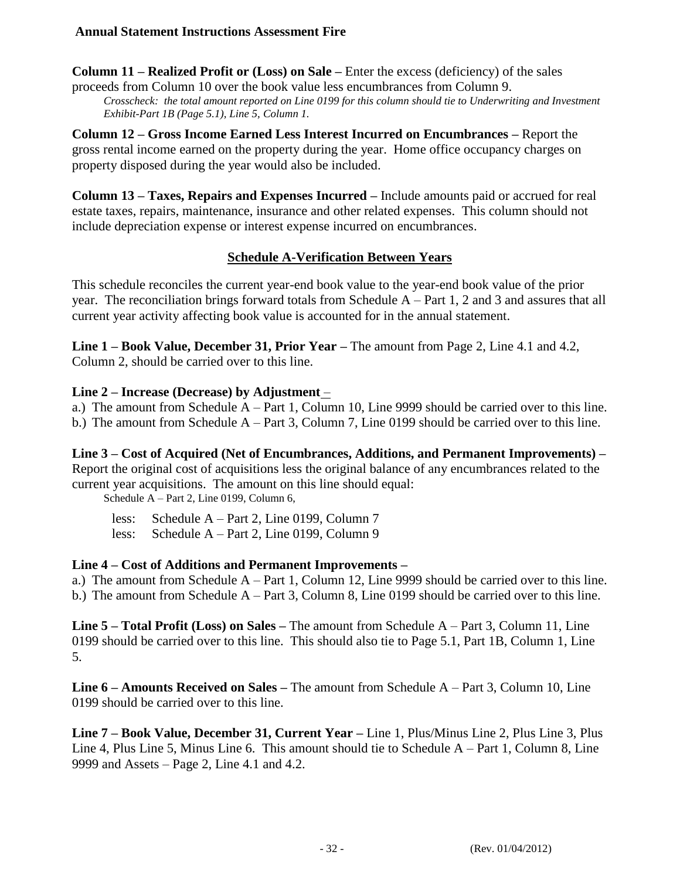**Column 11 – Realized Profit or (Loss) on Sale –** Enter the excess (deficiency) of the sales proceeds from Column 10 over the book value less encumbrances from Column 9.

*Crosscheck: the total amount reported on Line 0199 for this column should tie to Underwriting and Investment Exhibit-Part 1B (Page 5.1), Line 5, Column 1.*

**Column 12 – Gross Income Earned Less Interest Incurred on Encumbrances –** Report the gross rental income earned on the property during the year. Home office occupancy charges on property disposed during the year would also be included.

**Column 13 – Taxes, Repairs and Expenses Incurred –** Include amounts paid or accrued for real estate taxes, repairs, maintenance, insurance and other related expenses. This column should not include depreciation expense or interest expense incurred on encumbrances.

## Schedule A-Verification Between Years

This schedule reconciles the current year-end book value to the year-end book value of the prior year. The reconciliation brings forward totals from Schedule A – Part 1, 2 and 3 and assures that all current year activity affecting book value is accounted for in the annual statement.

**Line 1 – Book Value, December 31, Prior Year –** The amount from Page 2, Line 4.1 and 4.2, Column 2, should be carried over to this line.

**Line 2 – Increase (Decrease) by Adjustment –**

a.) The amount from Schedule A – Part 1, Column 10, Line 9999 should be carried over to this line.
b.) The amount from Schedule A – Part 3, Column 7, Line 0199 should be carried over to this line.

**Line 3 – Cost of Acquired (Net of Encumbrances, Additions, and Permanent Improvements) –** Report the original cost of acquisitions less the original balance of any encumbrances related to the current year acquisitions. The amount on this line should equal:

Schedule A – Part 2, Line 0199, Column 6,

less: Schedule A – Part 2, Line 0199, Column 7
less: Schedule A – Part 2, Line 0199, Column 9

**Line 4 – Cost of Additions and Permanent Improvements –**

a.) The amount from Schedule A – Part 1, Column 12, Line 9999 should be carried over to this line.
b.) The amount from Schedule A – Part 3, Column 8, Line 0199 should be carried over to this line.

**Line 5 – Total Profit (Loss) on Sales –** The amount from Schedule A – Part 3, Column 11, Line 0199 should be carried over to this line. This should also tie to Page 5.1, Part 1B, Column 1, Line 5.

**Line 6 – Amounts Received on Sales –** The amount from Schedule A – Part 3, Column 10, Line 0199 should be carried over to this line.

**Line 7 – Book Value, December 31, Current Year –** Line 1, Plus/Minus Line 2, Plus Line 3, Plus Line 4, Plus Line 5, Minus Line 6. This amount should tie to Schedule A – Part 1, Column 8, Line 9999 and Assets – Page 2, Line 4.1 and 4.2.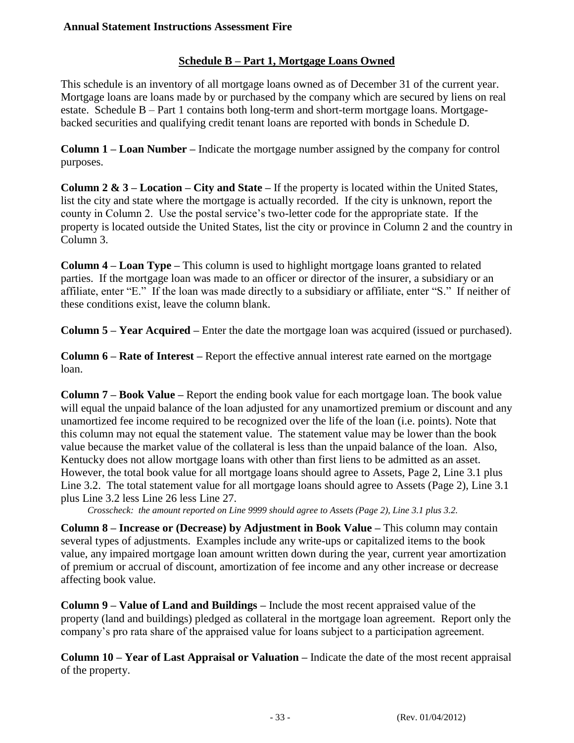## Schedule B – Part 1, Mortgage Loans Owned

This schedule is an inventory of all mortgage loans owned as of December 31 of the current year. Mortgage loans are loans made by or purchased by the company which are secured by liens on real estate. Schedule B – Part 1 contains both long-term and short-term mortgage loans. Mortgage-backed securities and qualifying credit tenant loans are reported with bonds in Schedule D.

**Column 1 – Loan Number –** Indicate the mortgage number assigned by the company for control purposes.

**Column 2 & 3 – Location – City and State –** If the property is located within the United States, list the city and state where the mortgage is actually recorded. If the city is unknown, report the county in Column 2. Use the postal service's two-letter code for the appropriate state. If the property is located outside the United States, list the city or province in Column 2 and the country in Column 3.

**Column 4 – Loan Type –** This column is used to highlight mortgage loans granted to related parties. If the mortgage loan was made to an officer or director of the insurer, a subsidiary or an affiliate, enter "E." If the loan was made directly to a subsidiary or affiliate, enter "S." If neither of these conditions exist, leave the column blank.

**Column 5 – Year Acquired –** Enter the date the mortgage loan was acquired (issued or purchased).

**Column 6 – Rate of Interest –** Report the effective annual interest rate earned on the mortgage loan.

**Column 7 – Book Value –** Report the ending book value for each mortgage loan. The book value will equal the unpaid balance of the loan adjusted for any unamortized premium or discount and any unamortized fee income required to be recognized over the life of the loan (i.e. points). Note that this column may not equal the statement value. The statement value may be lower than the book value because the market value of the collateral is less than the unpaid balance of the loan. Also, Kentucky does not allow mortgage loans with other than first liens to be admitted as an asset. However, the total book value for all mortgage loans should agree to Assets, Page 2, Line 3.1 plus Line 3.2. The total statement value for all mortgage loans should agree to Assets (Page 2), Line 3.1 plus Line 3.2 less Line 26 less Line 27.

*Crosscheck: the amount reported on Line 9999 should agree to Assets (Page 2), Line 3.1 plus 3.2.*

**Column 8 – Increase or (Decrease) by Adjustment in Book Value –** This column may contain several types of adjustments. Examples include any write-ups or capitalized items to the book value, any impaired mortgage loan amount written down during the year, current year amortization of premium or accrual of discount, amortization of fee income and any other increase or decrease affecting book value.

**Column 9 – Value of Land and Buildings –** Include the most recent appraised value of the property (land and buildings) pledged as collateral in the mortgage loan agreement. Report only the company's pro rata share of the appraised value for loans subject to a participation agreement.

**Column 10 – Year of Last Appraisal or Valuation –** Indicate the date of the most recent appraisal of the property.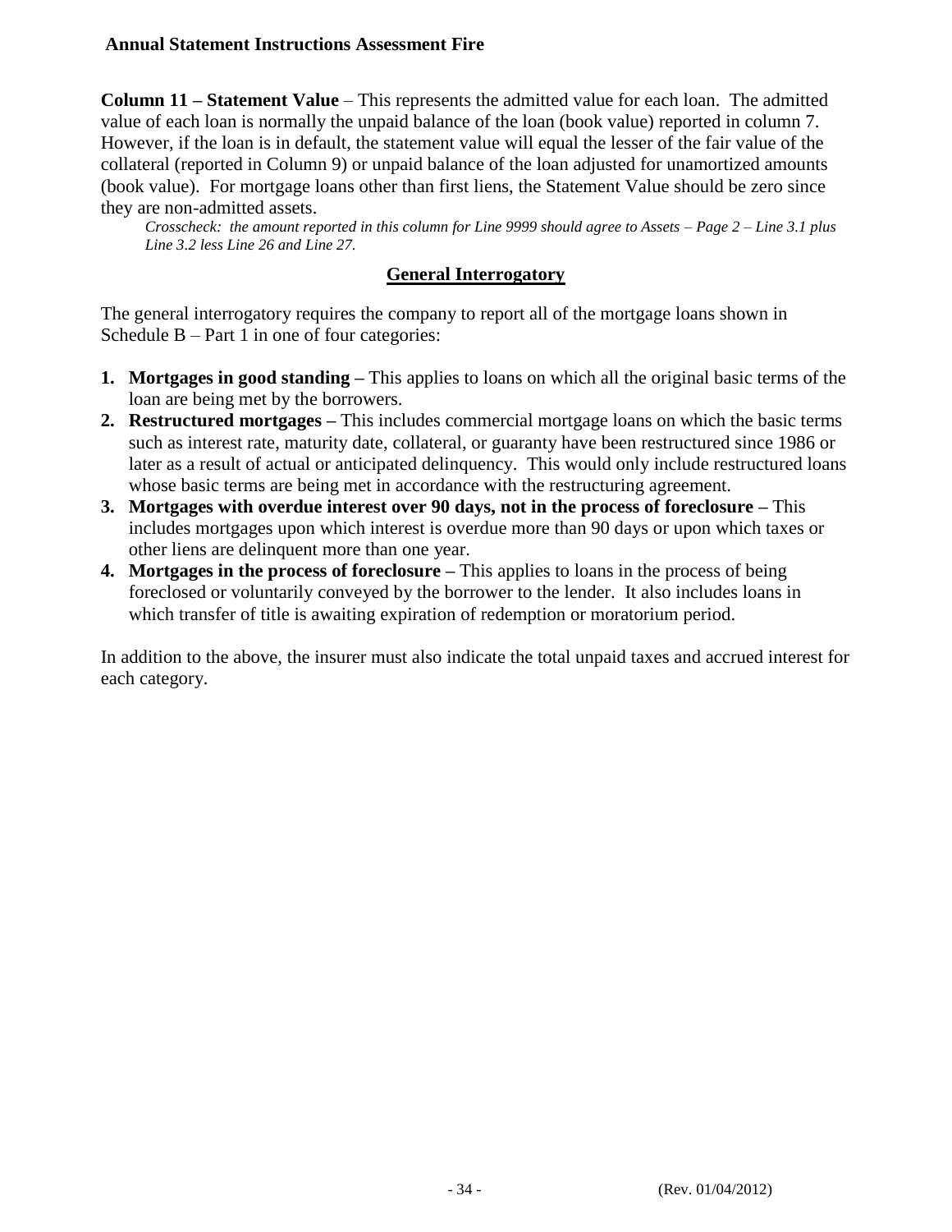**Column 11 – Statement Value** – This represents the admitted value for each loan. The admitted value of each loan is normally the unpaid balance of the loan (book value) reported in column 7. However, if the loan is in default, the statement value will equal the lesser of the fair value of the collateral (reported in Column 9) or unpaid balance of the loan adjusted for unamortized amounts (book value). For mortgage loans other than first liens, the Statement Value should be zero since they are non-admitted assets.

*Crosscheck: the amount reported in this column for Line 9999 should agree to Assets – Page 2 – Line 3.1 plus Line 3.2 less Line 26 and Line 27.*

## General Interrogatory

The general interrogatory requires the company to report all of the mortgage loans shown in Schedule B – Part 1 in one of four categories:

1. **Mortgages in good standing –** This applies to loans on which all the original basic terms of the loan are being met by the borrowers.
2. **Restructured mortgages –** This includes commercial mortgage loans on which the basic terms such as interest rate, maturity date, collateral, or guaranty have been restructured since 1986 or later as a result of actual or anticipated delinquency. This would only include restructured loans whose basic terms are being met in accordance with the restructuring agreement.
3. **Mortgages with overdue interest over 90 days, not in the process of foreclosure –** This includes mortgages upon which interest is overdue more than 90 days or upon which taxes or other liens are delinquent more than one year.
4. **Mortgages in the process of foreclosure –** This applies to loans in the process of being foreclosed or voluntarily conveyed by the borrower to the lender. It also includes loans in which transfer of title is awaiting expiration of redemption or moratorium period.

In addition to the above, the insurer must also indicate the total unpaid taxes and accrued interest for each category.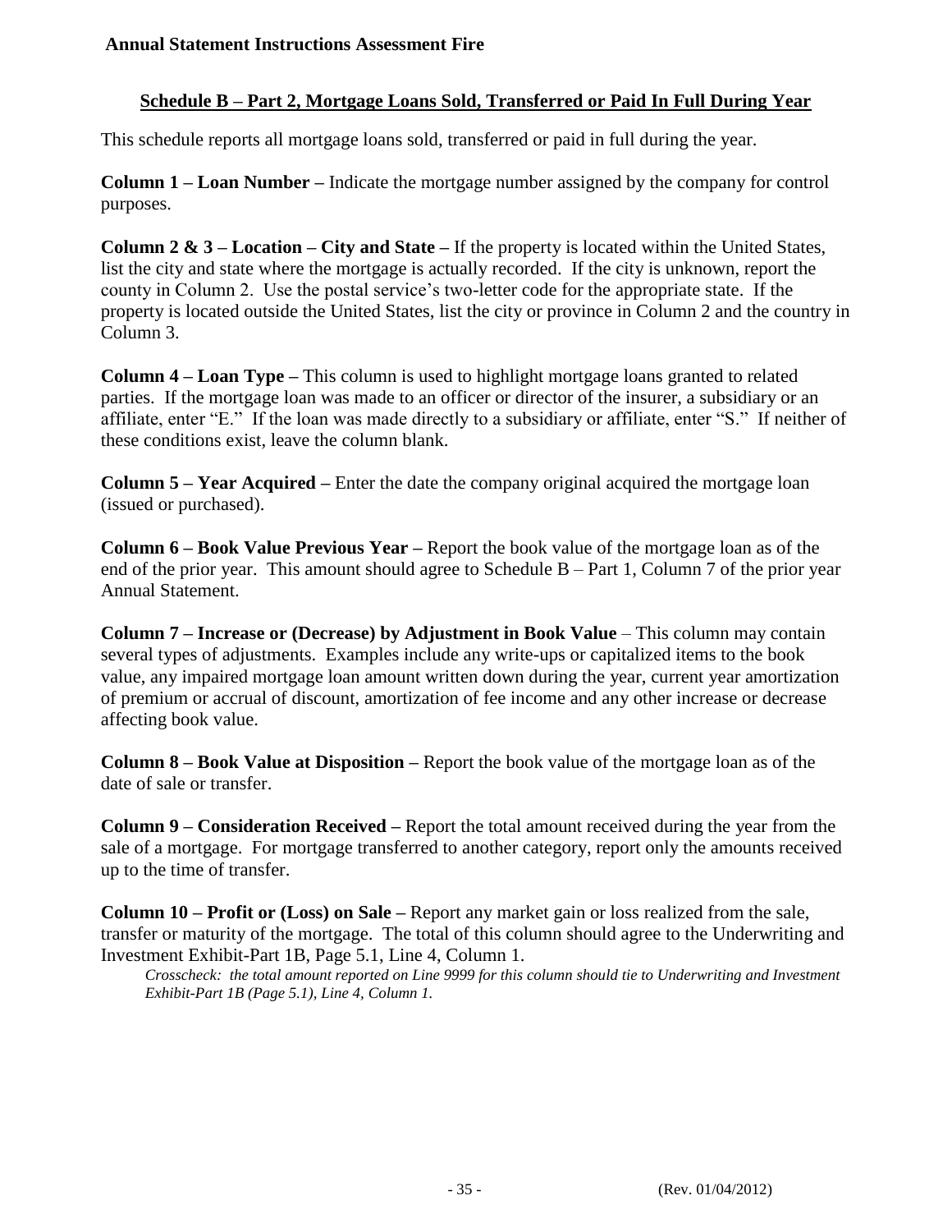## Schedule B – Part 2, Mortgage Loans Sold, Transferred or Paid In Full During Year

This schedule reports all mortgage loans sold, transferred or paid in full during the year.

**Column 1 – Loan Number –** Indicate the mortgage number assigned by the company for control purposes.

**Column 2 & 3 – Location – City and State –** If the property is located within the United States, list the city and state where the mortgage is actually recorded. If the city is unknown, report the county in Column 2. Use the postal service's two-letter code for the appropriate state. If the property is located outside the United States, list the city or province in Column 2 and the country in Column 3.

**Column 4 – Loan Type –** This column is used to highlight mortgage loans granted to related parties. If the mortgage loan was made to an officer or director of the insurer, a subsidiary or an affiliate, enter "E." If the loan was made directly to a subsidiary or affiliate, enter "S." If neither of these conditions exist, leave the column blank.

**Column 5 – Year Acquired –** Enter the date the company original acquired the mortgage loan (issued or purchased).

**Column 6 – Book Value Previous Year –** Report the book value of the mortgage loan as of the end of the prior year. This amount should agree to Schedule B – Part 1, Column 7 of the prior year Annual Statement.

**Column 7 – Increase or (Decrease) by Adjustment in Book Value** – This column may contain several types of adjustments. Examples include any write-ups or capitalized items to the book value, any impaired mortgage loan amount written down during the year, current year amortization of premium or accrual of discount, amortization of fee income and any other increase or decrease affecting book value.

**Column 8 – Book Value at Disposition –** Report the book value of the mortgage loan as of the date of sale or transfer.

**Column 9 – Consideration Received –** Report the total amount received during the year from the sale of a mortgage. For mortgage transferred to another category, report only the amounts received up to the time of transfer.

**Column 10 – Profit or (Loss) on Sale –** Report any market gain or loss realized from the sale, transfer or maturity of the mortgage. The total of this column should agree to the Underwriting and Investment Exhibit-Part 1B, Page 5.1, Line 4, Column 1.

*Crosscheck: the total amount reported on Line 9999 for this column should tie to Underwriting and Investment Exhibit-Part 1B (Page 5.1), Line 4, Column 1.*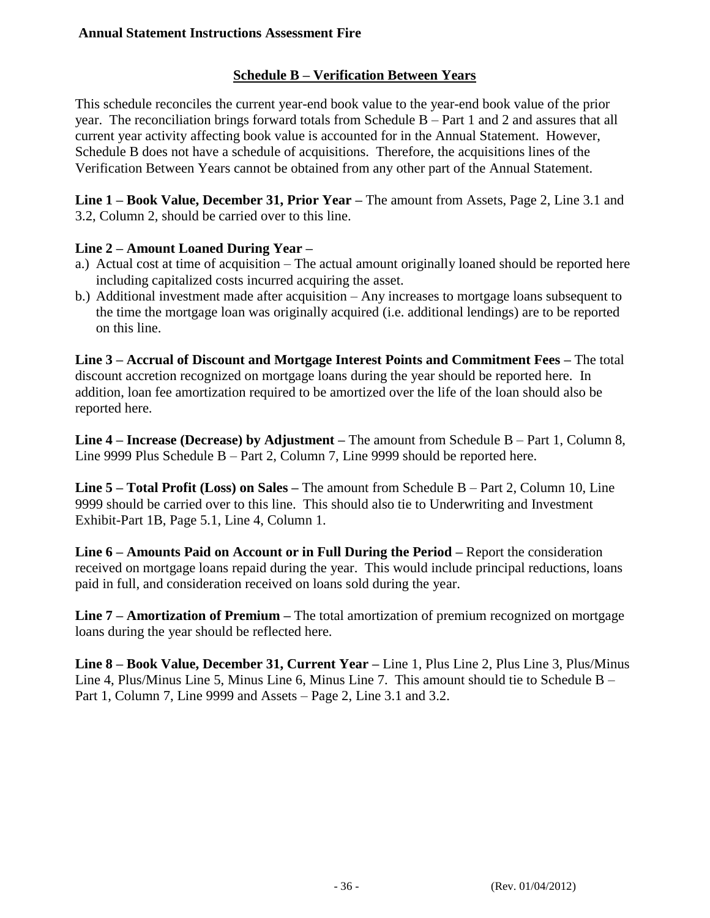## Schedule B – Verification Between Years

This schedule reconciles the current year-end book value to the year-end book value of the prior year. The reconciliation brings forward totals from Schedule B – Part 1 and 2 and assures that all current year activity affecting book value is accounted for in the Annual Statement. However, Schedule B does not have a schedule of acquisitions. Therefore, the acquisitions lines of the Verification Between Years cannot be obtained from any other part of the Annual Statement.

**Line 1 – Book Value, December 31, Prior Year –** The amount from Assets, Page 2, Line 3.1 and 3.2, Column 2, should be carried over to this line.

**Line 2 – Amount Loaned During Year –**

a.) Actual cost at time of acquisition – The actual amount originally loaned should be reported here including capitalized costs incurred acquiring the asset.

b.) Additional investment made after acquisition – Any increases to mortgage loans subsequent to the time the mortgage loan was originally acquired (i.e. additional lendings) are to be reported on this line.

**Line 3 – Accrual of Discount and Mortgage Interest Points and Commitment Fees –** The total discount accretion recognized on mortgage loans during the year should be reported here. In addition, loan fee amortization required to be amortized over the life of the loan should also be reported here.

**Line 4 – Increase (Decrease) by Adjustment –** The amount from Schedule B – Part 1, Column 8, Line 9999 Plus Schedule B – Part 2, Column 7, Line 9999 should be reported here.

**Line 5 – Total Profit (Loss) on Sales –** The amount from Schedule B – Part 2, Column 10, Line 9999 should be carried over to this line. This should also tie to Underwriting and Investment Exhibit-Part 1B, Page 5.1, Line 4, Column 1.

**Line 6 – Amounts Paid on Account or in Full During the Period –** Report the consideration received on mortgage loans repaid during the year. This would include principal reductions, loans paid in full, and consideration received on loans sold during the year.

**Line 7 – Amortization of Premium –** The total amortization of premium recognized on mortgage loans during the year should be reflected here.

**Line 8 – Book Value, December 31, Current Year –** Line 1, Plus Line 2, Plus Line 3, Plus/Minus Line 4, Plus/Minus Line 5, Minus Line 6, Minus Line 7. This amount should tie to Schedule B – Part 1, Column 7, Line 9999 and Assets – Page 2, Line 3.1 and 3.2.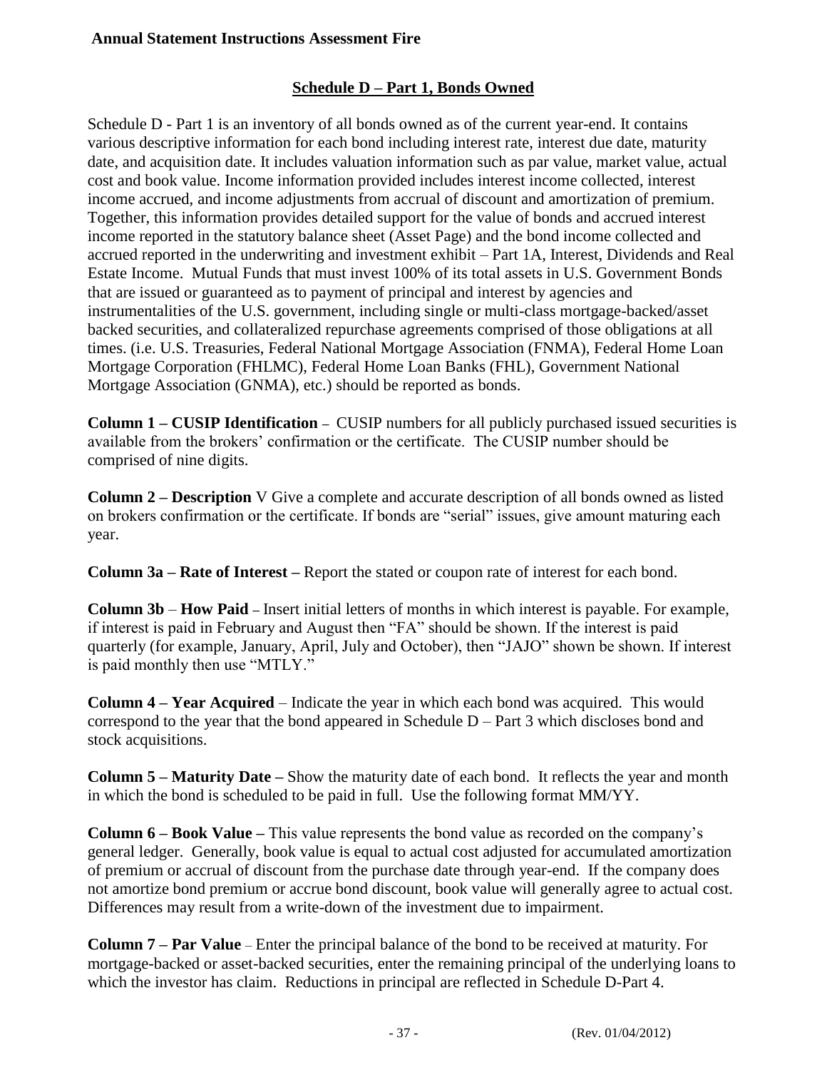## Schedule D – Part 1, Bonds Owned

Schedule D - Part 1 is an inventory of all bonds owned as of the current year-end. It contains various descriptive information for each bond including interest rate, interest due date, maturity date, and acquisition date. It includes valuation information such as par value, market value, actual cost and book value. Income information provided includes interest income collected, interest income accrued, and income adjustments from accrual of discount and amortization of premium. Together, this information provides detailed support for the value of bonds and accrued interest income reported in the statutory balance sheet (Asset Page) and the bond income collected and accrued reported in the underwriting and investment exhibit – Part 1A, Interest, Dividends and Real Estate Income. Mutual Funds that must invest 100% of its total assets in U.S. Government Bonds that are issued or guaranteed as to payment of principal and interest by agencies and instrumentalities of the U.S. government, including single or multi-class mortgage-backed/asset backed securities, and collateralized repurchase agreements comprised of those obligations at all times. (i.e. U.S. Treasuries, Federal National Mortgage Association (FNMA), Federal Home Loan Mortgage Corporation (FHLMC), Federal Home Loan Banks (FHL), Government National Mortgage Association (GNMA), etc.) should be reported as bonds.

**Column 1 – CUSIP Identification** – CUSIP numbers for all publicly purchased issued securities is available from the brokers' confirmation or the certificate. The CUSIP number should be comprised of nine digits.

**Column 2 – Description** V Give a complete and accurate description of all bonds owned as listed on brokers confirmation or the certificate. If bonds are "serial" issues, give amount maturing each year.

**Column 3a – Rate of Interest –** Report the stated or coupon rate of interest for each bond.

**Column 3b** – **How Paid** – Insert initial letters of months in which interest is payable. For example, if interest is paid in February and August then "FA" should be shown. If the interest is paid quarterly (for example, January, April, July and October), then "JAJO" shown be shown. If interest is paid monthly then use "MTLY."

**Column 4 – Year Acquired** – Indicate the year in which each bond was acquired. This would correspond to the year that the bond appeared in Schedule D – Part 3 which discloses bond and stock acquisitions.

**Column 5 – Maturity Date –** Show the maturity date of each bond. It reflects the year and month in which the bond is scheduled to be paid in full. Use the following format MM/YY.

**Column 6 – Book Value –** This value represents the bond value as recorded on the company's general ledger. Generally, book value is equal to actual cost adjusted for accumulated amortization of premium or accrual of discount from the purchase date through year-end. If the company does not amortize bond premium or accrue bond discount, book value will generally agree to actual cost. Differences may result from a write-down of the investment due to impairment.

**Column 7 – Par Value** – Enter the principal balance of the bond to be received at maturity. For mortgage-backed or asset-backed securities, enter the remaining principal of the underlying loans to which the investor has claim. Reductions in principal are reflected in Schedule D-Part 4.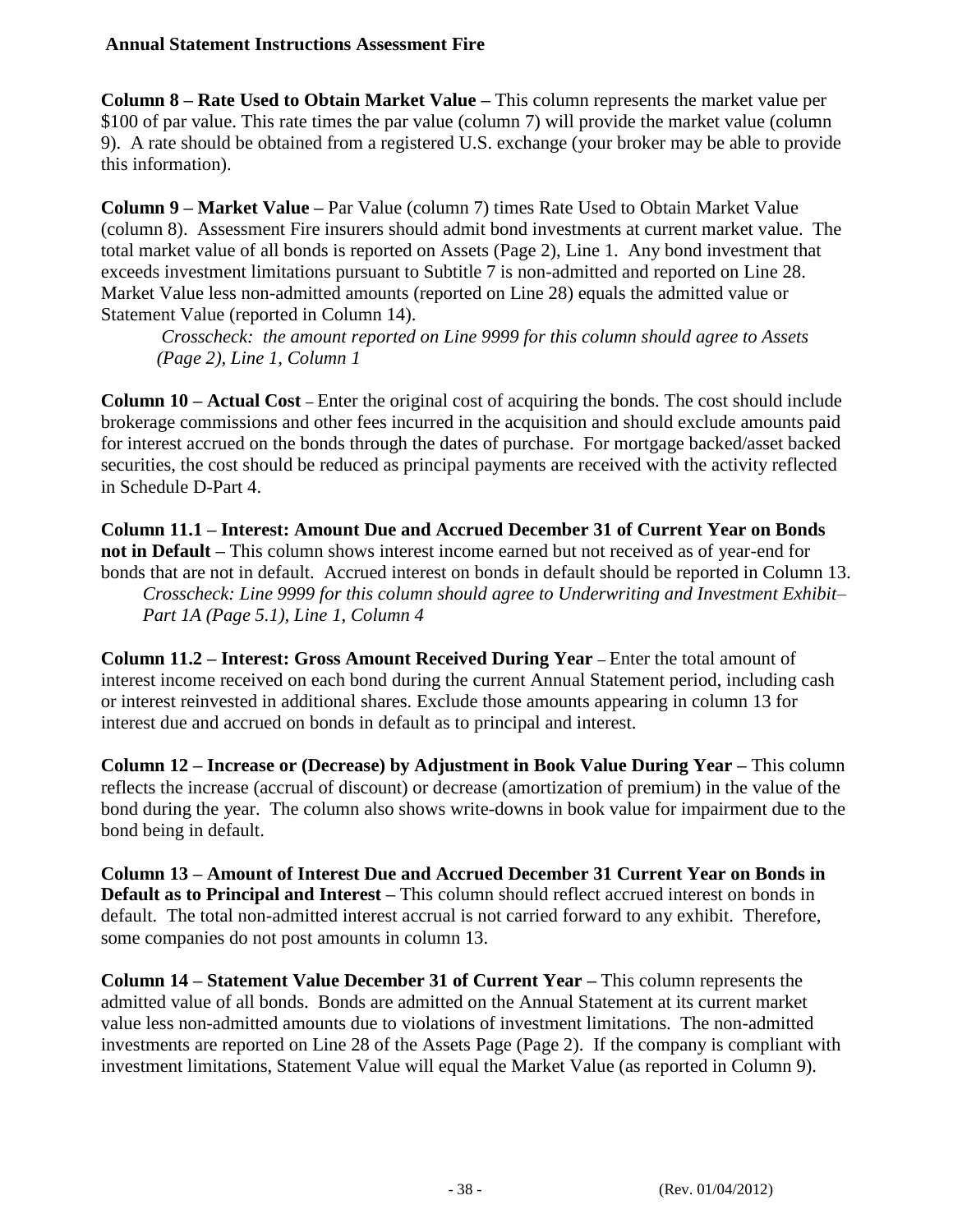**Column 8 – Rate Used to Obtain Market Value –** This column represents the market value per $100 of par value. This rate times the par value (column 7) will provide the market value (column 9). A rate should be obtained from a registered U.S. exchange (your broker may be able to provide this information).

**Column 9 – Market Value –** Par Value (column 7) times Rate Used to Obtain Market Value (column 8). Assessment Fire insurers should admit bond investments at current market value. The total market value of all bonds is reported on Assets (Page 2), Line 1. Any bond investment that exceeds investment limitations pursuant to Subtitle 7 is non-admitted and reported on Line 28. Market Value less non-admitted amounts (reported on Line 28) equals the admitted value or Statement Value (reported in Column 14).

> *Crosscheck: the amount reported on Line 9999 for this column should agree to Assets (Page 2), Line 1, Column 1*

**Column 10 – Actual Cost –** Enter the original cost of acquiring the bonds. The cost should include brokerage commissions and other fees incurred in the acquisition and should exclude amounts paid for interest accrued on the bonds through the dates of purchase. For mortgage backed/asset backed securities, the cost should be reduced as principal payments are received with the activity reflected in Schedule D-Part 4.

**Column 11.1 – Interest: Amount Due and Accrued December 31 of Current Year on Bonds not in Default –** This column shows interest income earned but not received as of year-end for bonds that are not in default. Accrued interest on bonds in default should be reported in Column 13.

> *Crosscheck: Line 9999 for this column should agree to Underwriting and Investment Exhibit– Part 1A (Page 5.1), Line 1, Column 4*

**Column 11.2 – Interest: Gross Amount Received During Year –** Enter the total amount of interest income received on each bond during the current Annual Statement period, including cash or interest reinvested in additional shares. Exclude those amounts appearing in column 13 for interest due and accrued on bonds in default as to principal and interest.

**Column 12 – Increase or (Decrease) by Adjustment in Book Value During Year –** This column reflects the increase (accrual of discount) or decrease (amortization of premium) in the value of the bond during the year. The column also shows write-downs in book value for impairment due to the bond being in default.

**Column 13 – Amount of Interest Due and Accrued December 31 Current Year on Bonds in Default as to Principal and Interest –** This column should reflect accrued interest on bonds in default. The total non-admitted interest accrual is not carried forward to any exhibit. Therefore, some companies do not post amounts in column 13.

**Column 14 – Statement Value December 31 of Current Year –** This column represents the admitted value of all bonds. Bonds are admitted on the Annual Statement at its current market value less non-admitted amounts due to violations of investment limitations. The non-admitted investments are reported on Line 28 of the Assets Page (Page 2). If the company is compliant with investment limitations, Statement Value will equal the Market Value (as reported in Column 9).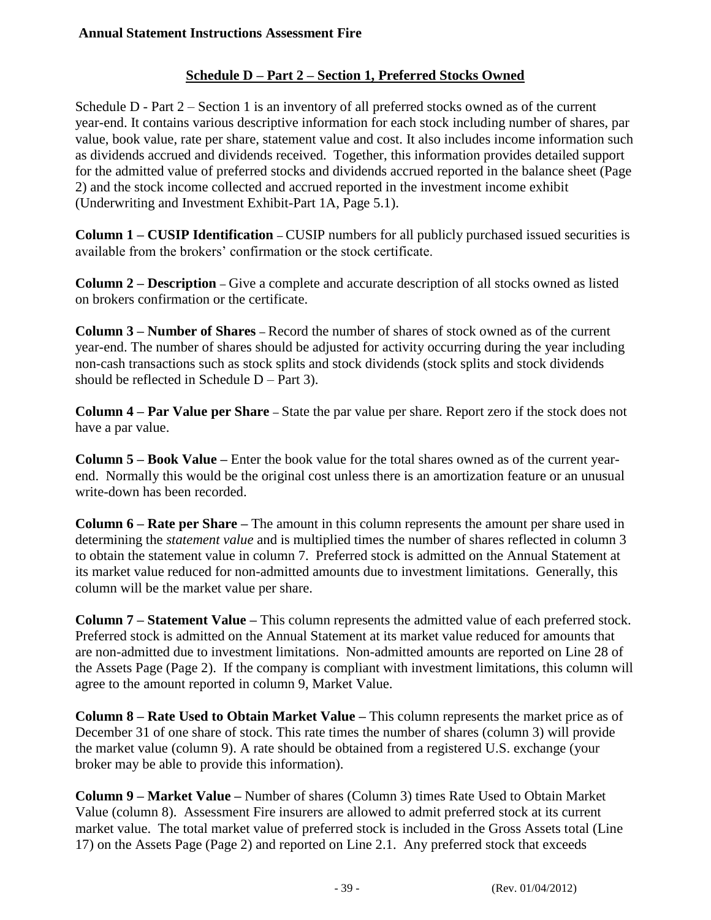## Schedule D – Part 2 – Section 1, Preferred Stocks Owned

Schedule D - Part 2 – Section 1 is an inventory of all preferred stocks owned as of the current year-end. It contains various descriptive information for each stock including number of shares, par value, book value, rate per share, statement value and cost. It also includes income information such as dividends accrued and dividends received. Together, this information provides detailed support for the admitted value of preferred stocks and dividends accrued reported in the balance sheet (Page 2) and the stock income collected and accrued reported in the investment income exhibit (Underwriting and Investment Exhibit-Part 1A, Page 5.1).

**Column 1 – CUSIP Identification** – CUSIP numbers for all publicly purchased issued securities is available from the brokers' confirmation or the stock certificate.

**Column 2 – Description** – Give a complete and accurate description of all stocks owned as listed on brokers confirmation or the certificate.

**Column 3 – Number of Shares** – Record the number of shares of stock owned as of the current year-end. The number of shares should be adjusted for activity occurring during the year including non-cash transactions such as stock splits and stock dividends (stock splits and stock dividends should be reflected in Schedule D – Part 3).

**Column 4 – Par Value per Share** – State the par value per share. Report zero if the stock does not have a par value.

**Column 5 – Book Value –** Enter the book value for the total shares owned as of the current year-end. Normally this would be the original cost unless there is an amortization feature or an unusual write-down has been recorded.

**Column 6 – Rate per Share –** The amount in this column represents the amount per share used in determining the *statement value* and is multiplied times the number of shares reflected in column 3 to obtain the statement value in column 7. Preferred stock is admitted on the Annual Statement at its market value reduced for non-admitted amounts due to investment limitations. Generally, this column will be the market value per share.

**Column 7 – Statement Value –** This column represents the admitted value of each preferred stock. Preferred stock is admitted on the Annual Statement at its market value reduced for amounts that are non-admitted due to investment limitations. Non-admitted amounts are reported on Line 28 of the Assets Page (Page 2). If the company is compliant with investment limitations, this column will agree to the amount reported in column 9, Market Value.

**Column 8 – Rate Used to Obtain Market Value –** This column represents the market price as of December 31 of one share of stock. This rate times the number of shares (column 3) will provide the market value (column 9). A rate should be obtained from a registered U.S. exchange (your broker may be able to provide this information).

**Column 9 – Market Value –** Number of shares (Column 3) times Rate Used to Obtain Market Value (column 8). Assessment Fire insurers are allowed to admit preferred stock at its current market value. The total market value of preferred stock is included in the Gross Assets total (Line 17) on the Assets Page (Page 2) and reported on Line 2.1. Any preferred stock that exceeds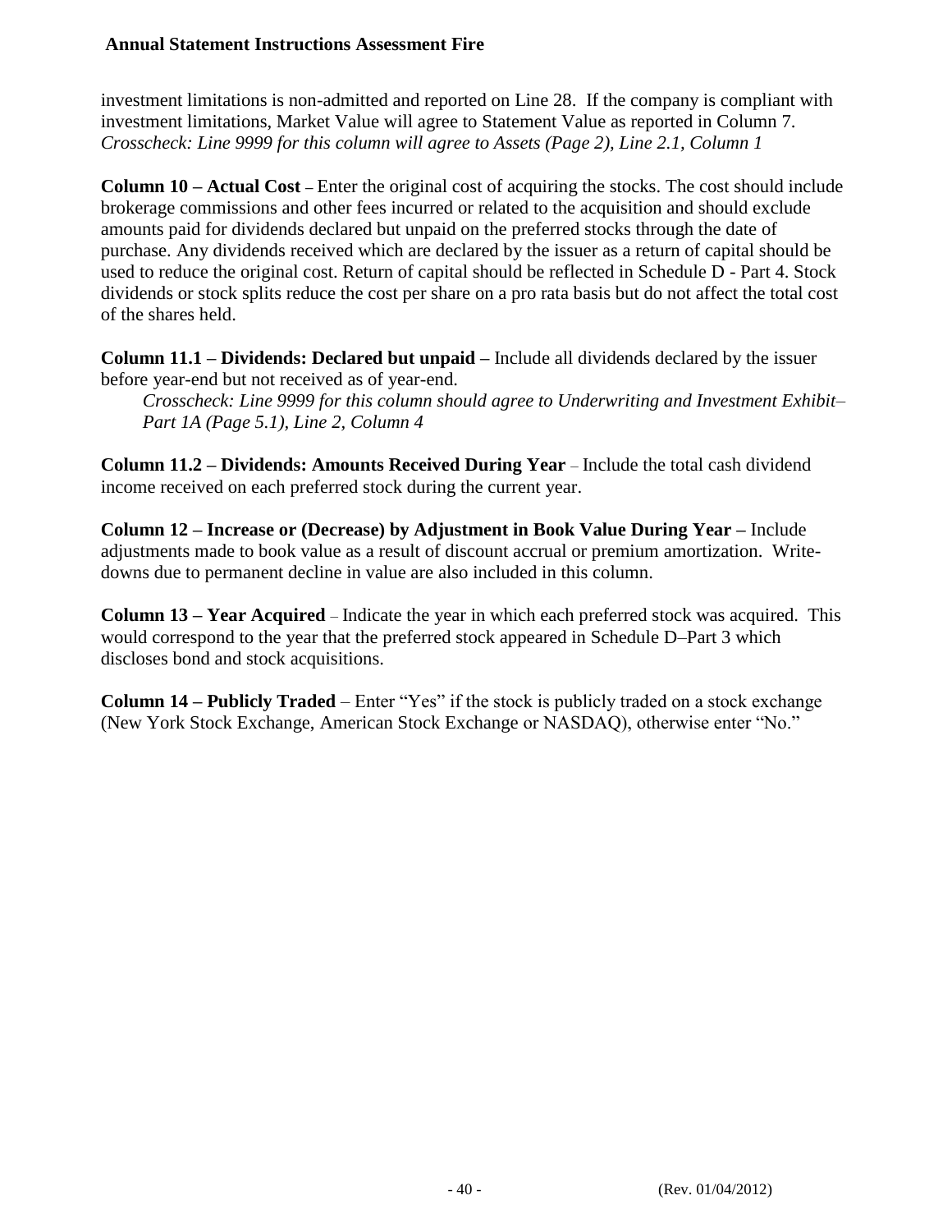investment limitations is non-admitted and reported on Line 28. If the company is compliant with investment limitations, Market Value will agree to Statement Value as reported in Column 7. *Crosscheck: Line 9999 for this column will agree to Assets (Page 2), Line 2.1, Column 1*

**Column 10 – Actual Cost** – Enter the original cost of acquiring the stocks. The cost should include brokerage commissions and other fees incurred or related to the acquisition and should exclude amounts paid for dividends declared but unpaid on the preferred stocks through the date of purchase. Any dividends received which are declared by the issuer as a return of capital should be used to reduce the original cost. Return of capital should be reflected in Schedule D - Part 4. Stock dividends or stock splits reduce the cost per share on a pro rata basis but do not affect the total cost of the shares held.

**Column 11.1 – Dividends: Declared but unpaid –** Include all dividends declared by the issuer before year-end but not received as of year-end.

*Crosscheck: Line 9999 for this column should agree to Underwriting and Investment Exhibit– Part 1A (Page 5.1), Line 2, Column 4*

**Column 11.2 – Dividends: Amounts Received During Year** – Include the total cash dividend income received on each preferred stock during the current year.

**Column 12 – Increase or (Decrease) by Adjustment in Book Value During Year –** Include adjustments made to book value as a result of discount accrual or premium amortization. Write-downs due to permanent decline in value are also included in this column.

**Column 13 – Year Acquired** – Indicate the year in which each preferred stock was acquired. This would correspond to the year that the preferred stock appeared in Schedule D–Part 3 which discloses bond and stock acquisitions.

**Column 14 – Publicly Traded** – Enter "Yes" if the stock is publicly traded on a stock exchange (New York Stock Exchange, American Stock Exchange or NASDAQ), otherwise enter "No."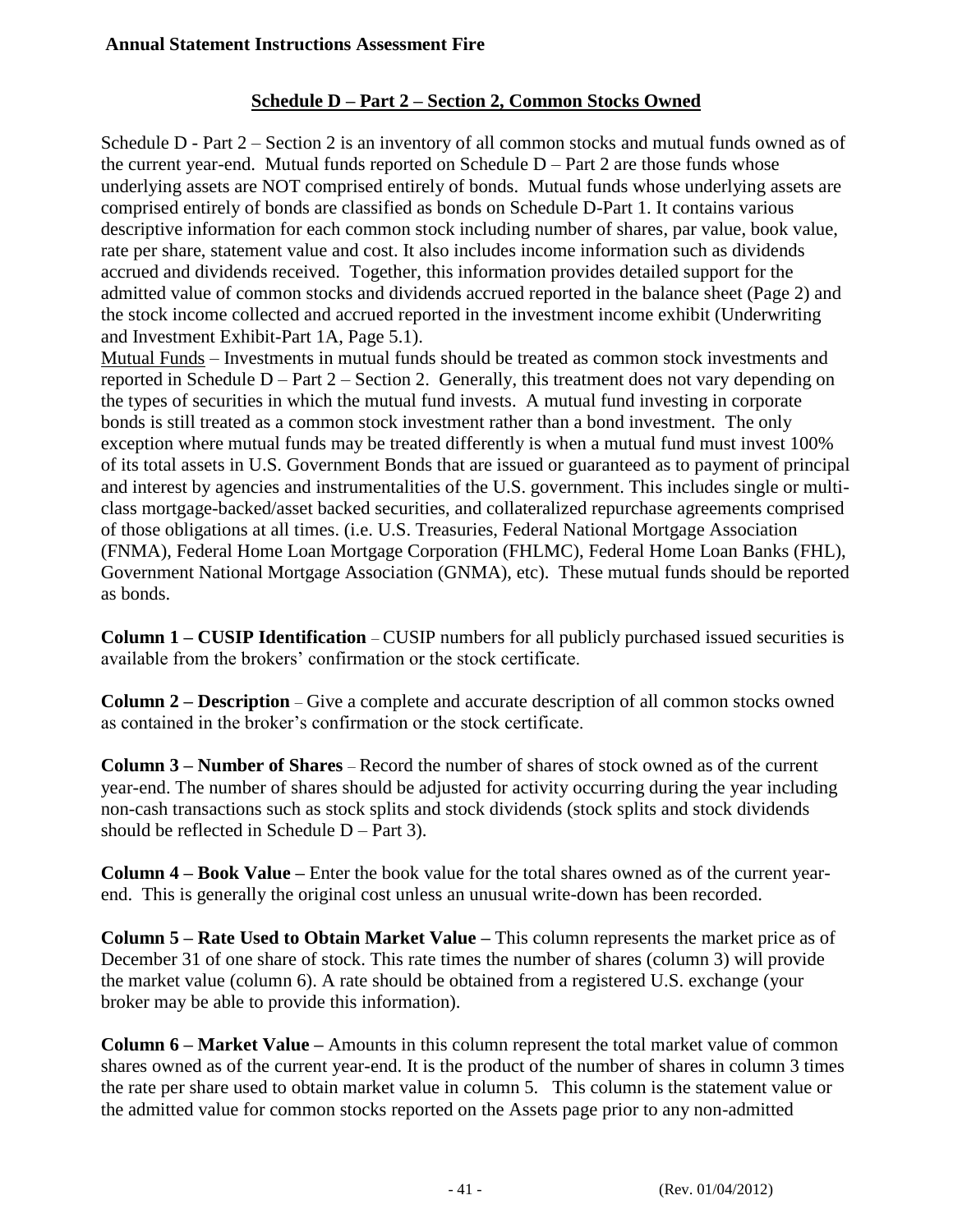## Schedule D – Part 2 – Section 2, Common Stocks Owned

Schedule D - Part 2 – Section 2 is an inventory of all common stocks and mutual funds owned as of the current year-end. Mutual funds reported on Schedule D – Part 2 are those funds whose underlying assets are NOT comprised entirely of bonds. Mutual funds whose underlying assets are comprised entirely of bonds are classified as bonds on Schedule D-Part 1. It contains various descriptive information for each common stock including number of shares, par value, book value, rate per share, statement value and cost. It also includes income information such as dividends accrued and dividends received. Together, this information provides detailed support for the admitted value of common stocks and dividends accrued reported in the balance sheet (Page 2) and the stock income collected and accrued reported in the investment income exhibit (Underwriting and Investment Exhibit-Part 1A, Page 5.1).

Mutual Funds – Investments in mutual funds should be treated as common stock investments and reported in Schedule D – Part 2 – Section 2. Generally, this treatment does not vary depending on the types of securities in which the mutual fund invests. A mutual fund investing in corporate bonds is still treated as a common stock investment rather than a bond investment. The only exception where mutual funds may be treated differently is when a mutual fund must invest 100% of its total assets in U.S. Government Bonds that are issued or guaranteed as to payment of principal and interest by agencies and instrumentalities of the U.S. government. This includes single or multi-class mortgage-backed/asset backed securities, and collateralized repurchase agreements comprised of those obligations at all times. (i.e. U.S. Treasuries, Federal National Mortgage Association (FNMA), Federal Home Loan Mortgage Corporation (FHLMC), Federal Home Loan Banks (FHL), Government National Mortgage Association (GNMA), etc). These mutual funds should be reported as bonds.

**Column 1 – CUSIP Identification** – CUSIP numbers for all publicly purchased issued securities is available from the brokers' confirmation or the stock certificate.

**Column 2 – Description** – Give a complete and accurate description of all common stocks owned as contained in the broker's confirmation or the stock certificate.

**Column 3 – Number of Shares** – Record the number of shares of stock owned as of the current year-end. The number of shares should be adjusted for activity occurring during the year including non-cash transactions such as stock splits and stock dividends (stock splits and stock dividends should be reflected in Schedule D – Part 3).

**Column 4 – Book Value –** Enter the book value for the total shares owned as of the current year-end. This is generally the original cost unless an unusual write-down has been recorded.

**Column 5 – Rate Used to Obtain Market Value –** This column represents the market price as of December 31 of one share of stock. This rate times the number of shares (column 3) will provide the market value (column 6). A rate should be obtained from a registered U.S. exchange (your broker may be able to provide this information).

**Column 6 – Market Value –** Amounts in this column represent the total market value of common shares owned as of the current year-end. It is the product of the number of shares in column 3 times the rate per share used to obtain market value in column 5. This column is the statement value or the admitted value for common stocks reported on the Assets page prior to any non-admitted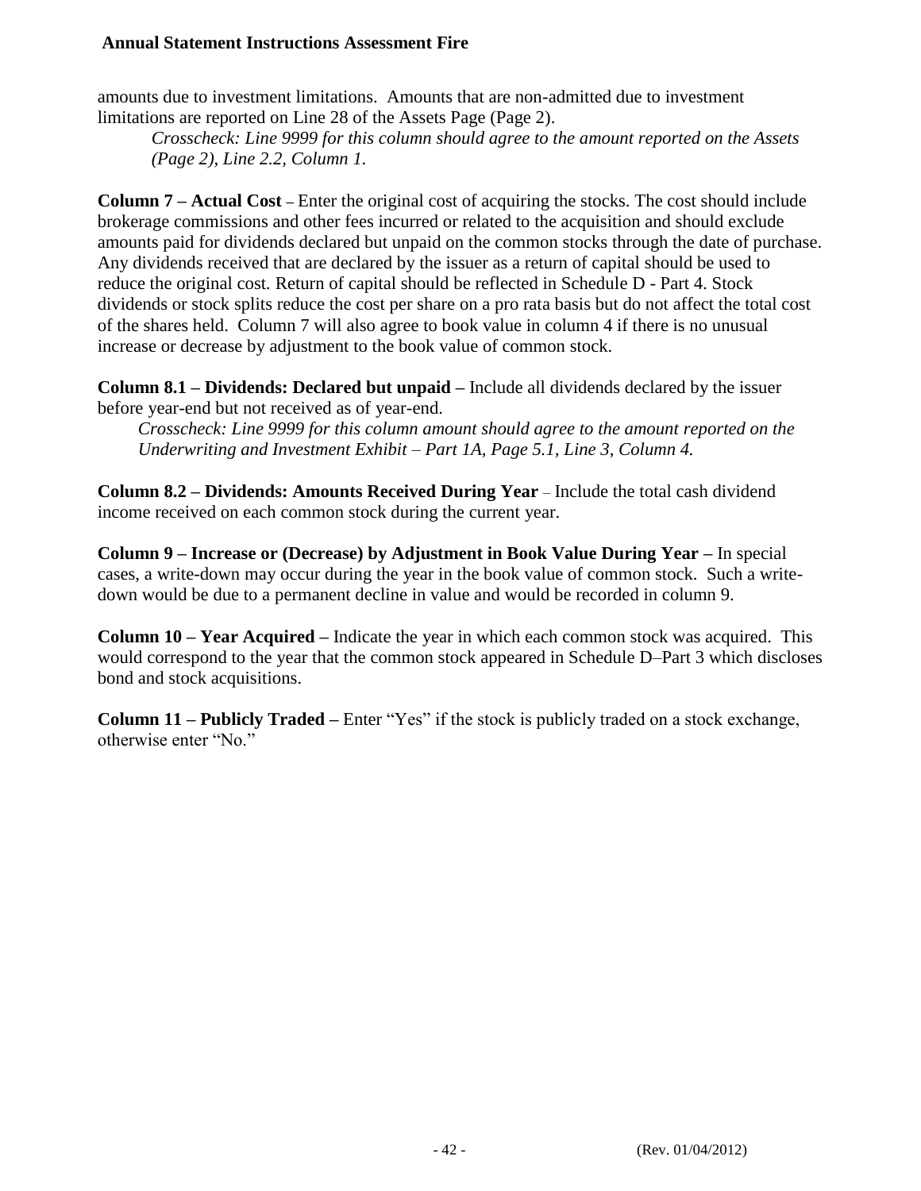amounts due to investment limitations. Amounts that are non-admitted due to investment limitations are reported on Line 28 of the Assets Page (Page 2).

*Crosscheck: Line 9999 for this column should agree to the amount reported on the Assets (Page 2), Line 2.2, Column 1.*

**Column 7 – Actual Cost** – Enter the original cost of acquiring the stocks. The cost should include brokerage commissions and other fees incurred or related to the acquisition and should exclude amounts paid for dividends declared but unpaid on the common stocks through the date of purchase. Any dividends received that are declared by the issuer as a return of capital should be used to reduce the original cost. Return of capital should be reflected in Schedule D - Part 4. Stock dividends or stock splits reduce the cost per share on a pro rata basis but do not affect the total cost of the shares held. Column 7 will also agree to book value in column 4 if there is no unusual increase or decrease by adjustment to the book value of common stock.

**Column 8.1 – Dividends: Declared but unpaid –** Include all dividends declared by the issuer before year-end but not received as of year-end.

*Crosscheck: Line 9999 for this column amount should agree to the amount reported on the Underwriting and Investment Exhibit – Part 1A, Page 5.1, Line 3, Column 4.*

**Column 8.2 – Dividends: Amounts Received During Year** – Include the total cash dividend income received on each common stock during the current year.

**Column 9 – Increase or (Decrease) by Adjustment in Book Value During Year –** In special cases, a write-down may occur during the year in the book value of common stock. Such a write-down would be due to a permanent decline in value and would be recorded in column 9.

**Column 10 – Year Acquired –** Indicate the year in which each common stock was acquired. This would correspond to the year that the common stock appeared in Schedule D–Part 3 which discloses bond and stock acquisitions.

**Column 11 – Publicly Traded –** Enter "Yes" if the stock is publicly traded on a stock exchange, otherwise enter "No."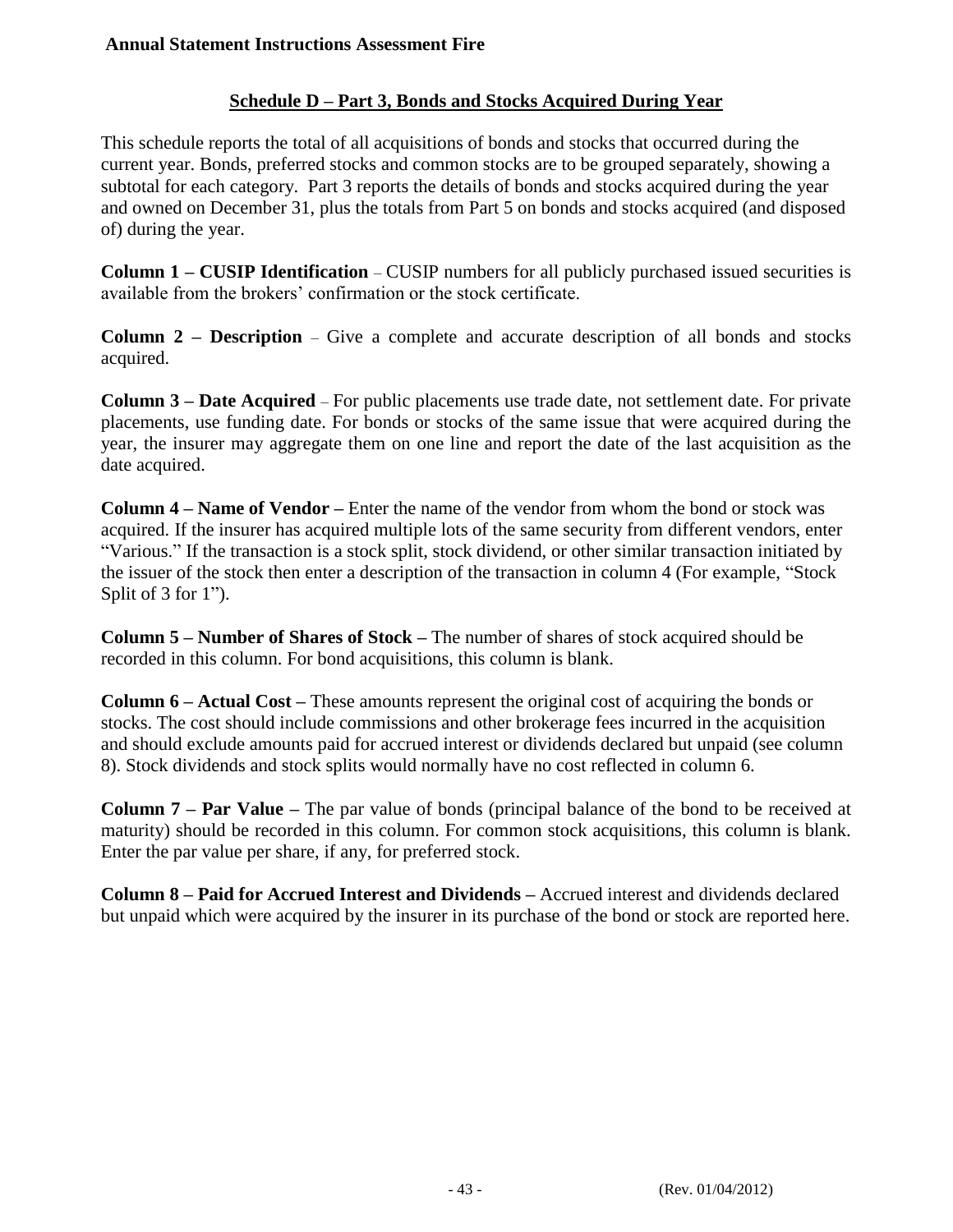## Schedule D – Part 3, Bonds and Stocks Acquired During Year

This schedule reports the total of all acquisitions of bonds and stocks that occurred during the current year. Bonds, preferred stocks and common stocks are to be grouped separately, showing a subtotal for each category. Part 3 reports the details of bonds and stocks acquired during the year and owned on December 31, plus the totals from Part 5 on bonds and stocks acquired (and disposed of) during the year.

**Column 1 – CUSIP Identification** – CUSIP numbers for all publicly purchased issued securities is available from the brokers' confirmation or the stock certificate.

**Column 2 – Description** – Give a complete and accurate description of all bonds and stocks acquired.

**Column 3 – Date Acquired** – For public placements use trade date, not settlement date. For private placements, use funding date. For bonds or stocks of the same issue that were acquired during the year, the insurer may aggregate them on one line and report the date of the last acquisition as the date acquired.

**Column 4 – Name of Vendor –** Enter the name of the vendor from whom the bond or stock was acquired. If the insurer has acquired multiple lots of the same security from different vendors, enter "Various." If the transaction is a stock split, stock dividend, or other similar transaction initiated by the issuer of the stock then enter a description of the transaction in column 4 (For example, "Stock Split of 3 for 1").

**Column 5 – Number of Shares of Stock –** The number of shares of stock acquired should be recorded in this column. For bond acquisitions, this column is blank.

**Column 6 – Actual Cost –** These amounts represent the original cost of acquiring the bonds or stocks. The cost should include commissions and other brokerage fees incurred in the acquisition and should exclude amounts paid for accrued interest or dividends declared but unpaid (see column 8). Stock dividends and stock splits would normally have no cost reflected in column 6.

**Column 7 – Par Value –** The par value of bonds (principal balance of the bond to be received at maturity) should be recorded in this column. For common stock acquisitions, this column is blank. Enter the par value per share, if any, for preferred stock.

**Column 8 – Paid for Accrued Interest and Dividends –** Accrued interest and dividends declared but unpaid which were acquired by the insurer in its purchase of the bond or stock are reported here.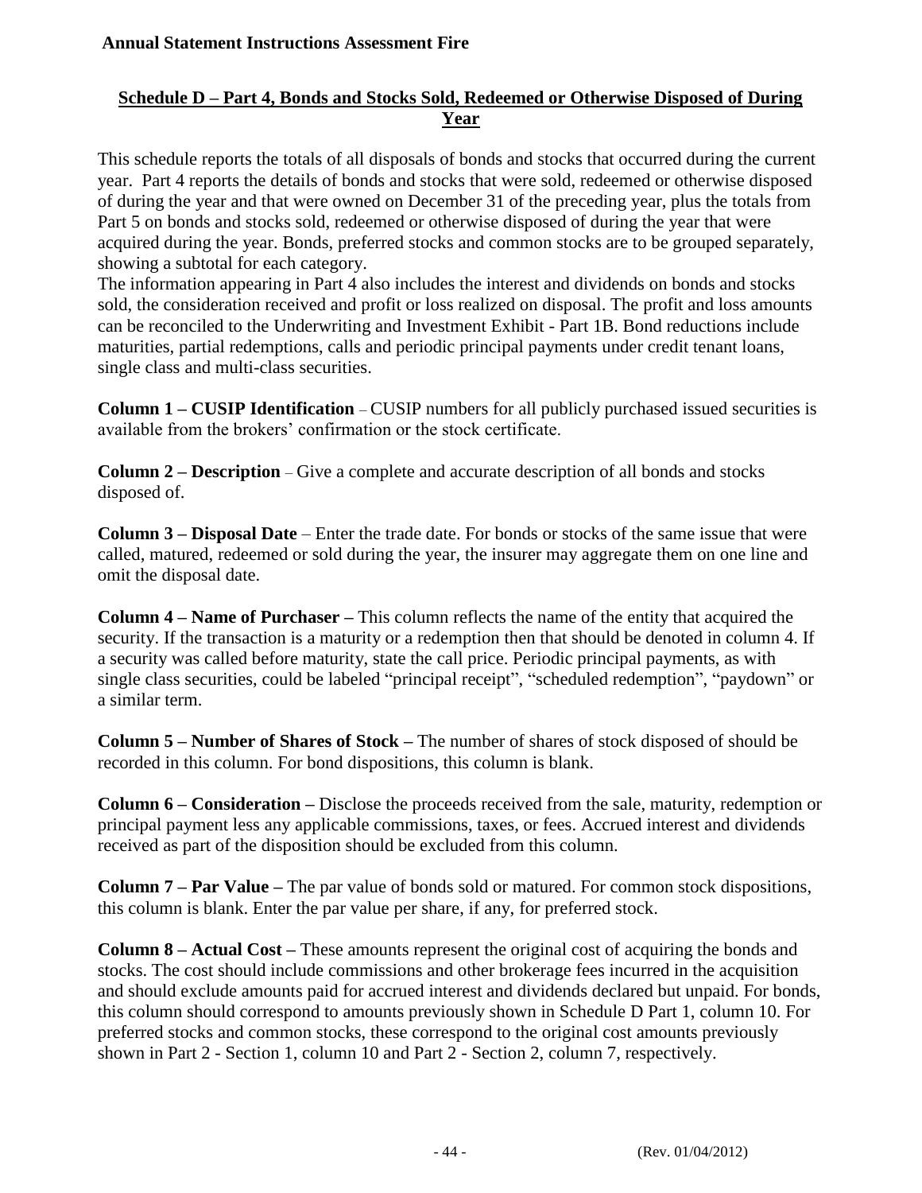## Schedule D – Part 4, Bonds and Stocks Sold, Redeemed or Otherwise Disposed of During Year

This schedule reports the totals of all disposals of bonds and stocks that occurred during the current year. Part 4 reports the details of bonds and stocks that were sold, redeemed or otherwise disposed of during the year and that were owned on December 31 of the preceding year, plus the totals from Part 5 on bonds and stocks sold, redeemed or otherwise disposed of during the year that were acquired during the year. Bonds, preferred stocks and common stocks are to be grouped separately, showing a subtotal for each category.

The information appearing in Part 4 also includes the interest and dividends on bonds and stocks sold, the consideration received and profit or loss realized on disposal. The profit and loss amounts can be reconciled to the Underwriting and Investment Exhibit - Part 1B. Bond reductions include maturities, partial redemptions, calls and periodic principal payments under credit tenant loans, single class and multi-class securities.

**Column 1 – CUSIP Identification** – CUSIP numbers for all publicly purchased issued securities is available from the brokers' confirmation or the stock certificate.

**Column 2 – Description** – Give a complete and accurate description of all bonds and stocks disposed of.

**Column 3 – Disposal Date** – Enter the trade date. For bonds or stocks of the same issue that were called, matured, redeemed or sold during the year, the insurer may aggregate them on one line and omit the disposal date.

**Column 4 – Name of Purchaser –** This column reflects the name of the entity that acquired the security. If the transaction is a maturity or a redemption then that should be denoted in column 4. If a security was called before maturity, state the call price. Periodic principal payments, as with single class securities, could be labeled "principal receipt", "scheduled redemption", "paydown" or a similar term.

**Column 5 – Number of Shares of Stock –** The number of shares of stock disposed of should be recorded in this column. For bond dispositions, this column is blank.

**Column 6 – Consideration –** Disclose the proceeds received from the sale, maturity, redemption or principal payment less any applicable commissions, taxes, or fees. Accrued interest and dividends received as part of the disposition should be excluded from this column.

**Column 7 – Par Value –** The par value of bonds sold or matured. For common stock dispositions, this column is blank. Enter the par value per share, if any, for preferred stock.

**Column 8 – Actual Cost –** These amounts represent the original cost of acquiring the bonds and stocks. The cost should include commissions and other brokerage fees incurred in the acquisition and should exclude amounts paid for accrued interest and dividends declared but unpaid. For bonds, this column should correspond to amounts previously shown in Schedule D Part 1, column 10. For preferred stocks and common stocks, these correspond to the original cost amounts previously shown in Part 2 - Section 1, column 10 and Part 2 - Section 2, column 7, respectively.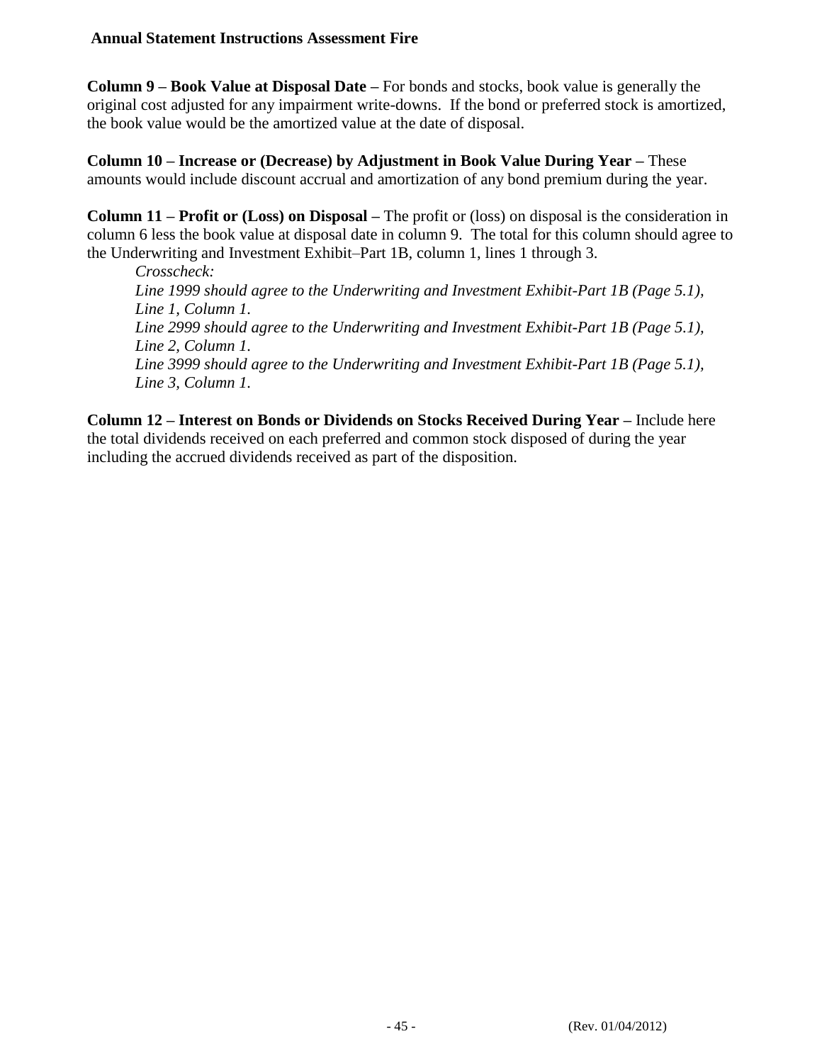**Column 9 – Book Value at Disposal Date –** For bonds and stocks, book value is generally the original cost adjusted for any impairment write-downs. If the bond or preferred stock is amortized, the book value would be the amortized value at the date of disposal.

**Column 10 – Increase or (Decrease) by Adjustment in Book Value During Year –** These amounts would include discount accrual and amortization of any bond premium during the year.

**Column 11 – Profit or (Loss) on Disposal –** The profit or (loss) on disposal is the consideration in column 6 less the book value at disposal date in column 9. The total for this column should agree to the Underwriting and Investment Exhibit–Part 1B, column 1, lines 1 through 3.

*Crosscheck:*
*Line 1999 should agree to the Underwriting and Investment Exhibit-Part 1B (Page 5.1), Line 1, Column 1.*
*Line 2999 should agree to the Underwriting and Investment Exhibit-Part 1B (Page 5.1), Line 2, Column 1.*
*Line 3999 should agree to the Underwriting and Investment Exhibit-Part 1B (Page 5.1), Line 3, Column 1.*

**Column 12 – Interest on Bonds or Dividends on Stocks Received During Year –** Include here the total dividends received on each preferred and common stock disposed of during the year including the accrued dividends received as part of the disposition.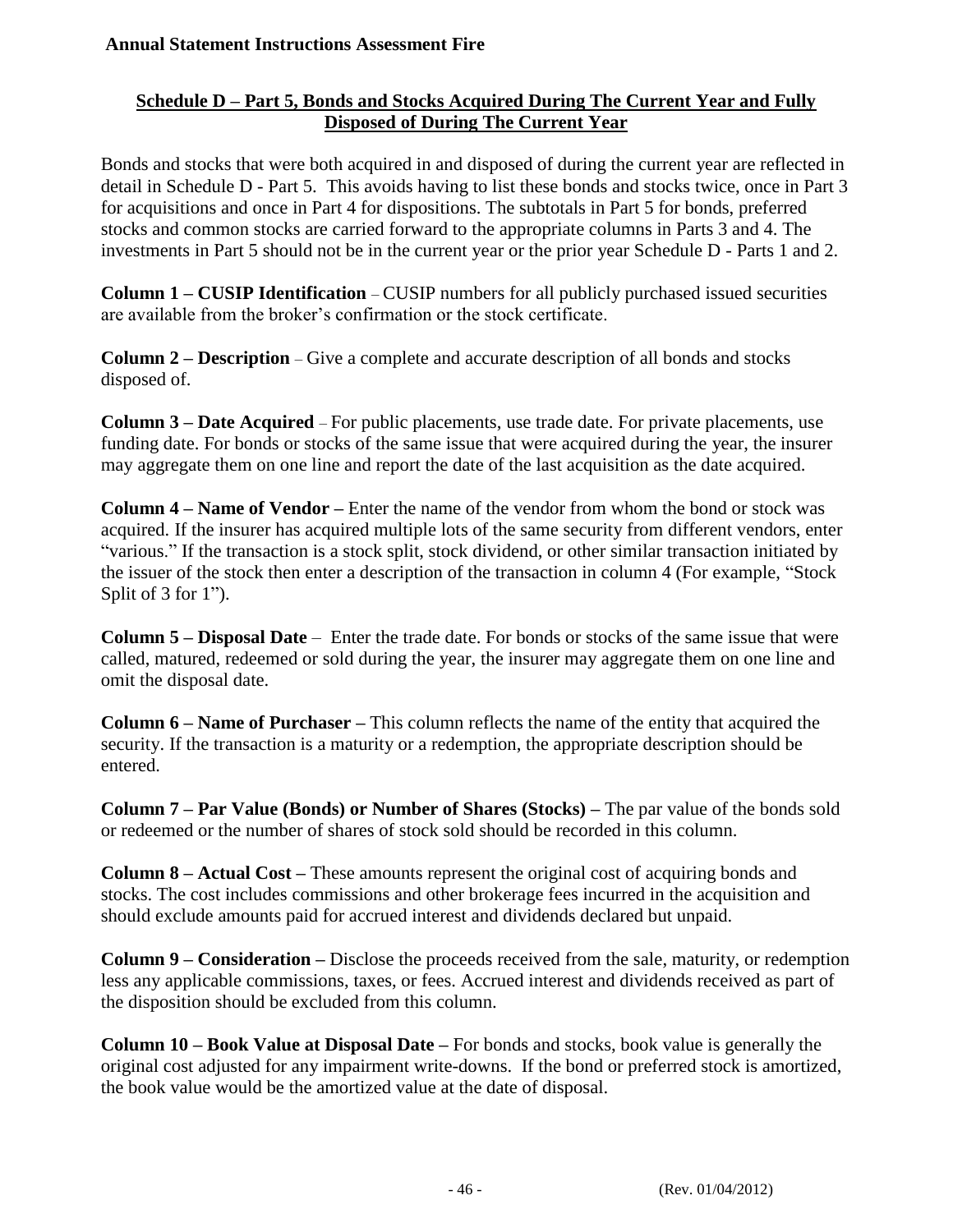## Schedule D – Part 5, Bonds and Stocks Acquired During The Current Year and Fully Disposed of During The Current Year

Bonds and stocks that were both acquired in and disposed of during the current year are reflected in detail in Schedule D - Part 5. This avoids having to list these bonds and stocks twice, once in Part 3 for acquisitions and once in Part 4 for dispositions. The subtotals in Part 5 for bonds, preferred stocks and common stocks are carried forward to the appropriate columns in Parts 3 and 4. The investments in Part 5 should not be in the current year or the prior year Schedule D - Parts 1 and 2.

**Column 1 – CUSIP Identification** – CUSIP numbers for all publicly purchased issued securities are available from the broker's confirmation or the stock certificate.

**Column 2 – Description** – Give a complete and accurate description of all bonds and stocks disposed of.

**Column 3 – Date Acquired** – For public placements, use trade date. For private placements, use funding date. For bonds or stocks of the same issue that were acquired during the year, the insurer may aggregate them on one line and report the date of the last acquisition as the date acquired.

**Column 4 – Name of Vendor –** Enter the name of the vendor from whom the bond or stock was acquired. If the insurer has acquired multiple lots of the same security from different vendors, enter "various." If the transaction is a stock split, stock dividend, or other similar transaction initiated by the issuer of the stock then enter a description of the transaction in column 4 (For example, "Stock Split of 3 for 1").

**Column 5 – Disposal Date** – Enter the trade date. For bonds or stocks of the same issue that were called, matured, redeemed or sold during the year, the insurer may aggregate them on one line and omit the disposal date.

**Column 6 – Name of Purchaser –** This column reflects the name of the entity that acquired the security. If the transaction is a maturity or a redemption, the appropriate description should be entered.

**Column 7 – Par Value (Bonds) or Number of Shares (Stocks) –** The par value of the bonds sold or redeemed or the number of shares of stock sold should be recorded in this column.

**Column 8 – Actual Cost –** These amounts represent the original cost of acquiring bonds and stocks. The cost includes commissions and other brokerage fees incurred in the acquisition and should exclude amounts paid for accrued interest and dividends declared but unpaid.

**Column 9 – Consideration –** Disclose the proceeds received from the sale, maturity, or redemption less any applicable commissions, taxes, or fees. Accrued interest and dividends received as part of the disposition should be excluded from this column.

**Column 10 – Book Value at Disposal Date –** For bonds and stocks, book value is generally the original cost adjusted for any impairment write-downs. If the bond or preferred stock is amortized, the book value would be the amortized value at the date of disposal.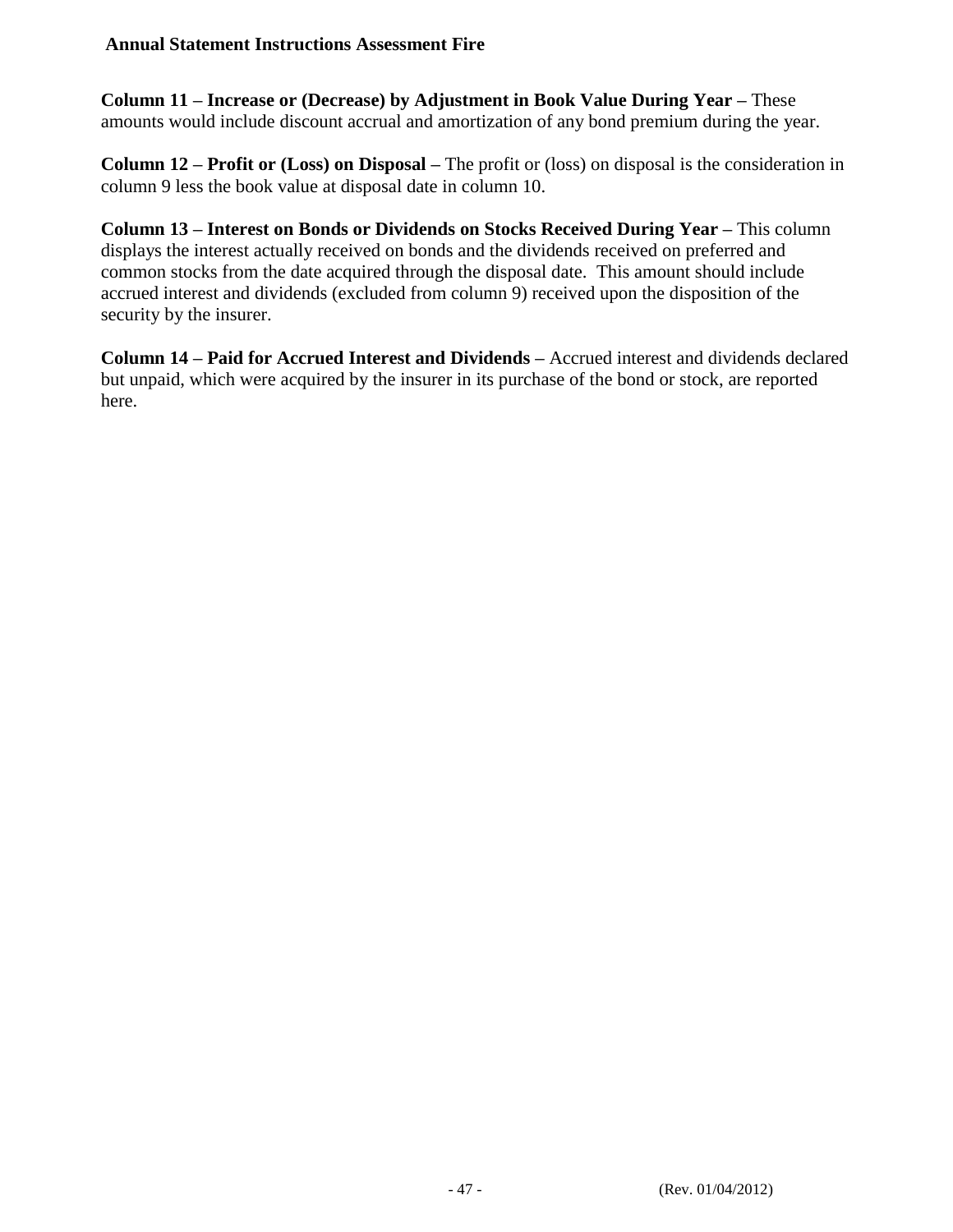**Column 11 – Increase or (Decrease) by Adjustment in Book Value During Year –** These amounts would include discount accrual and amortization of any bond premium during the year.

**Column 12 – Profit or (Loss) on Disposal –** The profit or (loss) on disposal is the consideration in column 9 less the book value at disposal date in column 10.

**Column 13 – Interest on Bonds or Dividends on Stocks Received During Year –** This column displays the interest actually received on bonds and the dividends received on preferred and common stocks from the date acquired through the disposal date. This amount should include accrued interest and dividends (excluded from column 9) received upon the disposition of the security by the insurer.

**Column 14 – Paid for Accrued Interest and Dividends –** Accrued interest and dividends declared but unpaid, which were acquired by the insurer in its purchase of the bond or stock, are reported here.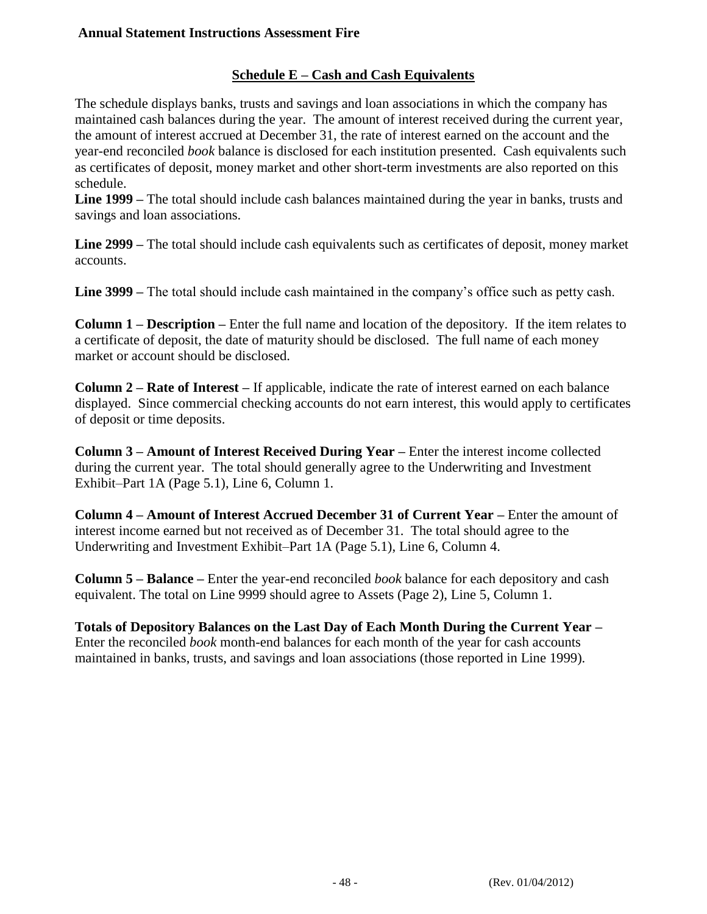## Schedule E – Cash and Cash Equivalents

The schedule displays banks, trusts and savings and loan associations in which the company has maintained cash balances during the year. The amount of interest received during the current year, the amount of interest accrued at December 31, the rate of interest earned on the account and the year-end reconciled *book* balance is disclosed for each institution presented. Cash equivalents such as certificates of deposit, money market and other short-term investments are also reported on this schedule.

**Line 1999 –** The total should include cash balances maintained during the year in banks, trusts and savings and loan associations.

**Line 2999 –** The total should include cash equivalents such as certificates of deposit, money market accounts.

**Line 3999 –** The total should include cash maintained in the company's office such as petty cash.

**Column 1 – Description –** Enter the full name and location of the depository. If the item relates to a certificate of deposit, the date of maturity should be disclosed. The full name of each money market or account should be disclosed.

**Column 2 – Rate of Interest –** If applicable, indicate the rate of interest earned on each balance displayed. Since commercial checking accounts do not earn interest, this would apply to certificates of deposit or time deposits.

**Column 3 – Amount of Interest Received During Year –** Enter the interest income collected during the current year. The total should generally agree to the Underwriting and Investment Exhibit–Part 1A (Page 5.1), Line 6, Column 1.

**Column 4 – Amount of Interest Accrued December 31 of Current Year –** Enter the amount of interest income earned but not received as of December 31. The total should agree to the Underwriting and Investment Exhibit–Part 1A (Page 5.1), Line 6, Column 4.

**Column 5 – Balance –** Enter the year-end reconciled *book* balance for each depository and cash equivalent. The total on Line 9999 should agree to Assets (Page 2), Line 5, Column 1.

**Totals of Depository Balances on the Last Day of Each Month During the Current Year –** Enter the reconciled *book* month-end balances for each month of the year for cash accounts maintained in banks, trusts, and savings and loan associations (those reported in Line 1999).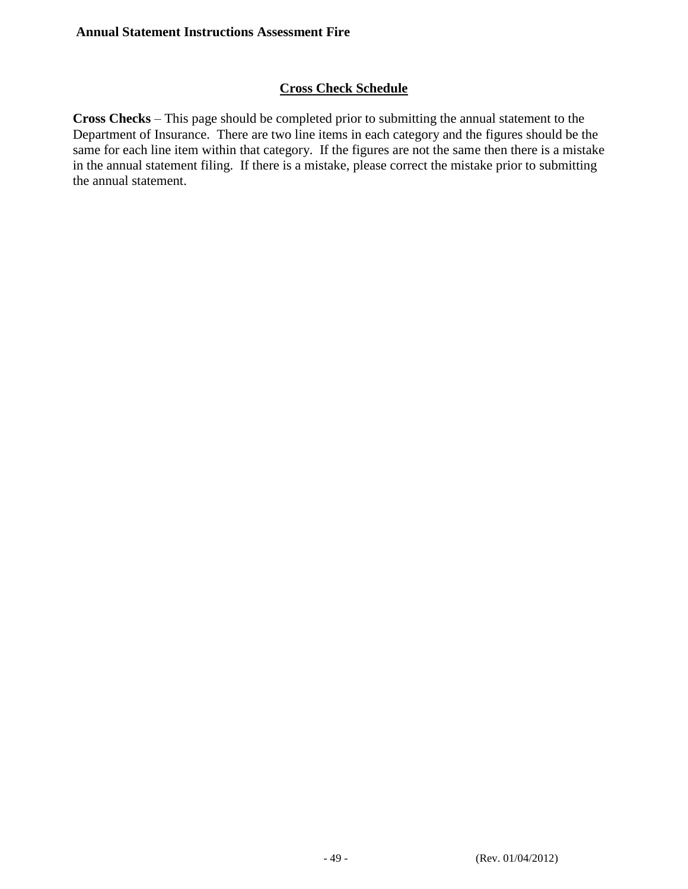## Cross Check Schedule

**Cross Checks** – This page should be completed prior to submitting the annual statement to the Department of Insurance. There are two line items in each category and the figures should be the same for each line item within that category. If the figures are not the same then there is a mistake in the annual statement filing. If there is a mistake, please correct the mistake prior to submitting the annual statement.